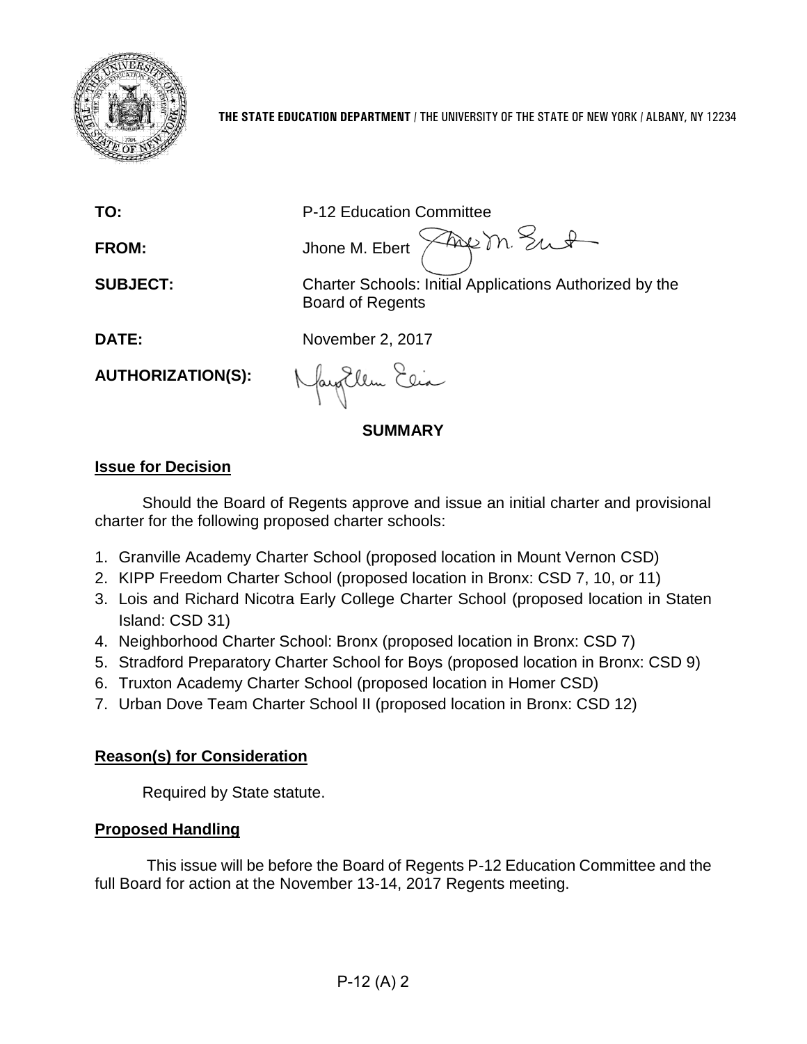**THE STATE EDUCATION DEPARTMENT** / THE UNIVERSITY OF THE STATE OF NEW YORK / ALBANY, NY 12234

**TO:** P-12 Education Committee

**FROM:** Jhone M. Ebert

**SUBJECT:** Charter Schools: Initial Applications Authorized by the Board of Regents

**DATE:** November 2, 2017

**AUTHORIZATION(S):**

## SUMMARY

### Issue for Decision

Should the Board of Regents approve and issue an initial charter and provisional charter for the following proposed charter schools:

1. Granville Academy Charter School (proposed location in Mount Vernon CSD)
2. KIPP Freedom Charter School (proposed location in Bronx: CSD 7, 10, or 11)
3. Lois and Richard Nicotra Early College Charter School (proposed location in Staten Island: CSD 31)
4. Neighborhood Charter School: Bronx (proposed location in Bronx: CSD 7)
5. Stradford Preparatory Charter School for Boys (proposed location in Bronx: CSD 9)
6. Truxton Academy Charter School (proposed location in Homer CSD)
7. Urban Dove Team Charter School II (proposed location in Bronx: CSD 12)

### Reason(s) for Consideration

Required by State statute.

### Proposed Handling

This issue will be before the Board of Regents P-12 Education Committee and the full Board for action at the November 13-14, 2017 Regents meeting.

P-12 (A) 2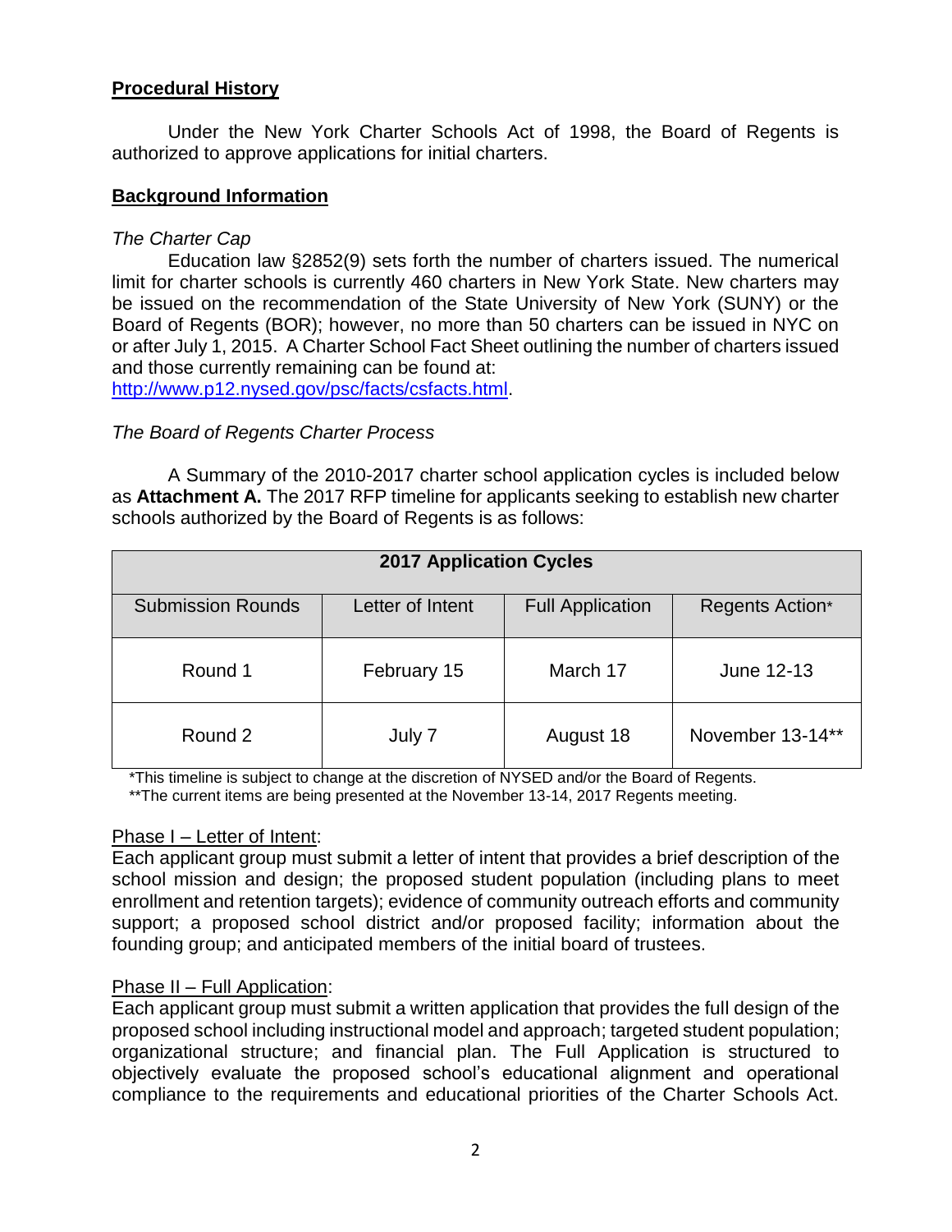## Procedural History

Under the New York Charter Schools Act of 1998, the Board of Regents is authorized to approve applications for initial charters.

## Background Information

*The Charter Cap*

Education law §2852(9) sets forth the number of charters issued. The numerical limit for charter schools is currently 460 charters in New York State. New charters may be issued on the recommendation of the State University of New York (SUNY) or the Board of Regents (BOR); however, no more than 50 charters can be issued in NYC on or after July 1, 2015. A Charter School Fact Sheet outlining the number of charters issued and those currently remaining can be found at: http://www.p12.nysed.gov/psc/facts/csfacts.html.

*The Board of Regents Charter Process*

A Summary of the 2010-2017 charter school application cycles is included below as **Attachment A.** The 2017 RFP timeline for applicants seeking to establish new charter schools authorized by the Board of Regents is as follows:

| **2017 Application Cycles** | | | |
|---|---|---|---|
| Submission Rounds | Letter of Intent | Full Application | Regents Action* |
| Round 1 | February 15 | March 17 | June 12-13 |
| Round 2 | July 7 | August 18 | November 13-14** |

*This timeline is subject to change at the discretion of NYSED and/or the Board of Regents.
**The current items are being presented at the November 13-14, 2017 Regents meeting.

Phase I – Letter of Intent:
Each applicant group must submit a letter of intent that provides a brief description of the school mission and design; the proposed student population (including plans to meet enrollment and retention targets); evidence of community outreach efforts and community support; a proposed school district and/or proposed facility; information about the founding group; and anticipated members of the initial board of trustees.

Phase II – Full Application:
Each applicant group must submit a written application that provides the full design of the proposed school including instructional model and approach; targeted student population; organizational structure; and financial plan. The Full Application is structured to objectively evaluate the proposed school's educational alignment and operational compliance to the requirements and educational priorities of the Charter Schools Act.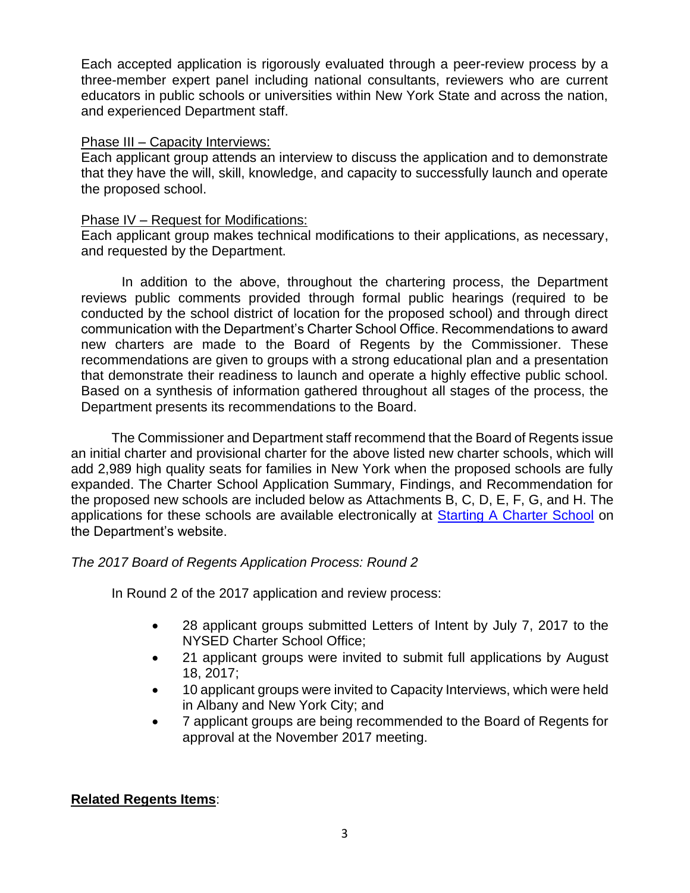Each accepted application is rigorously evaluated through a peer-review process by a three-member expert panel including national consultants, reviewers who are current educators in public schools or universities within New York State and across the nation, and experienced Department staff.

Phase III – Capacity Interviews:
Each applicant group attends an interview to discuss the application and to demonstrate that they have the will, skill, knowledge, and capacity to successfully launch and operate the proposed school.

Phase IV – Request for Modifications:
Each applicant group makes technical modifications to their applications, as necessary, and requested by the Department.

In addition to the above, throughout the chartering process, the Department reviews public comments provided through formal public hearings (required to be conducted by the school district of location for the proposed school) and through direct communication with the Department's Charter School Office. Recommendations to award new charters are made to the Board of Regents by the Commissioner. These recommendations are given to groups with a strong educational plan and a presentation that demonstrate their readiness to launch and operate a highly effective public school. Based on a synthesis of information gathered throughout all stages of the process, the Department presents its recommendations to the Board.

The Commissioner and Department staff recommend that the Board of Regents issue an initial charter and provisional charter for the above listed new charter schools, which will add 2,989 high quality seats for families in New York when the proposed schools are fully expanded. The Charter School Application Summary, Findings, and Recommendation for the proposed new schools are included below as Attachments B, C, D, E, F, G, and H. The applications for these schools are available electronically at Starting A Charter School on the Department's website.

*The 2017 Board of Regents Application Process: Round 2*

In Round 2 of the 2017 application and review process:

- 28 applicant groups submitted Letters of Intent by July 7, 2017 to the NYSED Charter School Office;
- 21 applicant groups were invited to submit full applications by August 18, 2017;
- 10 applicant groups were invited to Capacity Interviews, which were held in Albany and New York City; and
- 7 applicant groups are being recommended to the Board of Regents for approval at the November 2017 meeting.

**Related Regents Items**: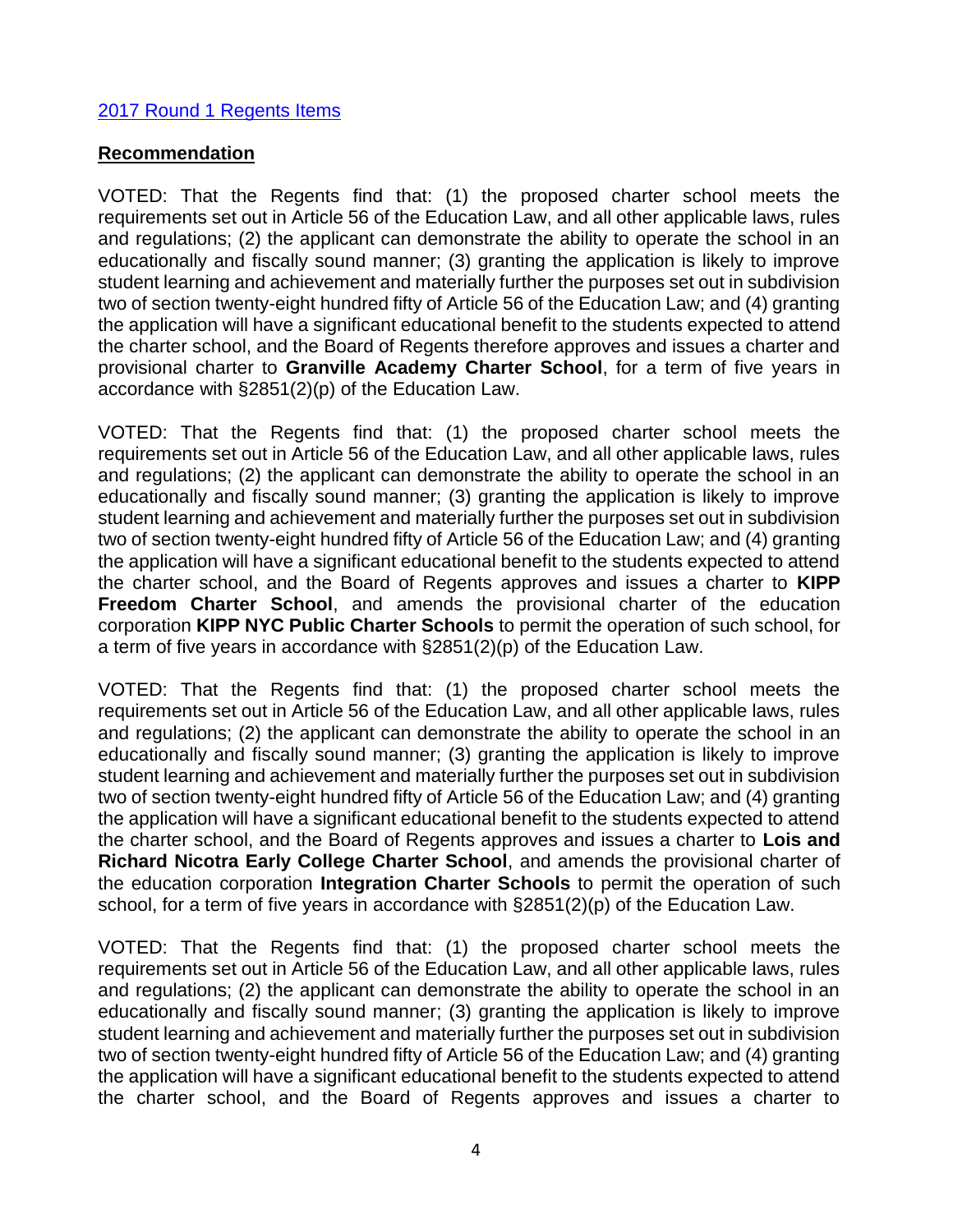[2017 Round 1 Regents Items]

**Recommendation**

VOTED: That the Regents find that: (1) the proposed charter school meets the requirements set out in Article 56 of the Education Law, and all other applicable laws, rules and regulations; (2) the applicant can demonstrate the ability to operate the school in an educationally and fiscally sound manner; (3) granting the application is likely to improve student learning and achievement and materially further the purposes set out in subdivision two of section twenty-eight hundred fifty of Article 56 of the Education Law; and (4) granting the application will have a significant educational benefit to the students expected to attend the charter school, and the Board of Regents therefore approves and issues a charter and provisional charter to **Granville Academy Charter School**, for a term of five years in accordance with §2851(2)(p) of the Education Law.

VOTED: That the Regents find that: (1) the proposed charter school meets the requirements set out in Article 56 of the Education Law, and all other applicable laws, rules and regulations; (2) the applicant can demonstrate the ability to operate the school in an educationally and fiscally sound manner; (3) granting the application is likely to improve student learning and achievement and materially further the purposes set out in subdivision two of section twenty-eight hundred fifty of Article 56 of the Education Law; and (4) granting the application will have a significant educational benefit to the students expected to attend the charter school, and the Board of Regents approves and issues a charter to **KIPP Freedom Charter School**, and amends the provisional charter of the education corporation **KIPP NYC Public Charter Schools** to permit the operation of such school, for a term of five years in accordance with §2851(2)(p) of the Education Law.

VOTED: That the Regents find that: (1) the proposed charter school meets the requirements set out in Article 56 of the Education Law, and all other applicable laws, rules and regulations; (2) the applicant can demonstrate the ability to operate the school in an educationally and fiscally sound manner; (3) granting the application is likely to improve student learning and achievement and materially further the purposes set out in subdivision two of section twenty-eight hundred fifty of Article 56 of the Education Law; and (4) granting the application will have a significant educational benefit to the students expected to attend the charter school, and the Board of Regents approves and issues a charter to **Lois and Richard Nicotra Early College Charter School**, and amends the provisional charter of the education corporation **Integration Charter Schools** to permit the operation of such school, for a term of five years in accordance with §2851(2)(p) of the Education Law.

VOTED: That the Regents find that: (1) the proposed charter school meets the requirements set out in Article 56 of the Education Law, and all other applicable laws, rules and regulations; (2) the applicant can demonstrate the ability to operate the school in an educationally and fiscally sound manner; (3) granting the application is likely to improve student learning and achievement and materially further the purposes set out in subdivision two of section twenty-eight hundred fifty of Article 56 of the Education Law; and (4) granting the application will have a significant educational benefit to the students expected to attend the charter school, and the Board of Regents approves and issues a charter to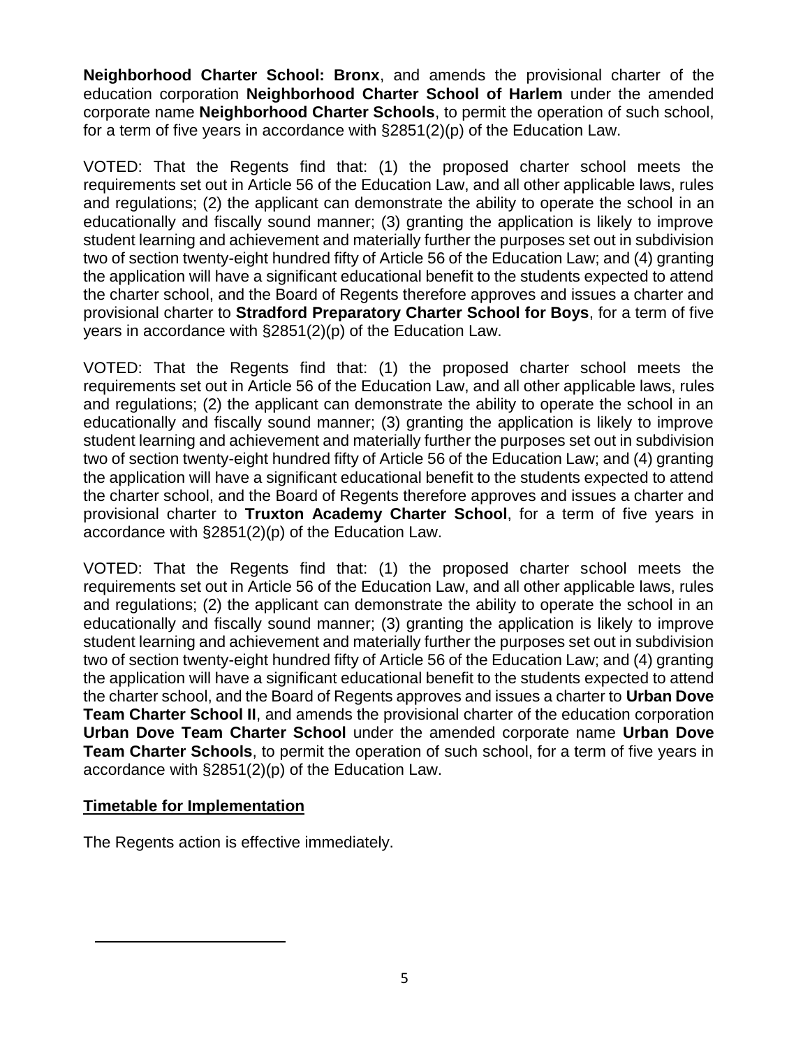**Neighborhood Charter School: Bronx**, and amends the provisional charter of the education corporation **Neighborhood Charter School of Harlem** under the amended corporate name **Neighborhood Charter Schools**, to permit the operation of such school, for a term of five years in accordance with §2851(2)(p) of the Education Law.

VOTED: That the Regents find that: (1) the proposed charter school meets the requirements set out in Article 56 of the Education Law, and all other applicable laws, rules and regulations; (2) the applicant can demonstrate the ability to operate the school in an educationally and fiscally sound manner; (3) granting the application is likely to improve student learning and achievement and materially further the purposes set out in subdivision two of section twenty-eight hundred fifty of Article 56 of the Education Law; and (4) granting the application will have a significant educational benefit to the students expected to attend the charter school, and the Board of Regents therefore approves and issues a charter and provisional charter to **Stradford Preparatory Charter School for Boys**, for a term of five years in accordance with §2851(2)(p) of the Education Law.

VOTED: That the Regents find that: (1) the proposed charter school meets the requirements set out in Article 56 of the Education Law, and all other applicable laws, rules and regulations; (2) the applicant can demonstrate the ability to operate the school in an educationally and fiscally sound manner; (3) granting the application is likely to improve student learning and achievement and materially further the purposes set out in subdivision two of section twenty-eight hundred fifty of Article 56 of the Education Law; and (4) granting the application will have a significant educational benefit to the students expected to attend the charter school, and the Board of Regents therefore approves and issues a charter and provisional charter to **Truxton Academy Charter School**, for a term of five years in accordance with §2851(2)(p) of the Education Law.

VOTED: That the Regents find that: (1) the proposed charter school meets the requirements set out in Article 56 of the Education Law, and all other applicable laws, rules and regulations; (2) the applicant can demonstrate the ability to operate the school in an educationally and fiscally sound manner; (3) granting the application is likely to improve student learning and achievement and materially further the purposes set out in subdivision two of section twenty-eight hundred fifty of Article 56 of the Education Law; and (4) granting the application will have a significant educational benefit to the students expected to attend the charter school, and the Board of Regents approves and issues a charter to **Urban Dove Team Charter School II**, and amends the provisional charter of the education corporation **Urban Dove Team Charter School** under the amended corporate name **Urban Dove Team Charter Schools**, to permit the operation of such school, for a term of five years in accordance with §2851(2)(p) of the Education Law.

**Timetable for Implementation**

The Regents action is effective immediately.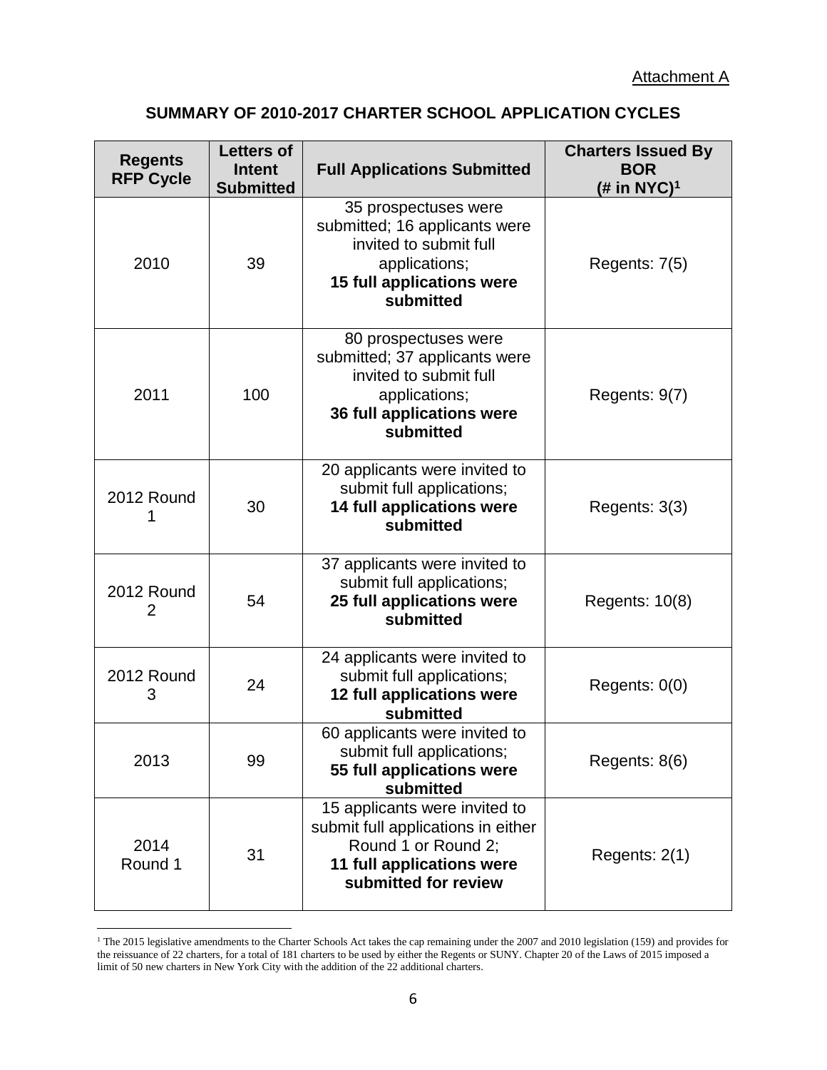Attachment A

## SUMMARY OF 2010-2017 CHARTER SCHOOL APPLICATION CYCLES

| Regents RFP Cycle | Letters of Intent Submitted | Full Applications Submitted | Charters Issued By BOR (# in NYC)[1] |
|---|---|---|---|
| 2010 | 39 | 35 prospectuses were submitted; 16 applicants were invited to submit full applications; **15 full applications were submitted** | Regents: 7(5) |
| 2011 | 100 | 80 prospectuses were submitted; 37 applicants were invited to submit full applications; **36 full applications were submitted** | Regents: 9(7) |
| 2012 Round 1 | 30 | 20 applicants were invited to submit full applications; **14 full applications were submitted** | Regents: 3(3) |
| 2012 Round 2 | 54 | 37 applicants were invited to submit full applications; **25 full applications were submitted** | Regents: 10(8) |
| 2012 Round 3 | 24 | 24 applicants were invited to submit full applications; **12 full applications were submitted** | Regents: 0(0) |
| 2013 | 99 | 60 applicants were invited to submit full applications; **55 full applications were submitted** | Regents: 8(6) |
| 2014 Round 1 | 31 | 15 applicants were invited to submit full applications in either Round 1 or Round 2; **11 full applications were submitted for review** | Regents: 2(1) |

[1] The 2015 legislative amendments to the Charter Schools Act takes the cap remaining under the 2007 and 2010 legislation (159) and provides for the reissuance of 22 charters, for a total of 181 charters to be used by either the Regents or SUNY. Chapter 20 of the Laws of 2015 imposed a limit of 50 new charters in New York City with the addition of the 22 additional charters.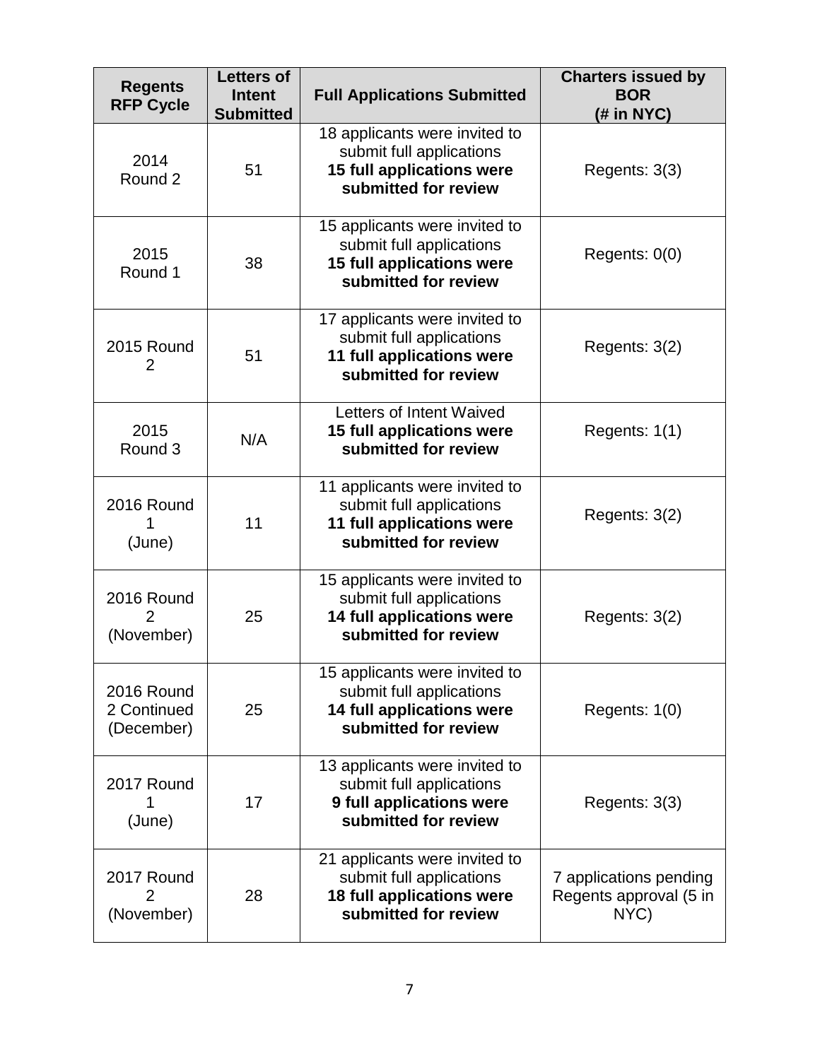| Regents RFP Cycle | Letters of Intent Submitted | Full Applications Submitted | Charters issued by BOR (# in NYC) |
|---|---|---|---|
| 2014 Round 2 | 51 | 18 applicants were invited to submit full applications **15 full applications were submitted for review** | Regents: 3(3) |
| 2015 Round 1 | 38 | 15 applicants were invited to submit full applications **15 full applications were submitted for review** | Regents: 0(0) |
| 2015 Round 2 | 51 | 17 applicants were invited to submit full applications **11 full applications were submitted for review** | Regents: 3(2) |
| 2015 Round 3 | N/A | Letters of Intent Waived **15 full applications were submitted for review** | Regents: 1(1) |
| 2016 Round 1 (June) | 11 | 11 applicants were invited to submit full applications **11 full applications were submitted for review** | Regents: 3(2) |
| 2016 Round 2 (November) | 25 | 15 applicants were invited to submit full applications **14 full applications were submitted for review** | Regents: 3(2) |
| 2016 Round 2 Continued (December) | 25 | 15 applicants were invited to submit full applications **14 full applications were submitted for review** | Regents: 1(0) |
| 2017 Round 1 (June) | 17 | 13 applicants were invited to submit full applications **9 full applications were submitted for review** | Regents: 3(3) |
| 2017 Round 2 (November) | 28 | 21 applicants were invited to submit full applications **18 full applications were submitted for review** | 7 applications pending Regents approval (5 in NYC) |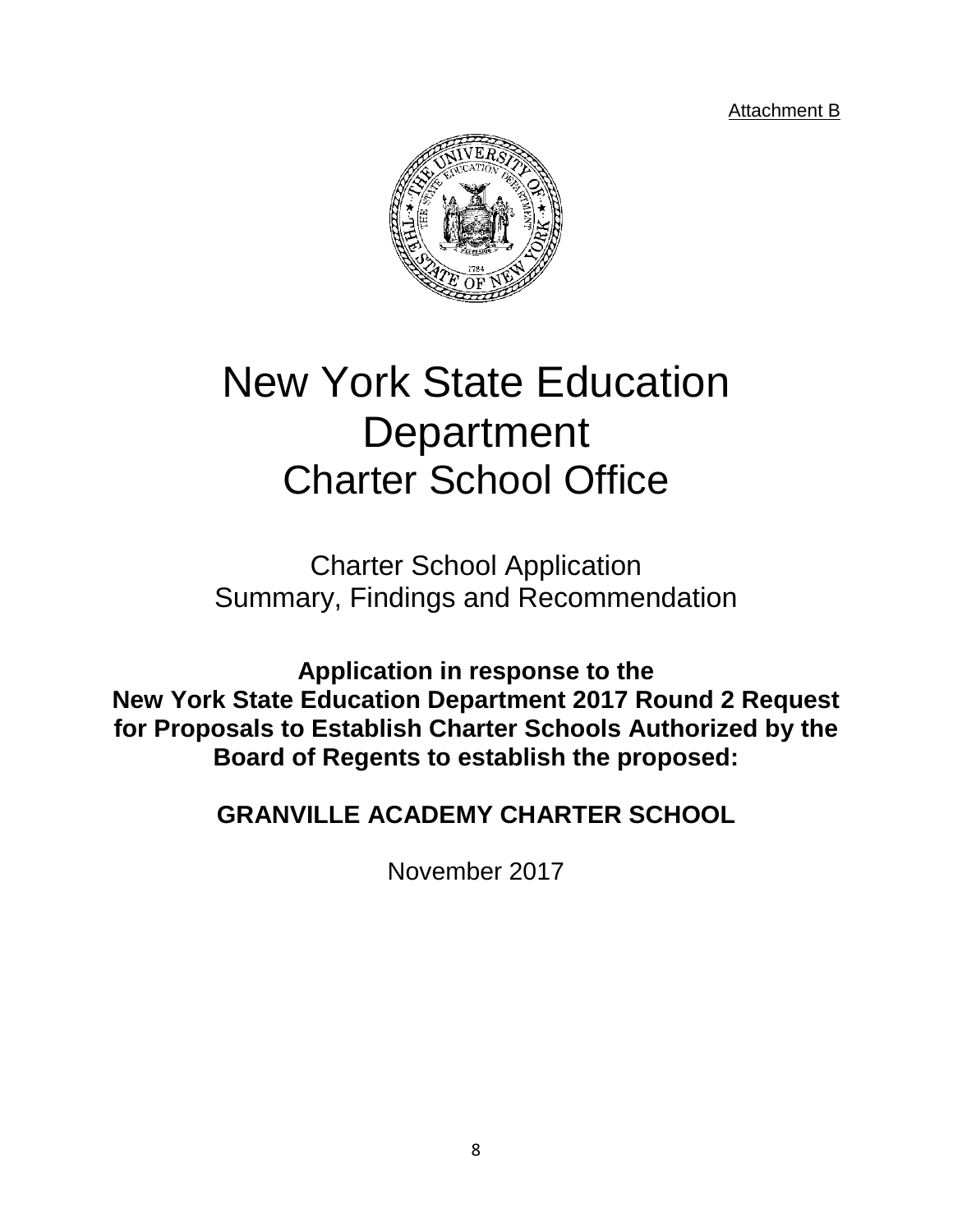Attachment B

# New York State Education Department
# Charter School Office

## Charter School Application
## Summary, Findings and Recommendation

**Application in response to the New York State Education Department 2017 Round 2 Request for Proposals to Establish Charter Schools Authorized by the Board of Regents to establish the proposed:**

**GRANVILLE ACADEMY CHARTER SCHOOL**

November 2017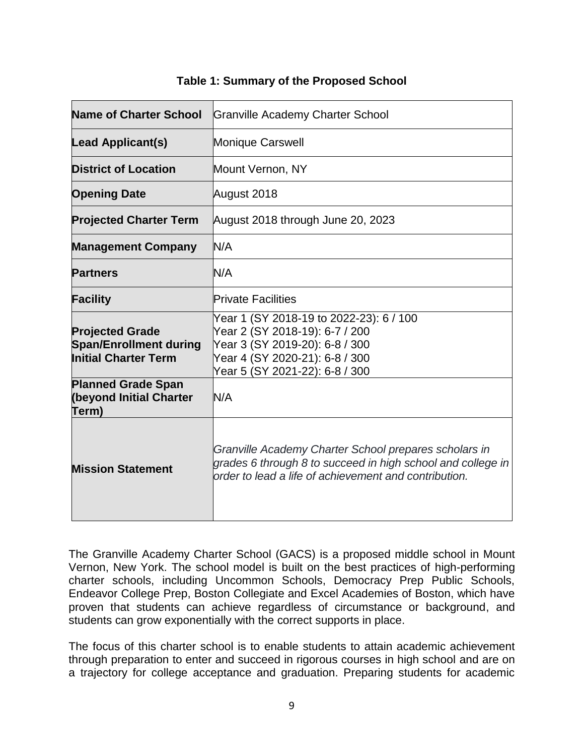**Table 1: Summary of the Proposed School**

| | |
|---|---|
| **Name of Charter School** | Granville Academy Charter School |
| **Lead Applicant(s)** | Monique Carswell |
| **District of Location** | Mount Vernon, NY |
| **Opening Date** | August 2018 |
| **Projected Charter Term** | August 2018 through June 20, 2023 |
| **Management Company** | N/A |
| **Partners** | N/A |
| **Facility** | Private Facilities |
| **Projected Grade Span/Enrollment during Initial Charter Term** | Year 1 (SY 2018-19 to 2022-23): 6 / 100<br>Year 2 (SY 2018-19): 6-7 / 200<br>Year 3 (SY 2019-20): 6-8 / 300<br>Year 4 (SY 2020-21): 6-8 / 300<br>Year 5 (SY 2021-22): 6-8 / 300 |
| **Planned Grade Span (beyond Initial Charter Term)** | N/A |
| **Mission Statement** | *Granville Academy Charter School prepares scholars in grades 6 through 8 to succeed in high school and college in order to lead a life of achievement and contribution.* |

The Granville Academy Charter School (GACS) is a proposed middle school in Mount Vernon, New York. The school model is built on the best practices of high-performing charter schools, including Uncommon Schools, Democracy Prep Public Schools, Endeavor College Prep, Boston Collegiate and Excel Academies of Boston, which have proven that students can achieve regardless of circumstance or background, and students can grow exponentially with the correct supports in place.

The focus of this charter school is to enable students to attain academic achievement through preparation to enter and succeed in rigorous courses in high school and are on a trajectory for college acceptance and graduation. Preparing students for academic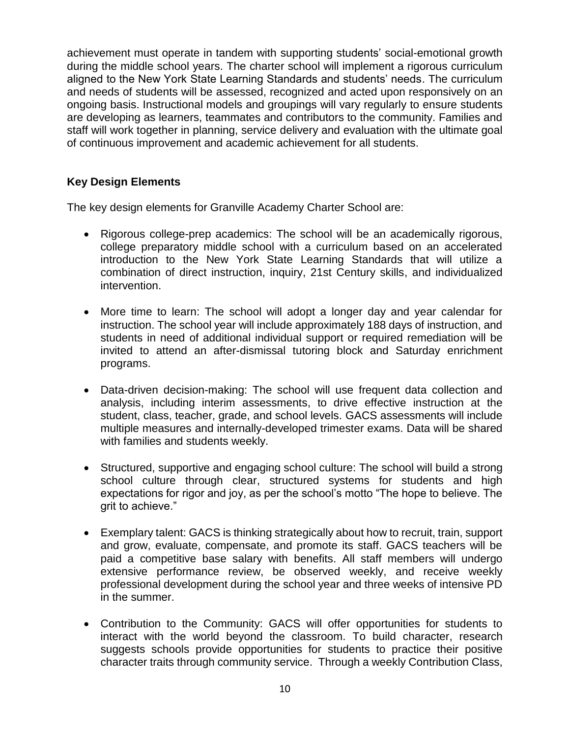achievement must operate in tandem with supporting students' social-emotional growth during the middle school years. The charter school will implement a rigorous curriculum aligned to the New York State Learning Standards and students' needs. The curriculum and needs of students will be assessed, recognized and acted upon responsively on an ongoing basis. Instructional models and groupings will vary regularly to ensure students are developing as learners, teammates and contributors to the community. Families and staff will work together in planning, service delivery and evaluation with the ultimate goal of continuous improvement and academic achievement for all students.

**Key Design Elements**

The key design elements for Granville Academy Charter School are:

- Rigorous college-prep academics: The school will be an academically rigorous, college preparatory middle school with a curriculum based on an accelerated introduction to the New York State Learning Standards that will utilize a combination of direct instruction, inquiry, 21st Century skills, and individualized intervention.

- More time to learn: The school will adopt a longer day and year calendar for instruction. The school year will include approximately 188 days of instruction, and students in need of additional individual support or required remediation will be invited to attend an after-dismissal tutoring block and Saturday enrichment programs.

- Data-driven decision-making: The school will use frequent data collection and analysis, including interim assessments, to drive effective instruction at the student, class, teacher, grade, and school levels. GACS assessments will include multiple measures and internally-developed trimester exams. Data will be shared with families and students weekly.

- Structured, supportive and engaging school culture: The school will build a strong school culture through clear, structured systems for students and high expectations for rigor and joy, as per the school's motto "The hope to believe. The grit to achieve."

- Exemplary talent: GACS is thinking strategically about how to recruit, train, support and grow, evaluate, compensate, and promote its staff. GACS teachers will be paid a competitive base salary with benefits. All staff members will undergo extensive performance review, be observed weekly, and receive weekly professional development during the school year and three weeks of intensive PD in the summer.

- Contribution to the Community: GACS will offer opportunities for students to interact with the world beyond the classroom. To build character, research suggests schools provide opportunities for students to practice their positive character traits through community service. Through a weekly Contribution Class,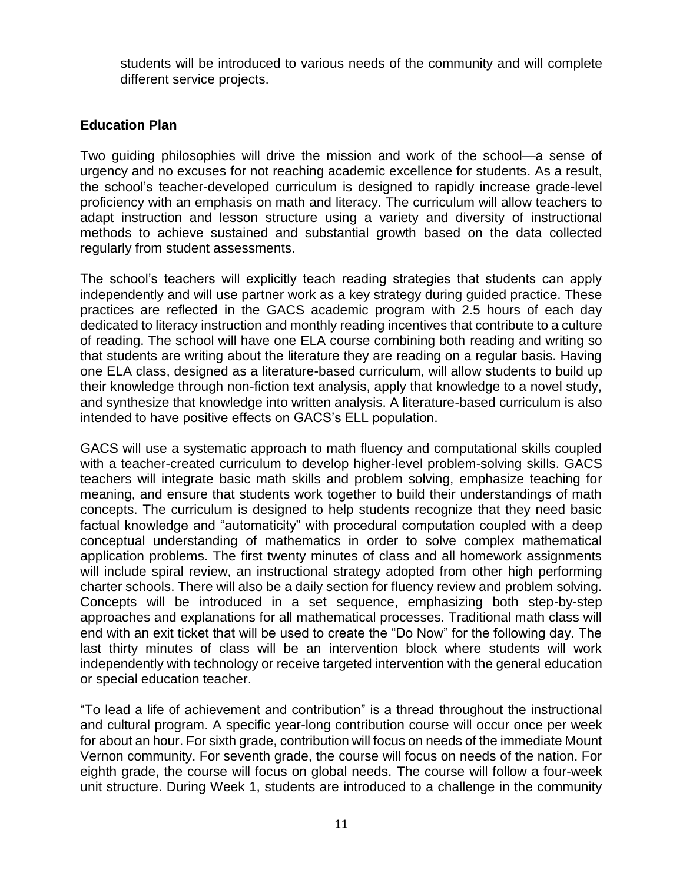students will be introduced to various needs of the community and will complete different service projects.

**Education Plan**

Two guiding philosophies will drive the mission and work of the school—a sense of urgency and no excuses for not reaching academic excellence for students. As a result, the school's teacher-developed curriculum is designed to rapidly increase grade-level proficiency with an emphasis on math and literacy. The curriculum will allow teachers to adapt instruction and lesson structure using a variety and diversity of instructional methods to achieve sustained and substantial growth based on the data collected regularly from student assessments.

The school's teachers will explicitly teach reading strategies that students can apply independently and will use partner work as a key strategy during guided practice. These practices are reflected in the GACS academic program with 2.5 hours of each day dedicated to literacy instruction and monthly reading incentives that contribute to a culture of reading. The school will have one ELA course combining both reading and writing so that students are writing about the literature they are reading on a regular basis. Having one ELA class, designed as a literature-based curriculum, will allow students to build up their knowledge through non-fiction text analysis, apply that knowledge to a novel study, and synthesize that knowledge into written analysis. A literature-based curriculum is also intended to have positive effects on GACS's ELL population.

GACS will use a systematic approach to math fluency and computational skills coupled with a teacher-created curriculum to develop higher-level problem-solving skills. GACS teachers will integrate basic math skills and problem solving, emphasize teaching for meaning, and ensure that students work together to build their understandings of math concepts. The curriculum is designed to help students recognize that they need basic factual knowledge and "automaticity" with procedural computation coupled with a deep conceptual understanding of mathematics in order to solve complex mathematical application problems. The first twenty minutes of class and all homework assignments will include spiral review, an instructional strategy adopted from other high performing charter schools. There will also be a daily section for fluency review and problem solving. Concepts will be introduced in a set sequence, emphasizing both step-by-step approaches and explanations for all mathematical processes. Traditional math class will end with an exit ticket that will be used to create the "Do Now" for the following day. The last thirty minutes of class will be an intervention block where students will work independently with technology or receive targeted intervention with the general education or special education teacher.

"To lead a life of achievement and contribution" is a thread throughout the instructional and cultural program. A specific year-long contribution course will occur once per week for about an hour. For sixth grade, contribution will focus on needs of the immediate Mount Vernon community. For seventh grade, the course will focus on needs of the nation. For eighth grade, the course will focus on global needs. The course will follow a four-week unit structure. During Week 1, students are introduced to a challenge in the community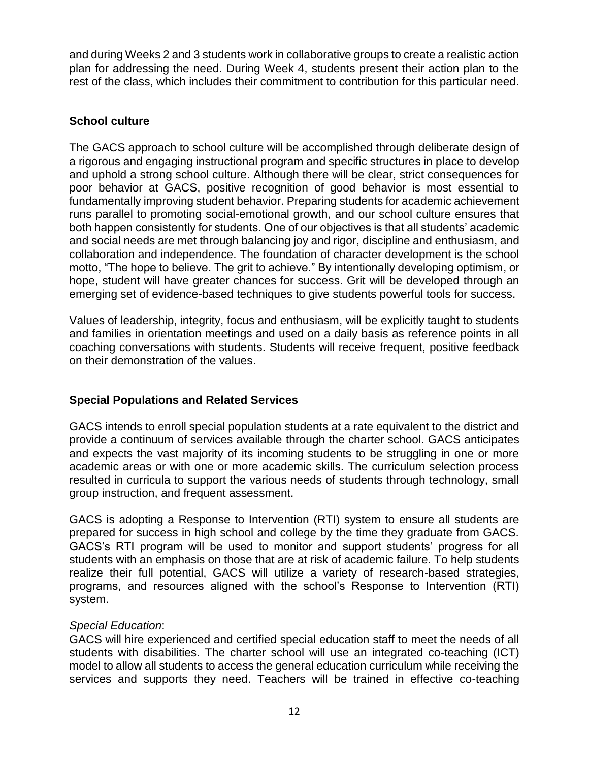and during Weeks 2 and 3 students work in collaborative groups to create a realistic action plan for addressing the need. During Week 4, students present their action plan to the rest of the class, which includes their commitment to contribution for this particular need.

## School culture

The GACS approach to school culture will be accomplished through deliberate design of a rigorous and engaging instructional program and specific structures in place to develop and uphold a strong school culture. Although there will be clear, strict consequences for poor behavior at GACS, positive recognition of good behavior is most essential to fundamentally improving student behavior. Preparing students for academic achievement runs parallel to promoting social-emotional growth, and our school culture ensures that both happen consistently for students. One of our objectives is that all students' academic and social needs are met through balancing joy and rigor, discipline and enthusiasm, and collaboration and independence. The foundation of character development is the school motto, "The hope to believe. The grit to achieve." By intentionally developing optimism, or hope, student will have greater chances for success. Grit will be developed through an emerging set of evidence-based techniques to give students powerful tools for success.

Values of leadership, integrity, focus and enthusiasm, will be explicitly taught to students and families in orientation meetings and used on a daily basis as reference points in all coaching conversations with students. Students will receive frequent, positive feedback on their demonstration of the values.

## Special Populations and Related Services

GACS intends to enroll special population students at a rate equivalent to the district and provide a continuum of services available through the charter school. GACS anticipates and expects the vast majority of its incoming students to be struggling in one or more academic areas or with one or more academic skills. The curriculum selection process resulted in curricula to support the various needs of students through technology, small group instruction, and frequent assessment.

GACS is adopting a Response to Intervention (RTI) system to ensure all students are prepared for success in high school and college by the time they graduate from GACS. GACS's RTI program will be used to monitor and support students' progress for all students with an emphasis on those that are at risk of academic failure. To help students realize their full potential, GACS will utilize a variety of research-based strategies, programs, and resources aligned with the school's Response to Intervention (RTI) system.

*Special Education*:
GACS will hire experienced and certified special education staff to meet the needs of all students with disabilities. The charter school will use an integrated co-teaching (ICT) model to allow all students to access the general education curriculum while receiving the services and supports they need. Teachers will be trained in effective co-teaching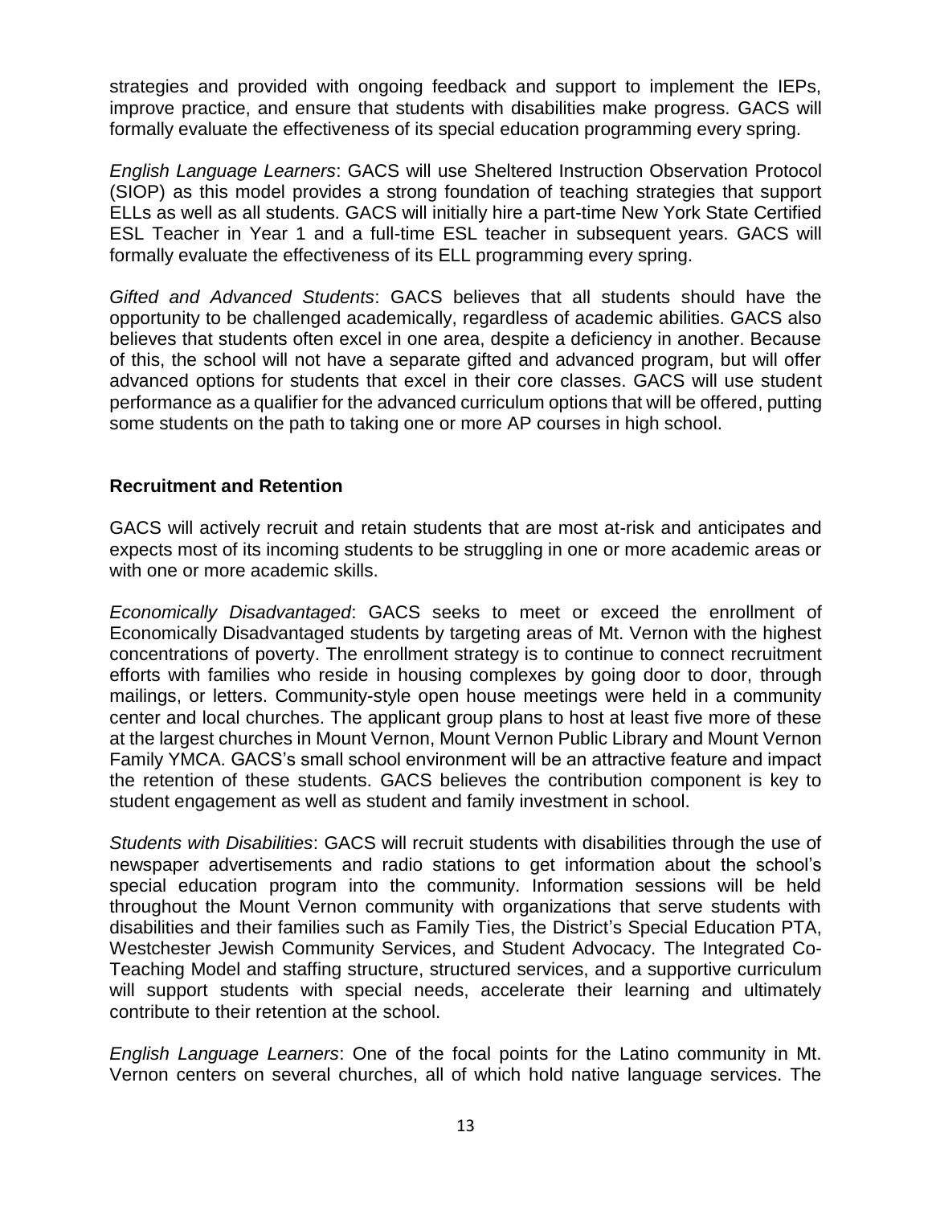strategies and provided with ongoing feedback and support to implement the IEPs, improve practice, and ensure that students with disabilities make progress. GACS will formally evaluate the effectiveness of its special education programming every spring.

*English Language Learners*: GACS will use Sheltered Instruction Observation Protocol (SIOP) as this model provides a strong foundation of teaching strategies that support ELLs as well as all students. GACS will initially hire a part-time New York State Certified ESL Teacher in Year 1 and a full-time ESL teacher in subsequent years. GACS will formally evaluate the effectiveness of its ELL programming every spring.

*Gifted and Advanced Students*: GACS believes that all students should have the opportunity to be challenged academically, regardless of academic abilities. GACS also believes that students often excel in one area, despite a deficiency in another. Because of this, the school will not have a separate gifted and advanced program, but will offer advanced options for students that excel in their core classes. GACS will use student performance as a qualifier for the advanced curriculum options that will be offered, putting some students on the path to taking one or more AP courses in high school.

**Recruitment and Retention**

GACS will actively recruit and retain students that are most at-risk and anticipates and expects most of its incoming students to be struggling in one or more academic areas or with one or more academic skills.

*Economically Disadvantaged*: GACS seeks to meet or exceed the enrollment of Economically Disadvantaged students by targeting areas of Mt. Vernon with the highest concentrations of poverty. The enrollment strategy is to continue to connect recruitment efforts with families who reside in housing complexes by going door to door, through mailings, or letters. Community-style open house meetings were held in a community center and local churches. The applicant group plans to host at least five more of these at the largest churches in Mount Vernon, Mount Vernon Public Library and Mount Vernon Family YMCA. GACS's small school environment will be an attractive feature and impact the retention of these students. GACS believes the contribution component is key to student engagement as well as student and family investment in school.

*Students with Disabilities*: GACS will recruit students with disabilities through the use of newspaper advertisements and radio stations to get information about the school's special education program into the community. Information sessions will be held throughout the Mount Vernon community with organizations that serve students with disabilities and their families such as Family Ties, the District's Special Education PTA, Westchester Jewish Community Services, and Student Advocacy. The Integrated Co-Teaching Model and staffing structure, structured services, and a supportive curriculum will support students with special needs, accelerate their learning and ultimately contribute to their retention at the school.

*English Language Learners*: One of the focal points for the Latino community in Mt. Vernon centers on several churches, all of which hold native language services. The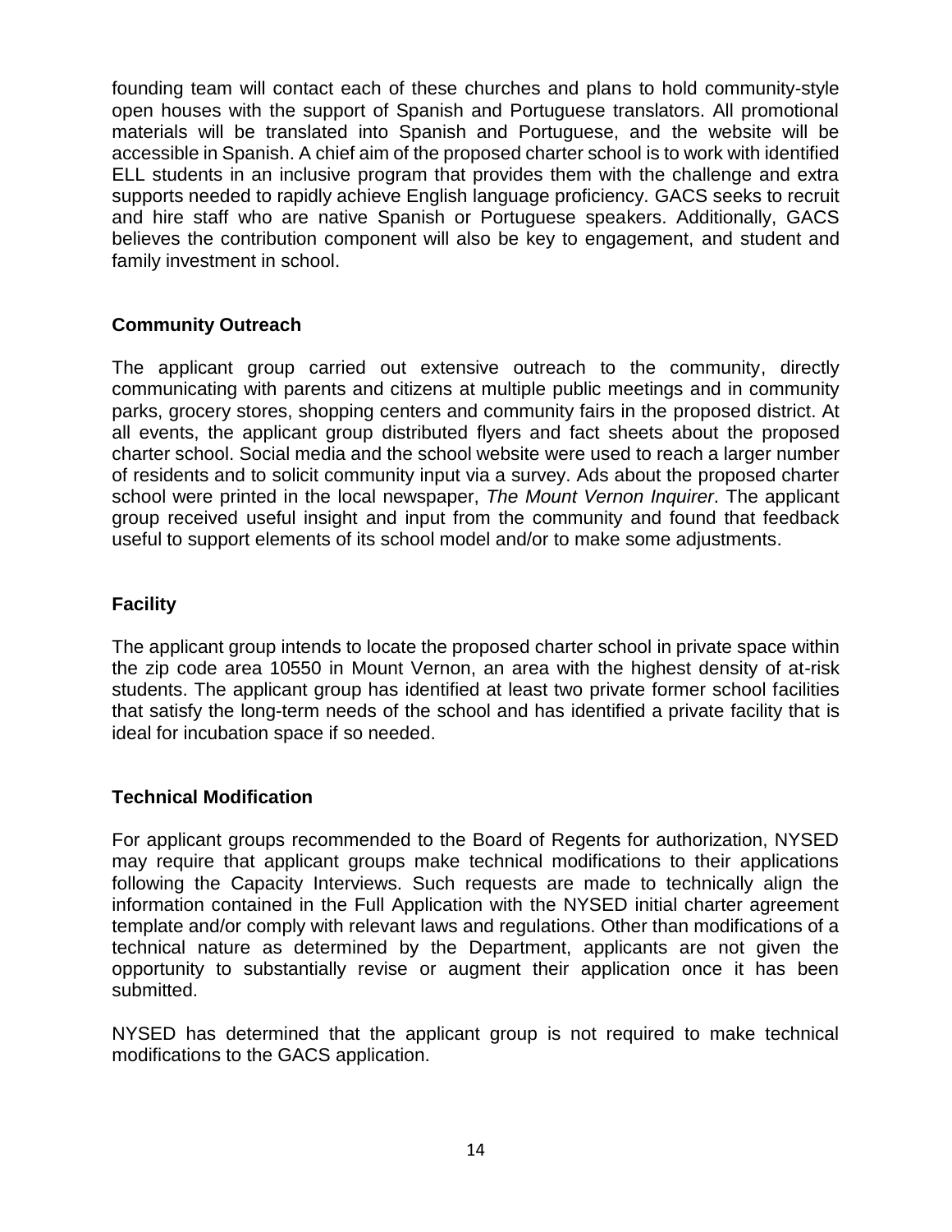founding team will contact each of these churches and plans to hold community-style open houses with the support of Spanish and Portuguese translators. All promotional materials will be translated into Spanish and Portuguese, and the website will be accessible in Spanish. A chief aim of the proposed charter school is to work with identified ELL students in an inclusive program that provides them with the challenge and extra supports needed to rapidly achieve English language proficiency. GACS seeks to recruit and hire staff who are native Spanish or Portuguese speakers. Additionally, GACS believes the contribution component will also be key to engagement, and student and family investment in school.

**Community Outreach**

The applicant group carried out extensive outreach to the community, directly communicating with parents and citizens at multiple public meetings and in community parks, grocery stores, shopping centers and community fairs in the proposed district. At all events, the applicant group distributed flyers and fact sheets about the proposed charter school. Social media and the school website were used to reach a larger number of residents and to solicit community input via a survey. Ads about the proposed charter school were printed in the local newspaper, *The Mount Vernon Inquirer*. The applicant group received useful insight and input from the community and found that feedback useful to support elements of its school model and/or to make some adjustments.

**Facility**

The applicant group intends to locate the proposed charter school in private space within the zip code area 10550 in Mount Vernon, an area with the highest density of at-risk students. The applicant group has identified at least two private former school facilities that satisfy the long-term needs of the school and has identified a private facility that is ideal for incubation space if so needed.

**Technical Modification**

For applicant groups recommended to the Board of Regents for authorization, NYSED may require that applicant groups make technical modifications to their applications following the Capacity Interviews. Such requests are made to technically align the information contained in the Full Application with the NYSED initial charter agreement template and/or comply with relevant laws and regulations. Other than modifications of a technical nature as determined by the Department, applicants are not given the opportunity to substantially revise or augment their application once it has been submitted.

NYSED has determined that the applicant group is not required to make technical modifications to the GACS application.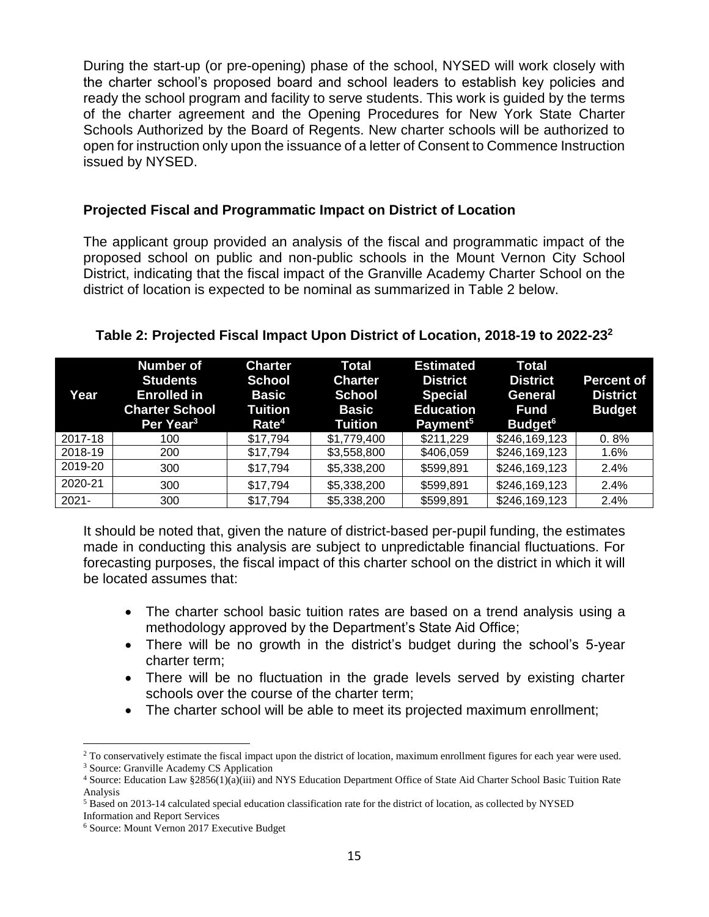During the start-up (or pre-opening) phase of the school, NYSED will work closely with the charter school's proposed board and school leaders to establish key policies and ready the school program and facility to serve students. This work is guided by the terms of the charter agreement and the Opening Procedures for New York State Charter Schools Authorized by the Board of Regents. New charter schools will be authorized to open for instruction only upon the issuance of a letter of Consent to Commence Instruction issued by NYSED.

## Projected Fiscal and Programmatic Impact on District of Location

The applicant group provided an analysis of the fiscal and programmatic impact of the proposed school on public and non-public schools in the Mount Vernon City School District, indicating that the fiscal impact of the Granville Academy Charter School on the district of location is expected to be nominal as summarized in Table 2 below.

**Table 2: Projected Fiscal Impact Upon District of Location, 2018-19 to 2022-23[2]**

| Year | Number of Students Enrolled in Charter School Per Year[3] | Charter School Basic Tuition Rate[4] | Total Charter School Basic Tuition | Estimated District Special Education Payment[5] | Total District General Fund Budget[6] | Percent of District Budget |
|---|---|---|---|---|---|---|
| 2017-18 | 100 | $17,794 | $1,779,400 | $211,229 | $246,169,123 | 0. 8% |
| 2018-19 | 200 | $17,794 | $3,558,800 | $406,059 | $246,169,123 | 1.6% |
| 2019-20 | 300 | $17,794 | $5,338,200 | $599,891 | $246,169,123 | 2.4% |
| 2020-21 | 300 | $17,794 | $5,338,200 | $599,891 | $246,169,123 | 2.4% |
| 2021- | 300 | $17,794 | $5,338,200 | $599,891 | $246,169,123 | 2.4% |

It should be noted that, given the nature of district-based per-pupil funding, the estimates made in conducting this analysis are subject to unpredictable financial fluctuations. For forecasting purposes, the fiscal impact of this charter school on the district in which it will be located assumes that:

- The charter school basic tuition rates are based on a trend analysis using a methodology approved by the Department's State Aid Office;
- There will be no growth in the district's budget during the school's 5-year charter term;
- There will be no fluctuation in the grade levels served by existing charter schools over the course of the charter term;
- The charter school will be able to meet its projected maximum enrollment;

[2] To conservatively estimate the fiscal impact upon the district of location, maximum enrollment figures for each year were used.

[3] Source: Granville Academy CS Application

[4] Source: Education Law §2856(1)(a)(iii) and NYS Education Department Office of State Aid Charter School Basic Tuition Rate Analysis

[5] Based on 2013-14 calculated special education classification rate for the district of location, as collected by NYSED Information and Report Services

[6] Source: Mount Vernon 2017 Executive Budget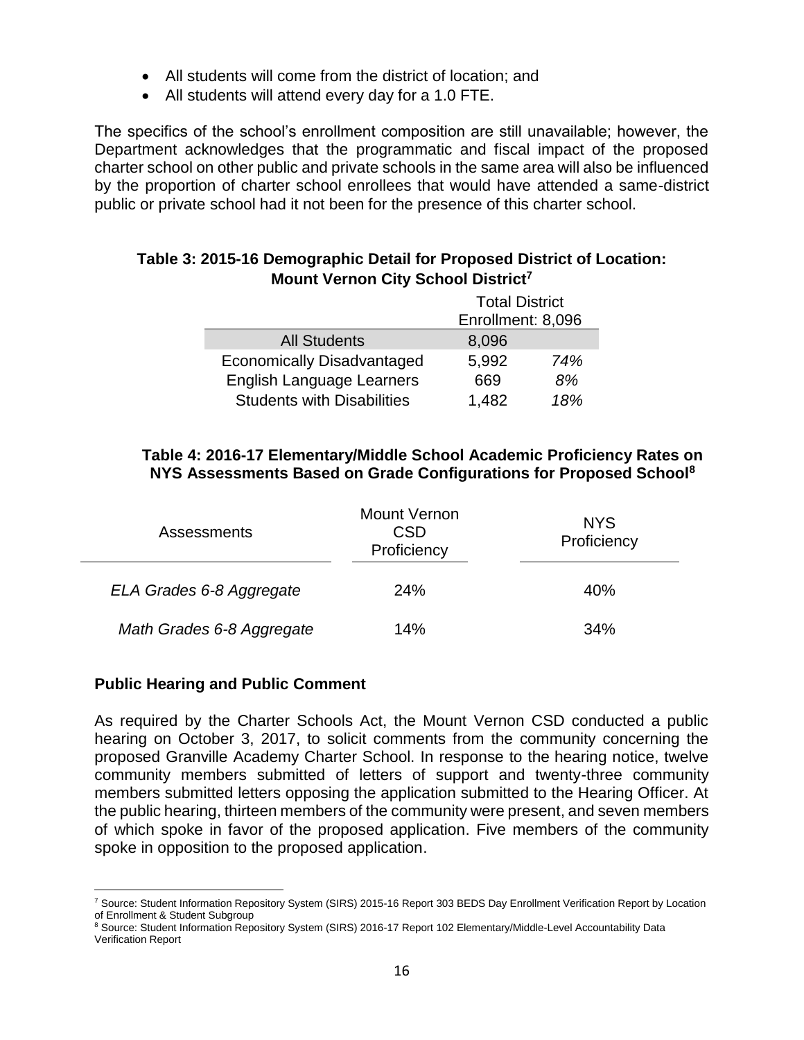- All students will come from the district of location; and
- All students will attend every day for a 1.0 FTE.

The specifics of the school's enrollment composition are still unavailable; however, the Department acknowledges that the programmatic and fiscal impact of the proposed charter school on other public and private schools in the same area will also be influenced by the proportion of charter school enrollees that would have attended a same-district public or private school had it not been for the presence of this charter school.

**Table 3: 2015-16 Demographic Detail for Proposed District of Location: Mount Vernon City School District[7]**

| | Total District Enrollment: 8,096 | |
|---|---|---|
| All Students | 8,096 | |
| Economically Disadvantaged | 5,992 | *74%* |
| English Language Learners | 669 | *8%* |
| Students with Disabilities | 1,482 | *18%* |

**Table 4: 2016-17 Elementary/Middle School Academic Proficiency Rates on NYS Assessments Based on Grade Configurations for Proposed School[8]**

| Assessments | Mount Vernon CSD Proficiency | NYS Proficiency |
|---|---|---|
| *ELA Grades 6-8 Aggregate* | 24% | 40% |
| *Math Grades 6-8 Aggregate* | 14% | 34% |

**Public Hearing and Public Comment**

As required by the Charter Schools Act, the Mount Vernon CSD conducted a public hearing on October 3, 2017, to solicit comments from the community concerning the proposed Granville Academy Charter School. In response to the hearing notice, twelve community members submitted of letters of support and twenty-three community members submitted letters opposing the application submitted to the Hearing Officer. At the public hearing, thirteen members of the community were present, and seven members of which spoke in favor of the proposed application. Five members of the community spoke in opposition to the proposed application.

[7] Source: Student Information Repository System (SIRS) 2015-16 Report 303 BEDS Day Enrollment Verification Report by Location of Enrollment & Student Subgroup

[8] Source: Student Information Repository System (SIRS) 2016-17 Report 102 Elementary/Middle-Level Accountability Data Verification Report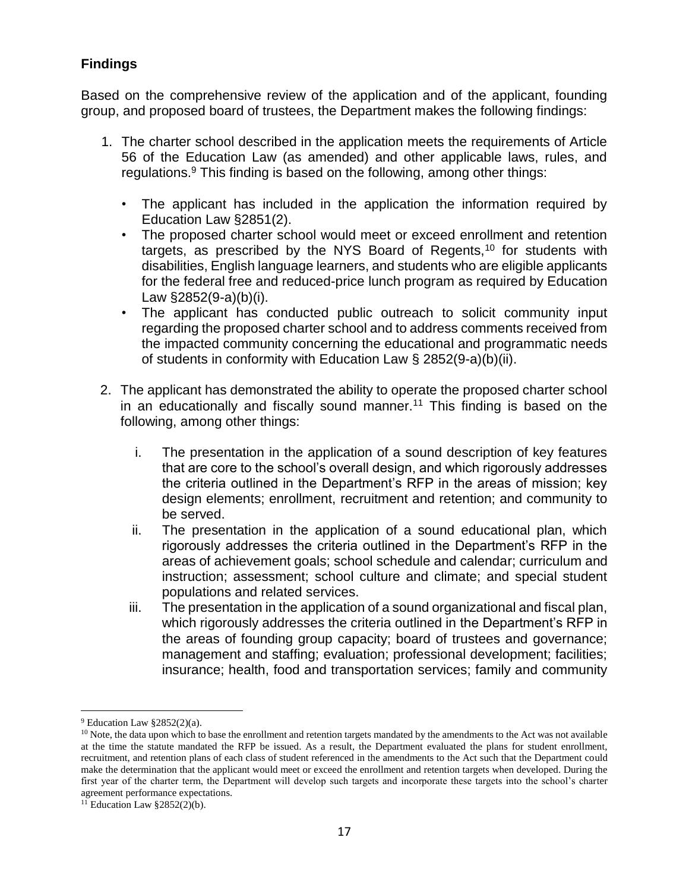## Findings

Based on the comprehensive review of the application and of the applicant, founding group, and proposed board of trustees, the Department makes the following findings:

1. The charter school described in the application meets the requirements of Article 56 of the Education Law (as amended) and other applicable laws, rules, and regulations.[9] This finding is based on the following, among other things:

   - The applicant has included in the application the information required by Education Law §2851(2).
   - The proposed charter school would meet or exceed enrollment and retention targets, as prescribed by the NYS Board of Regents,[10] for students with disabilities, English language learners, and students who are eligible applicants for the federal free and reduced-price lunch program as required by Education Law §2852(9-a)(b)(i).
   - The applicant has conducted public outreach to solicit community input regarding the proposed charter school and to address comments received from the impacted community concerning the educational and programmatic needs of students in conformity with Education Law § 2852(9-a)(b)(ii).

2. The applicant has demonstrated the ability to operate the proposed charter school in an educationally and fiscally sound manner.[11] This finding is based on the following, among other things:

   i. The presentation in the application of a sound description of key features that are core to the school's overall design, and which rigorously addresses the criteria outlined in the Department's RFP in the areas of mission; key design elements; enrollment, recruitment and retention; and community to be served.

   ii. The presentation in the application of a sound educational plan, which rigorously addresses the criteria outlined in the Department's RFP in the areas of achievement goals; school schedule and calendar; curriculum and instruction; assessment; school culture and climate; and special student populations and related services.

   iii. The presentation in the application of a sound organizational and fiscal plan, which rigorously addresses the criteria outlined in the Department's RFP in the areas of founding group capacity; board of trustees and governance; management and staffing; evaluation; professional development; facilities; insurance; health, food and transportation services; family and community

---

[9] Education Law §2852(2)(a).

[10] Note, the data upon which to base the enrollment and retention targets mandated by the amendments to the Act was not available at the time the statute mandated the RFP be issued. As a result, the Department evaluated the plans for student enrollment, recruitment, and retention plans of each class of student referenced in the amendments to the Act such that the Department could make the determination that the applicant would meet or exceed the enrollment and retention targets when developed. During the first year of the charter term, the Department will develop such targets and incorporate these targets into the school's charter agreement performance expectations.

[11] Education Law §2852(2)(b).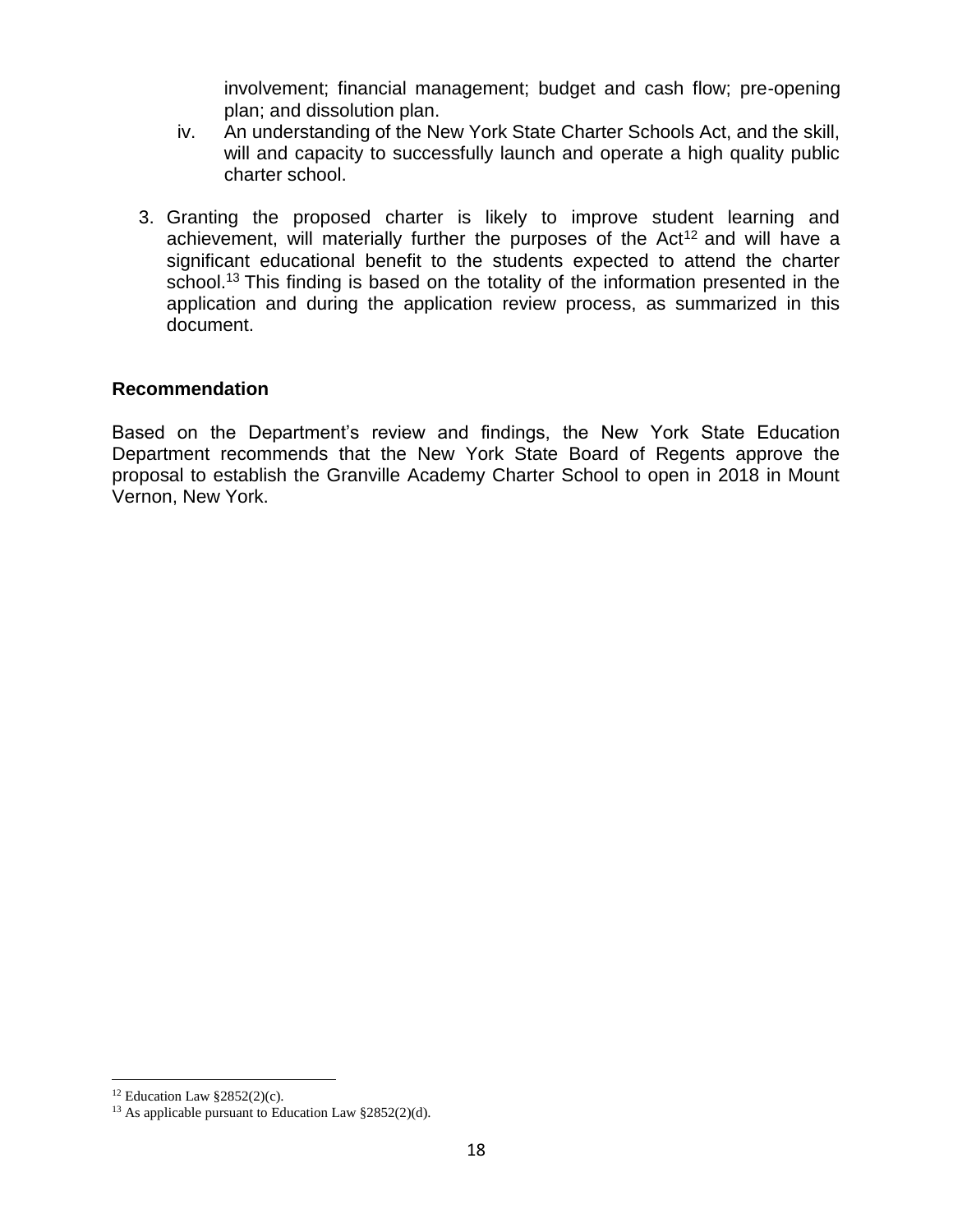involvement; financial management; budget and cash flow; pre-opening plan; and dissolution plan.

iv. An understanding of the New York State Charter Schools Act, and the skill, will and capacity to successfully launch and operate a high quality public charter school.

3. Granting the proposed charter is likely to improve student learning and achievement, will materially further the purposes of the Act[12] and will have a significant educational benefit to the students expected to attend the charter school.[13] This finding is based on the totality of the information presented in the application and during the application review process, as summarized in this document.

**Recommendation**

Based on the Department's review and findings, the New York State Education Department recommends that the New York State Board of Regents approve the proposal to establish the Granville Academy Charter School to open in 2018 in Mount Vernon, New York.

---

[12] Education Law §2852(2)(c).

[13] As applicable pursuant to Education Law §2852(2)(d).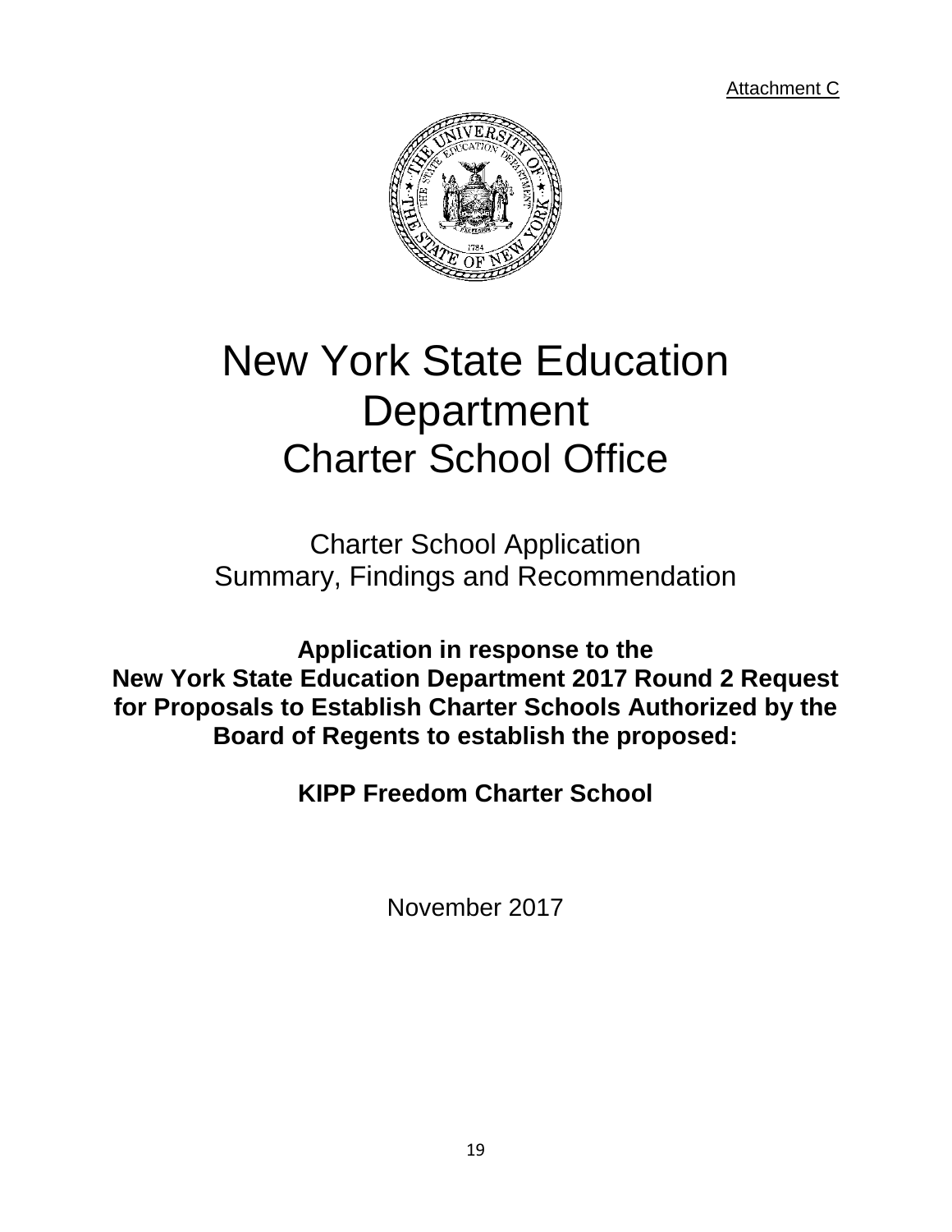Attachment C

# New York State Education Department
# Charter School Office

## Charter School Application
## Summary, Findings and Recommendation

**Application in response to the New York State Education Department 2017 Round 2 Request for Proposals to Establish Charter Schools Authorized by the Board of Regents to establish the proposed:**

**KIPP Freedom Charter School**

November 2017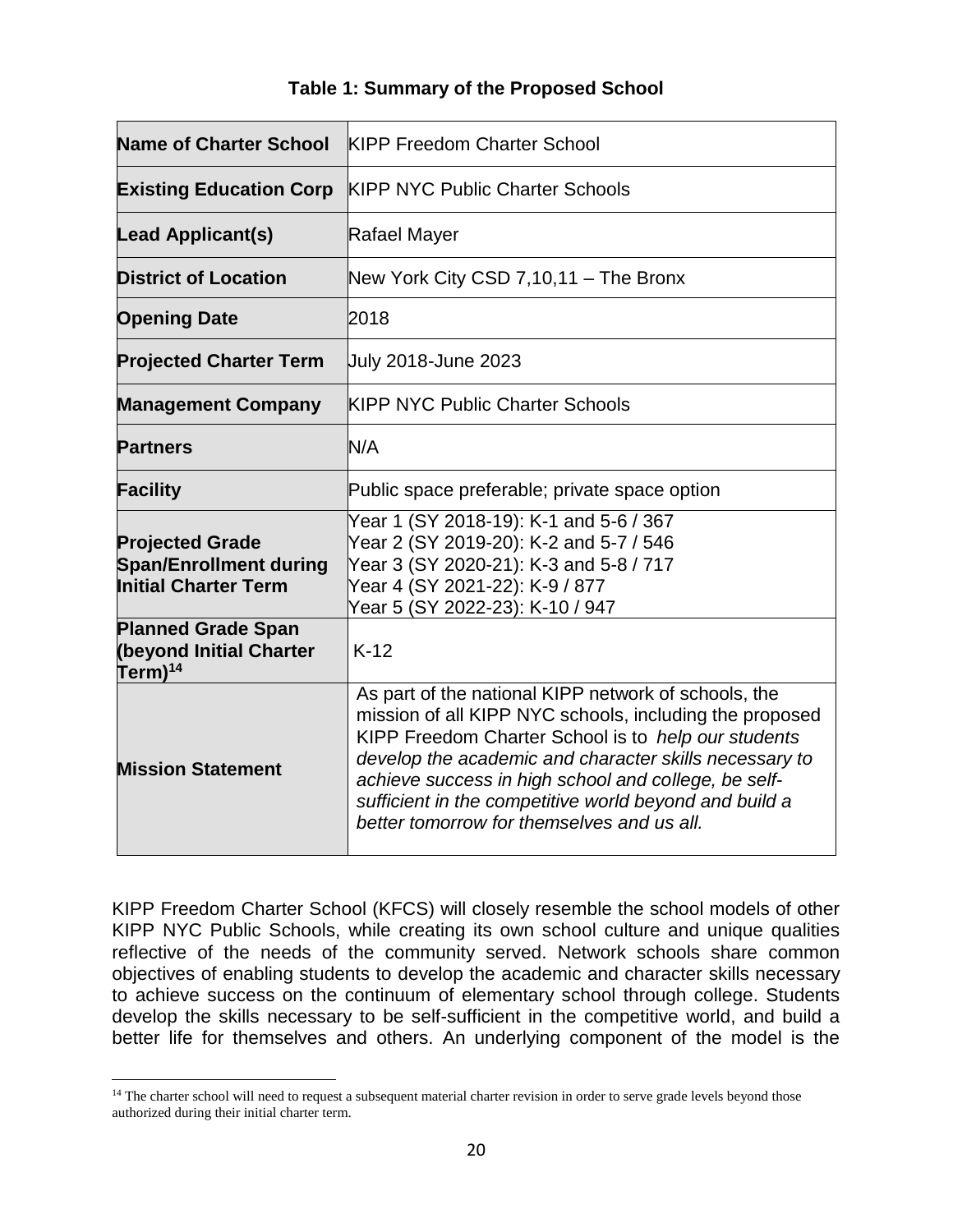**Table 1: Summary of the Proposed School**

| | |
|---|---|
| **Name of Charter School** | KIPP Freedom Charter School |
| **Existing Education Corp** | KIPP NYC Public Charter Schools |
| **Lead Applicant(s)** | Rafael Mayer |
| **District of Location** | New York City CSD 7,10,11 – The Bronx |
| **Opening Date** | 2018 |
| **Projected Charter Term** | July 2018-June 2023 |
| **Management Company** | KIPP NYC Public Charter Schools |
| **Partners** | N/A |
| **Facility** | Public space preferable; private space option |
| **Projected Grade Span/Enrollment during Initial Charter Term** | Year 1 (SY 2018-19): K-1 and 5-6 / 367<br>Year 2 (SY 2019-20): K-2 and 5-7 / 546<br>Year 3 (SY 2020-21): K-3 and 5-8 / 717<br>Year 4 (SY 2021-22): K-9 / 877<br>Year 5 (SY 2022-23): K-10 / 947 |
| **Planned Grade Span (beyond Initial Charter Term)**[14] | K-12 |
| **Mission Statement** | As part of the national KIPP network of schools, the mission of all KIPP NYC schools, including the proposed KIPP Freedom Charter School is to *help our students develop the academic and character skills necessary to achieve success in high school and college, be self-sufficient in the competitive world beyond and build a better tomorrow for themselves and us all.* |

KIPP Freedom Charter School (KFCS) will closely resemble the school models of other KIPP NYC Public Schools, while creating its own school culture and unique qualities reflective of the needs of the community served. Network schools share common objectives of enabling students to develop the academic and character skills necessary to achieve success on the continuum of elementary school through college. Students develop the skills necessary to be self-sufficient in the competitive world, and build a better life for themselves and others. An underlying component of the model is the

[14] The charter school will need to request a subsequent material charter revision in order to serve grade levels beyond those authorized during their initial charter term.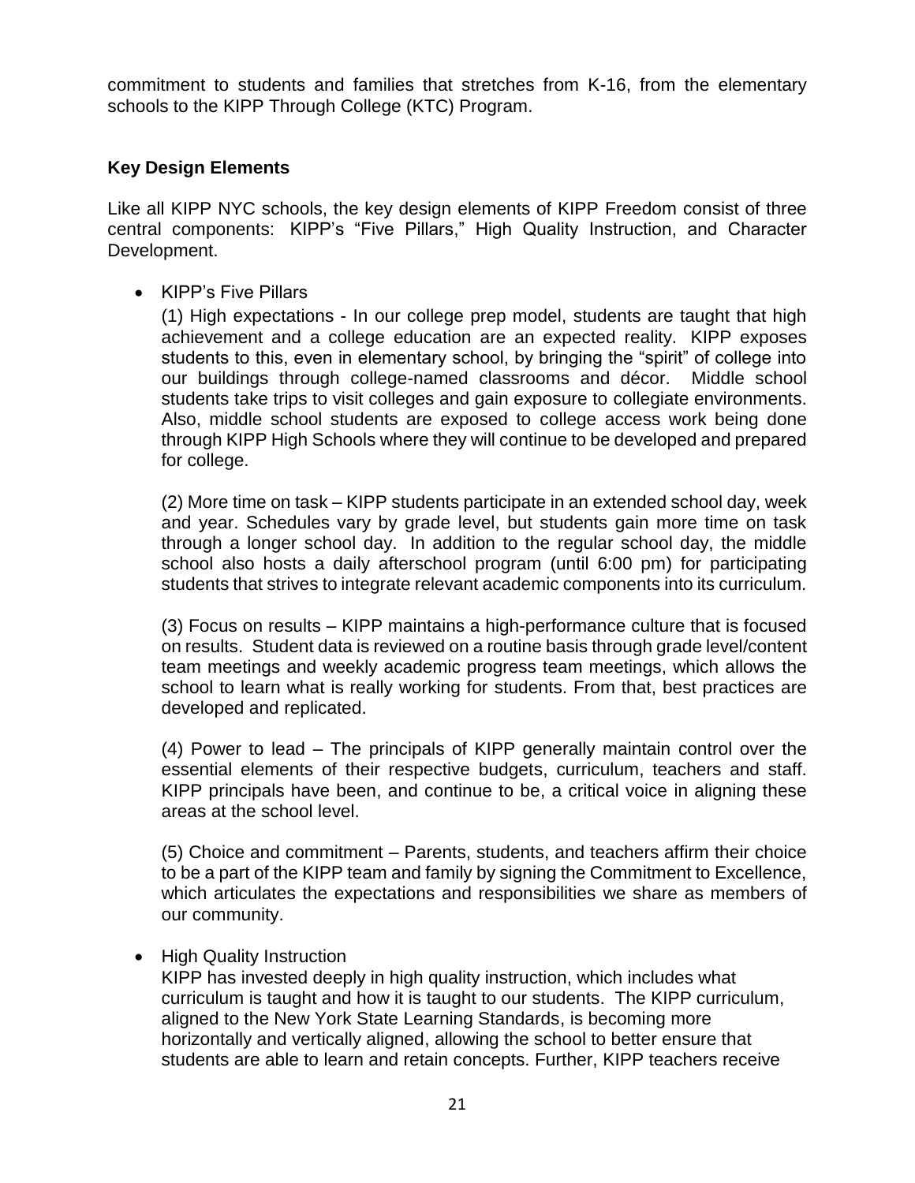commitment to students and families that stretches from K-16, from the elementary schools to the KIPP Through College (KTC) Program.

**Key Design Elements**

Like all KIPP NYC schools, the key design elements of KIPP Freedom consist of three central components: KIPP's "Five Pillars," High Quality Instruction, and Character Development.

- KIPP's Five Pillars

  (1) High expectations - In our college prep model, students are taught that high achievement and a college education are an expected reality. KIPP exposes students to this, even in elementary school, by bringing the "spirit" of college into our buildings through college-named classrooms and décor. Middle school students take trips to visit colleges and gain exposure to collegiate environments. Also, middle school students are exposed to college access work being done through KIPP High Schools where they will continue to be developed and prepared for college.

  (2) More time on task – KIPP students participate in an extended school day, week and year. Schedules vary by grade level, but students gain more time on task through a longer school day. In addition to the regular school day, the middle school also hosts a daily afterschool program (until 6:00 pm) for participating students that strives to integrate relevant academic components into its curriculum.

  (3) Focus on results – KIPP maintains a high-performance culture that is focused on results. Student data is reviewed on a routine basis through grade level/content team meetings and weekly academic progress team meetings, which allows the school to learn what is really working for students. From that, best practices are developed and replicated.

  (4) Power to lead – The principals of KIPP generally maintain control over the essential elements of their respective budgets, curriculum, teachers and staff. KIPP principals have been, and continue to be, a critical voice in aligning these areas at the school level.

  (5) Choice and commitment – Parents, students, and teachers affirm their choice to be a part of the KIPP team and family by signing the Commitment to Excellence, which articulates the expectations and responsibilities we share as members of our community.

- High Quality Instruction

  KIPP has invested deeply in high quality instruction, which includes what curriculum is taught and how it is taught to our students. The KIPP curriculum, aligned to the New York State Learning Standards, is becoming more horizontally and vertically aligned, allowing the school to better ensure that students are able to learn and retain concepts. Further, KIPP teachers receive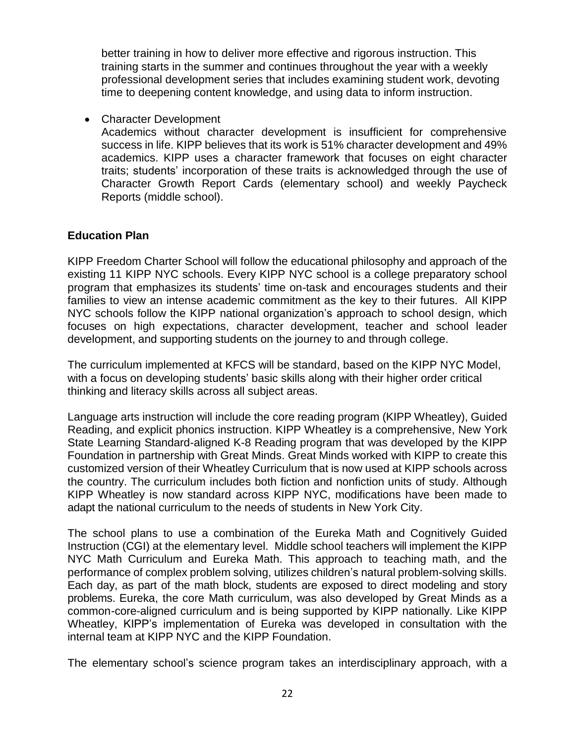better training in how to deliver more effective and rigorous instruction. This training starts in the summer and continues throughout the year with a weekly professional development series that includes examining student work, devoting time to deepening content knowledge, and using data to inform instruction.

- Character Development
  Academics without character development is insufficient for comprehensive success in life. KIPP believes that its work is 51% character development and 49% academics. KIPP uses a character framework that focuses on eight character traits; students' incorporation of these traits is acknowledged through the use of Character Growth Report Cards (elementary school) and weekly Paycheck Reports (middle school).

**Education Plan**

KIPP Freedom Charter School will follow the educational philosophy and approach of the existing 11 KIPP NYC schools. Every KIPP NYC school is a college preparatory school program that emphasizes its students' time on-task and encourages students and their families to view an intense academic commitment as the key to their futures. All KIPP NYC schools follow the KIPP national organization's approach to school design, which focuses on high expectations, character development, teacher and school leader development, and supporting students on the journey to and through college.

The curriculum implemented at KFCS will be standard, based on the KIPP NYC Model, with a focus on developing students' basic skills along with their higher order critical thinking and literacy skills across all subject areas.

Language arts instruction will include the core reading program (KIPP Wheatley), Guided Reading, and explicit phonics instruction. KIPP Wheatley is a comprehensive, New York State Learning Standard-aligned K-8 Reading program that was developed by the KIPP Foundation in partnership with Great Minds. Great Minds worked with KIPP to create this customized version of their Wheatley Curriculum that is now used at KIPP schools across the country. The curriculum includes both fiction and nonfiction units of study. Although KIPP Wheatley is now standard across KIPP NYC, modifications have been made to adapt the national curriculum to the needs of students in New York City.

The school plans to use a combination of the Eureka Math and Cognitively Guided Instruction (CGI) at the elementary level. Middle school teachers will implement the KIPP NYC Math Curriculum and Eureka Math. This approach to teaching math, and the performance of complex problem solving, utilizes children's natural problem-solving skills. Each day, as part of the math block, students are exposed to direct modeling and story problems. Eureka, the core Math curriculum, was also developed by Great Minds as a common-core-aligned curriculum and is being supported by KIPP nationally. Like KIPP Wheatley, KIPP's implementation of Eureka was developed in consultation with the internal team at KIPP NYC and the KIPP Foundation.

The elementary school's science program takes an interdisciplinary approach, with a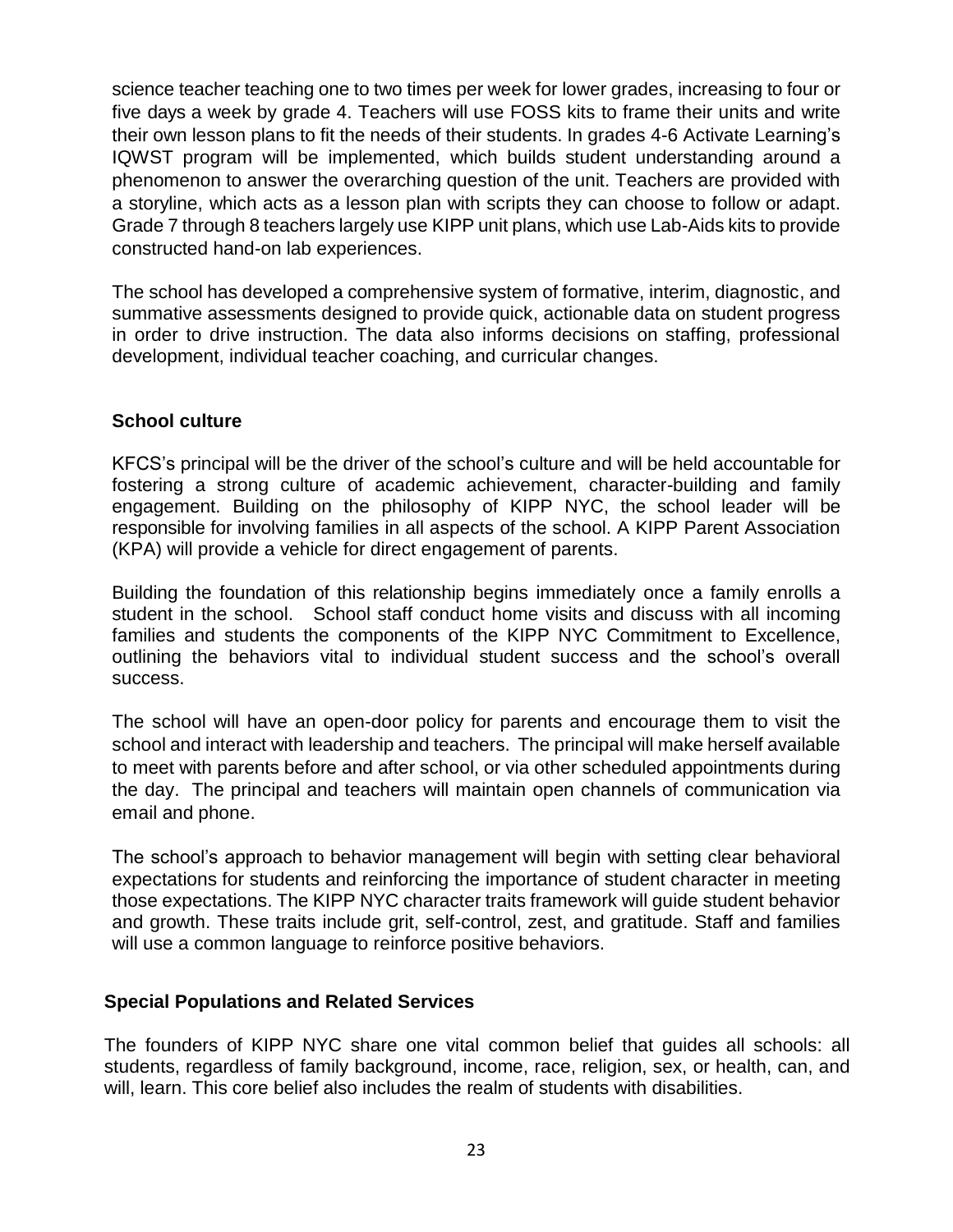science teacher teaching one to two times per week for lower grades, increasing to four or five days a week by grade 4. Teachers will use FOSS kits to frame their units and write their own lesson plans to fit the needs of their students. In grades 4-6 Activate Learning's IQWST program will be implemented, which builds student understanding around a phenomenon to answer the overarching question of the unit. Teachers are provided with a storyline, which acts as a lesson plan with scripts they can choose to follow or adapt. Grade 7 through 8 teachers largely use KIPP unit plans, which use Lab-Aids kits to provide constructed hand-on lab experiences.

The school has developed a comprehensive system of formative, interim, diagnostic, and summative assessments designed to provide quick, actionable data on student progress in order to drive instruction. The data also informs decisions on staffing, professional development, individual teacher coaching, and curricular changes.

**School culture**

KFCS's principal will be the driver of the school's culture and will be held accountable for fostering a strong culture of academic achievement, character-building and family engagement. Building on the philosophy of KIPP NYC, the school leader will be responsible for involving families in all aspects of the school. A KIPP Parent Association (KPA) will provide a vehicle for direct engagement of parents.

Building the foundation of this relationship begins immediately once a family enrolls a student in the school. School staff conduct home visits and discuss with all incoming families and students the components of the KIPP NYC Commitment to Excellence, outlining the behaviors vital to individual student success and the school's overall success.

The school will have an open-door policy for parents and encourage them to visit the school and interact with leadership and teachers. The principal will make herself available to meet with parents before and after school, or via other scheduled appointments during the day. The principal and teachers will maintain open channels of communication via email and phone.

The school's approach to behavior management will begin with setting clear behavioral expectations for students and reinforcing the importance of student character in meeting those expectations. The KIPP NYC character traits framework will guide student behavior and growth. These traits include grit, self-control, zest, and gratitude. Staff and families will use a common language to reinforce positive behaviors.

**Special Populations and Related Services**

The founders of KIPP NYC share one vital common belief that guides all schools: all students, regardless of family background, income, race, religion, sex, or health, can, and will, learn. This core belief also includes the realm of students with disabilities.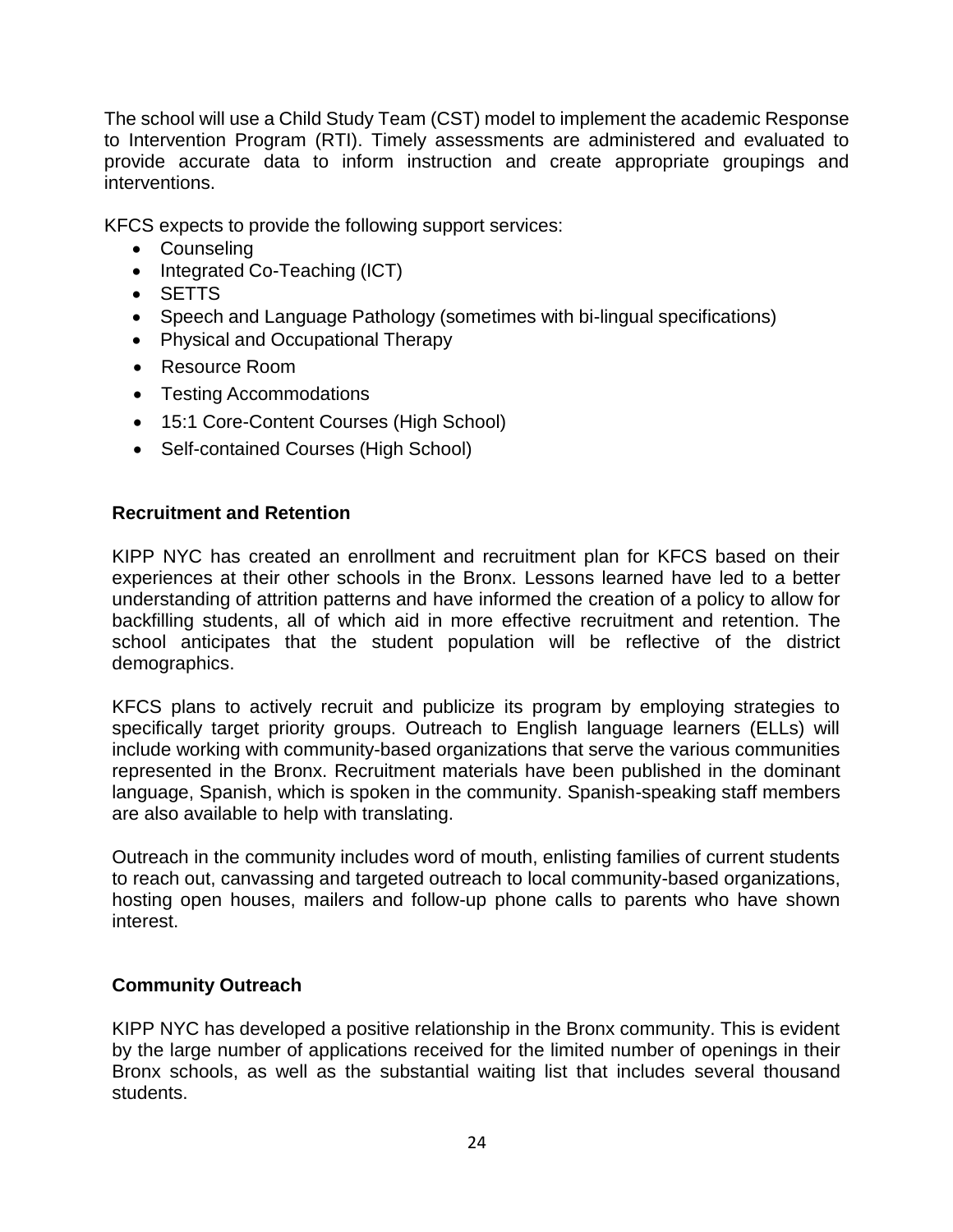The school will use a Child Study Team (CST) model to implement the academic Response to Intervention Program (RTI). Timely assessments are administered and evaluated to provide accurate data to inform instruction and create appropriate groupings and interventions.

KFCS expects to provide the following support services:

- Counseling
- Integrated Co-Teaching (ICT)
- SETTS
- Speech and Language Pathology (sometimes with bi-lingual specifications)
- Physical and Occupational Therapy
- Resource Room
- Testing Accommodations
- 15:1 Core-Content Courses (High School)
- Self-contained Courses (High School)

**Recruitment and Retention**

KIPP NYC has created an enrollment and recruitment plan for KFCS based on their experiences at their other schools in the Bronx. Lessons learned have led to a better understanding of attrition patterns and have informed the creation of a policy to allow for backfilling students, all of which aid in more effective recruitment and retention. The school anticipates that the student population will be reflective of the district demographics.

KFCS plans to actively recruit and publicize its program by employing strategies to specifically target priority groups. Outreach to English language learners (ELLs) will include working with community-based organizations that serve the various communities represented in the Bronx. Recruitment materials have been published in the dominant language, Spanish, which is spoken in the community. Spanish-speaking staff members are also available to help with translating.

Outreach in the community includes word of mouth, enlisting families of current students to reach out, canvassing and targeted outreach to local community-based organizations, hosting open houses, mailers and follow-up phone calls to parents who have shown interest.

**Community Outreach**

KIPP NYC has developed a positive relationship in the Bronx community. This is evident by the large number of applications received for the limited number of openings in their Bronx schools, as well as the substantial waiting list that includes several thousand students.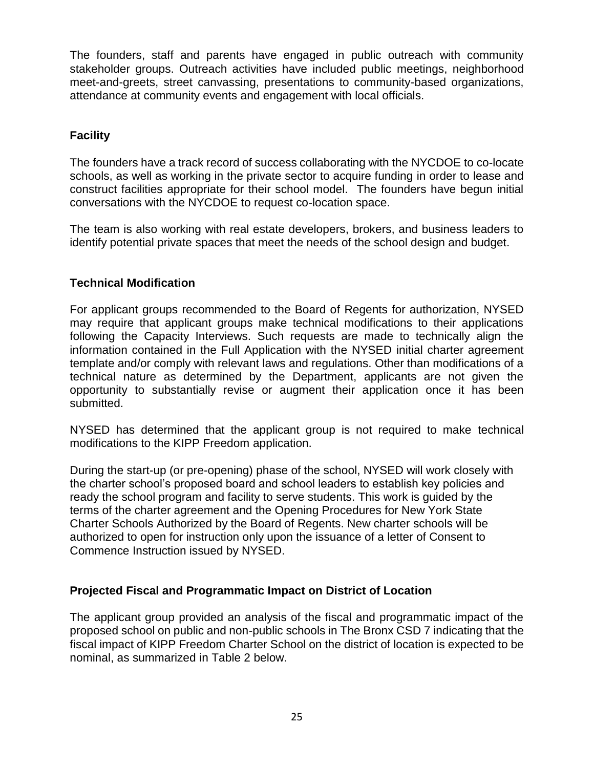The founders, staff and parents have engaged in public outreach with community stakeholder groups. Outreach activities have included public meetings, neighborhood meet-and-greets, street canvassing, presentations to community-based organizations, attendance at community events and engagement with local officials.

## Facility

The founders have a track record of success collaborating with the NYCDOE to co-locate schools, as well as working in the private sector to acquire funding in order to lease and construct facilities appropriate for their school model. The founders have begun initial conversations with the NYCDOE to request co-location space.

The team is also working with real estate developers, brokers, and business leaders to identify potential private spaces that meet the needs of the school design and budget.

## Technical Modification

For applicant groups recommended to the Board of Regents for authorization, NYSED may require that applicant groups make technical modifications to their applications following the Capacity Interviews. Such requests are made to technically align the information contained in the Full Application with the NYSED initial charter agreement template and/or comply with relevant laws and regulations. Other than modifications of a technical nature as determined by the Department, applicants are not given the opportunity to substantially revise or augment their application once it has been submitted.

NYSED has determined that the applicant group is not required to make technical modifications to the KIPP Freedom application.

During the start-up (or pre-opening) phase of the school, NYSED will work closely with the charter school's proposed board and school leaders to establish key policies and ready the school program and facility to serve students. This work is guided by the terms of the charter agreement and the Opening Procedures for New York State Charter Schools Authorized by the Board of Regents. New charter schools will be authorized to open for instruction only upon the issuance of a letter of Consent to Commence Instruction issued by NYSED.

## Projected Fiscal and Programmatic Impact on District of Location

The applicant group provided an analysis of the fiscal and programmatic impact of the proposed school on public and non-public schools in The Bronx CSD 7 indicating that the fiscal impact of KIPP Freedom Charter School on the district of location is expected to be nominal, as summarized in Table 2 below.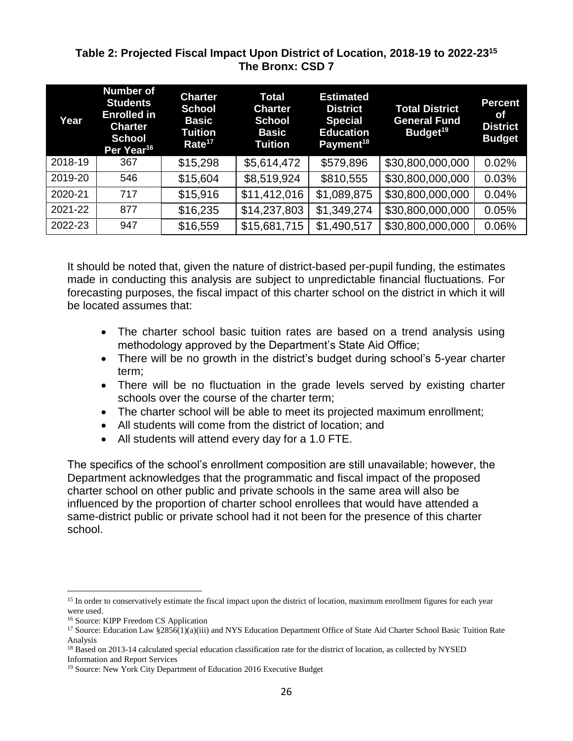**Table 2: Projected Fiscal Impact Upon District of Location, 2018-19 to 2022-23[15]**
**The Bronx: CSD 7**

| Year | Number of Students Enrolled in Charter School Per Year[16] | Charter School Basic Tuition Rate[17] | Total Charter School Basic Tuition | Estimated District Special Education Payment[18] | Total District General Fund Budget[19] | Percent of District Budget |
|---|---|---|---|---|---|---|
| 2018-19 | 367 | \$15,298 | \$5,614,472 | \$579,896 | \$30,800,000,000 | 0.02% |
| 2019-20 | 546 | \$15,604 | \$8,519,924 | \$810,555 | \$30,800,000,000 | 0.03% |
| 2020-21 | 717 | \$15,916 | \$11,412,016 | \$1,089,875 | \$30,800,000,000 | 0.04% |
| 2021-22 | 877 | \$16,235 | \$14,237,803 | \$1,349,274 | \$30,800,000,000 | 0.05% |
| 2022-23 | 947 | \$16,559 | \$15,681,715 | \$1,490,517 | \$30,800,000,000 | 0.06% |

It should be noted that, given the nature of district-based per-pupil funding, the estimates made in conducting this analysis are subject to unpredictable financial fluctuations. For forecasting purposes, the fiscal impact of this charter school on the district in which it will be located assumes that:

- The charter school basic tuition rates are based on a trend analysis using methodology approved by the Department's State Aid Office;
- There will be no growth in the district's budget during school's 5-year charter term;
- There will be no fluctuation in the grade levels served by existing charter schools over the course of the charter term;
- The charter school will be able to meet its projected maximum enrollment;
- All students will come from the district of location; and
- All students will attend every day for a 1.0 FTE.

The specifics of the school's enrollment composition are still unavailable; however, the Department acknowledges that the programmatic and fiscal impact of the proposed charter school on other public and private schools in the same area will also be influenced by the proportion of charter school enrollees that would have attended a same-district public or private school had it not been for the presence of this charter school.

---

[15] In order to conservatively estimate the fiscal impact upon the district of location, maximum enrollment figures for each year were used.

[16] Source: KIPP Freedom CS Application

[17] Source: Education Law §2856(1)(a)(iii) and NYS Education Department Office of State Aid Charter School Basic Tuition Rate Analysis

[18] Based on 2013-14 calculated special education classification rate for the district of location, as collected by NYSED Information and Report Services

[19] Source: New York City Department of Education 2016 Executive Budget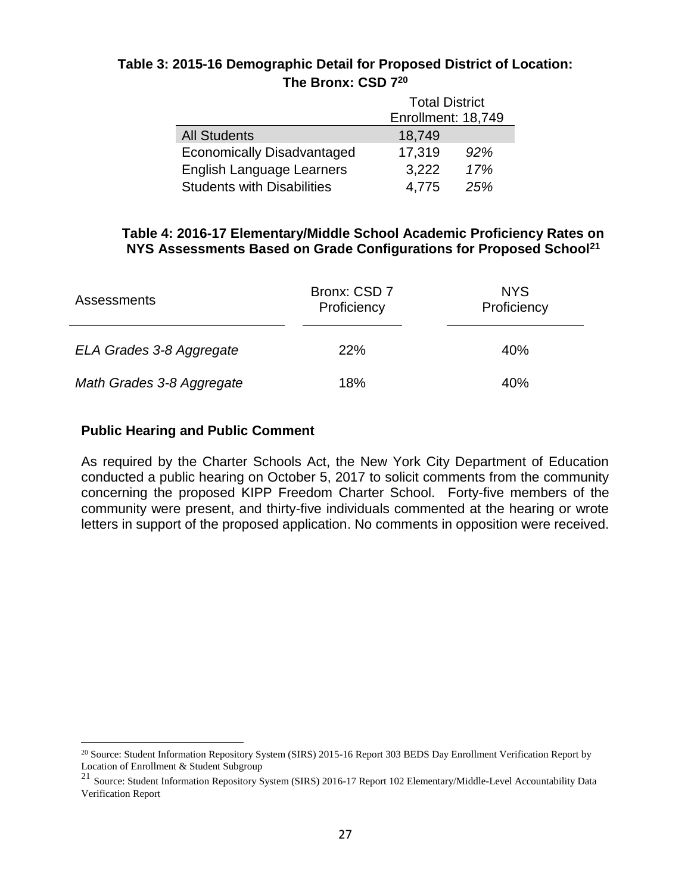**Table 3: 2015-16 Demographic Detail for Proposed District of Location: The Bronx: CSD 7**[20]

| | Total District Enrollment: 18,749 | |
|---|---|---|
| All Students | 18,749 | |
| Economically Disadvantaged | 17,319 | *92%* |
| English Language Learners | 3,222 | *17%* |
| Students with Disabilities | 4,775 | *25%* |

**Table 4: 2016-17 Elementary/Middle School Academic Proficiency Rates on NYS Assessments Based on Grade Configurations for Proposed School**[21]

| Assessments | Bronx: CSD 7 Proficiency | NYS Proficiency |
|---|---|---|
| *ELA Grades 3-8 Aggregate* | 22% | 40% |
| *Math Grades 3-8 Aggregate* | 18% | 40% |

**Public Hearing and Public Comment**

As required by the Charter Schools Act, the New York City Department of Education conducted a public hearing on October 5, 2017 to solicit comments from the community concerning the proposed KIPP Freedom Charter School. Forty-five members of the community were present, and thirty-five individuals commented at the hearing or wrote letters in support of the proposed application. No comments in opposition were received.

[20] Source: Student Information Repository System (SIRS) 2015-16 Report 303 BEDS Day Enrollment Verification Report by Location of Enrollment & Student Subgroup

[21] Source: Student Information Repository System (SIRS) 2016-17 Report 102 Elementary/Middle-Level Accountability Data Verification Report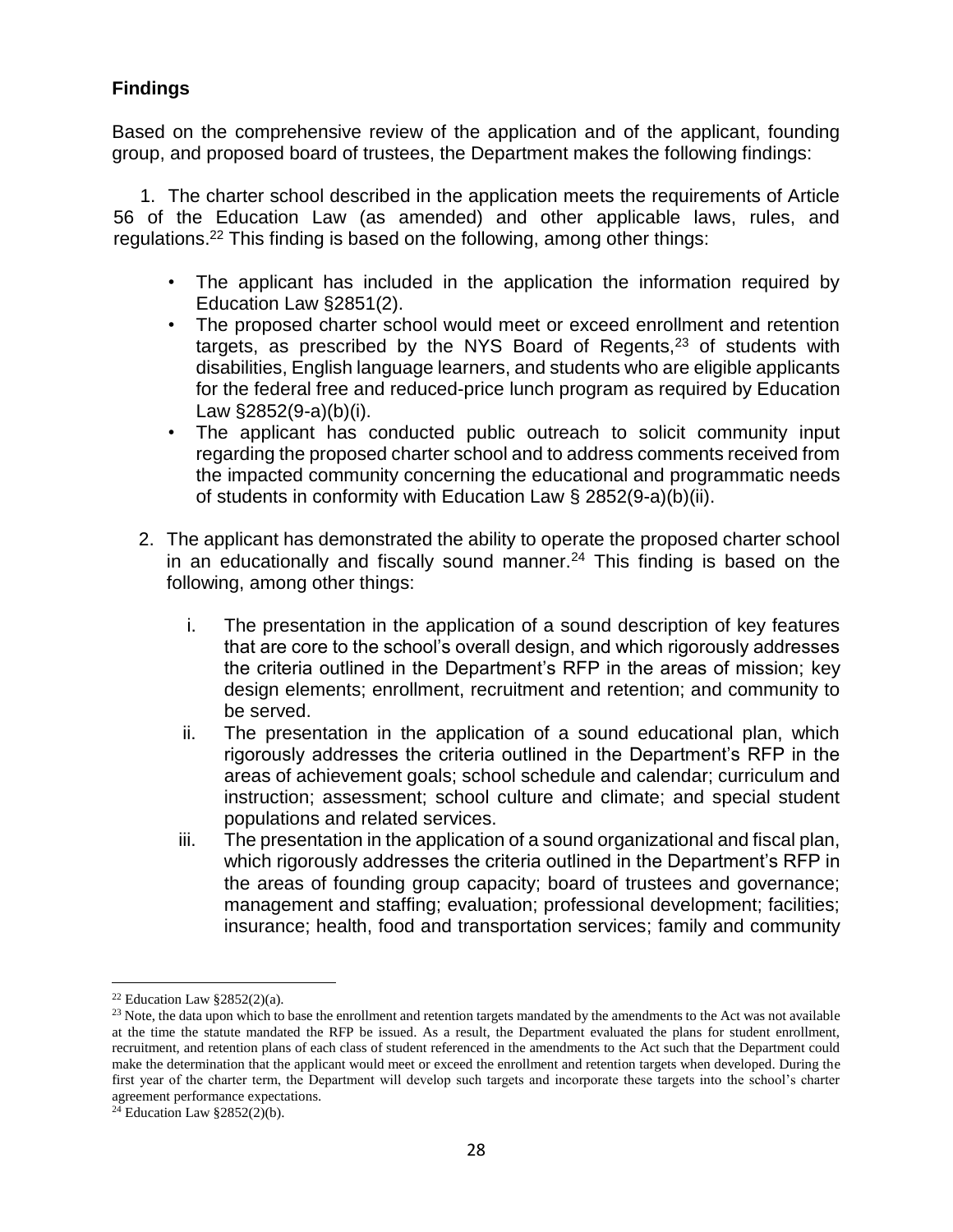**Findings**

Based on the comprehensive review of the application and of the applicant, founding group, and proposed board of trustees, the Department makes the following findings:

1. The charter school described in the application meets the requirements of Article 56 of the Education Law (as amended) and other applicable laws, rules, and regulations.[22] This finding is based on the following, among other things:

    - The applicant has included in the application the information required by Education Law §2851(2).
    - The proposed charter school would meet or exceed enrollment and retention targets, as prescribed by the NYS Board of Regents,[23] of students with disabilities, English language learners, and students who are eligible applicants for the federal free and reduced-price lunch program as required by Education Law §2852(9-a)(b)(i).
    - The applicant has conducted public outreach to solicit community input regarding the proposed charter school and to address comments received from the impacted community concerning the educational and programmatic needs of students in conformity with Education Law § 2852(9-a)(b)(ii).

2. The applicant has demonstrated the ability to operate the proposed charter school in an educationally and fiscally sound manner.[24] This finding is based on the following, among other things:

    i. The presentation in the application of a sound description of key features that are core to the school's overall design, and which rigorously addresses the criteria outlined in the Department's RFP in the areas of mission; key design elements; enrollment, recruitment and retention; and community to be served.

    ii. The presentation in the application of a sound educational plan, which rigorously addresses the criteria outlined in the Department's RFP in the areas of achievement goals; school schedule and calendar; curriculum and instruction; assessment; school culture and climate; and special student populations and related services.

    iii. The presentation in the application of a sound organizational and fiscal plan, which rigorously addresses the criteria outlined in the Department's RFP in the areas of founding group capacity; board of trustees and governance; management and staffing; evaluation; professional development; facilities; insurance; health, food and transportation services; family and community

---

[22] Education Law §2852(2)(a).

[23] Note, the data upon which to base the enrollment and retention targets mandated by the amendments to the Act was not available at the time the statute mandated the RFP be issued. As a result, the Department evaluated the plans for student enrollment, recruitment, and retention plans of each class of student referenced in the amendments to the Act such that the Department could make the determination that the applicant would meet or exceed the enrollment and retention targets when developed. During the first year of the charter term, the Department will develop such targets and incorporate these targets into the school's charter agreement performance expectations.

[24] Education Law §2852(2)(b).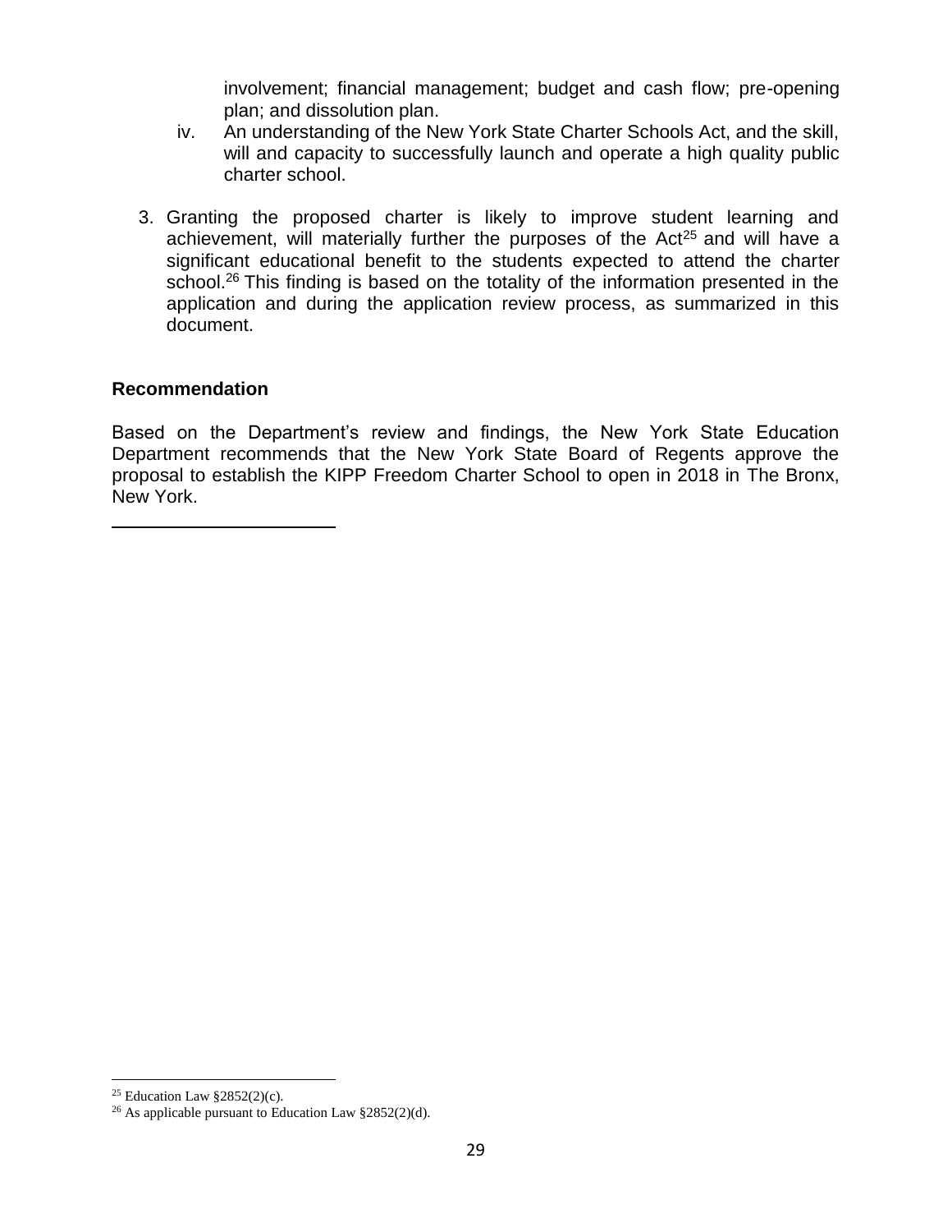involvement; financial management; budget and cash flow; pre-opening plan; and dissolution plan.

iv. An understanding of the New York State Charter Schools Act, and the skill, will and capacity to successfully launch and operate a high quality public charter school.

3. Granting the proposed charter is likely to improve student learning and achievement, will materially further the purposes of the Act[25] and will have a significant educational benefit to the students expected to attend the charter school.[26] This finding is based on the totality of the information presented in the application and during the application review process, as summarized in this document.

**Recommendation**

Based on the Department's review and findings, the New York State Education Department recommends that the New York State Board of Regents approve the proposal to establish the KIPP Freedom Charter School to open in 2018 in The Bronx, New York.

---

[25] Education Law §2852(2)(c).

[26] As applicable pursuant to Education Law §2852(2)(d).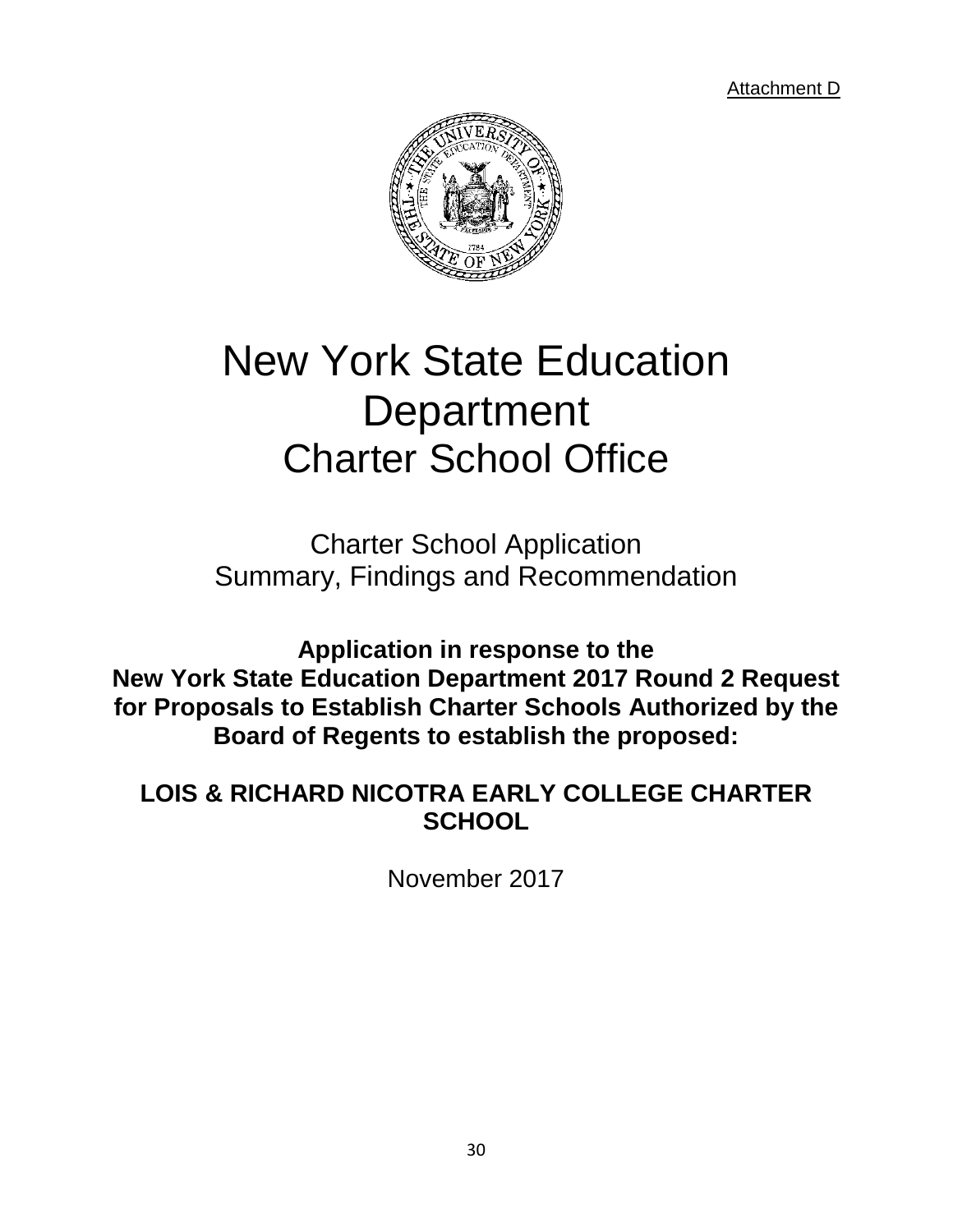Attachment D

# New York State Education Department
# Charter School Office

## Charter School Application
## Summary, Findings and Recommendation

**Application in response to the New York State Education Department 2017 Round 2 Request for Proposals to Establish Charter Schools Authorized by the Board of Regents to establish the proposed:**

**LOIS & RICHARD NICOTRA EARLY COLLEGE CHARTER SCHOOL**

November 2017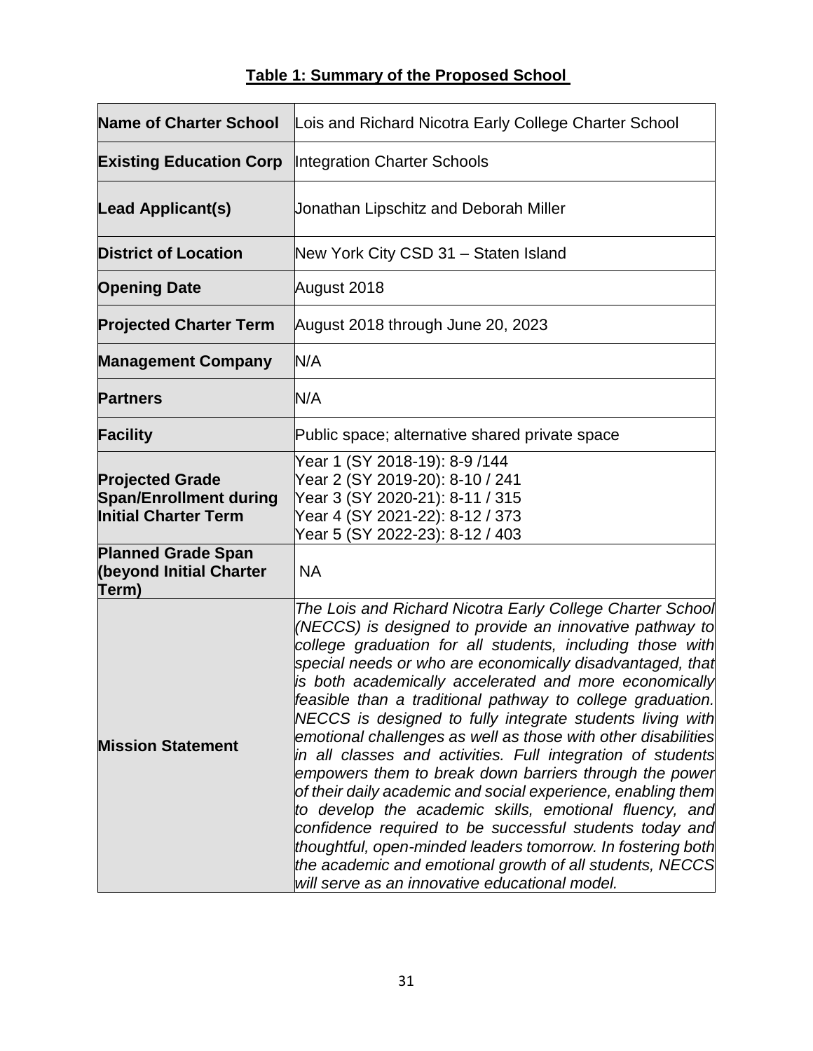**Table 1: Summary of the Proposed School**

| | |
|---|---|
| **Name of Charter School** | Lois and Richard Nicotra Early College Charter School |
| **Existing Education Corp** | Integration Charter Schools |
| **Lead Applicant(s)** | Jonathan Lipschitz and Deborah Miller |
| **District of Location** | New York City CSD 31 – Staten Island |
| **Opening Date** | August 2018 |
| **Projected Charter Term** | August 2018 through June 20, 2023 |
| **Management Company** | N/A |
| **Partners** | N/A |
| **Facility** | Public space; alternative shared private space |
| **Projected Grade Span/Enrollment during Initial Charter Term** | Year 1 (SY 2018-19): 8-9 /144<br>Year 2 (SY 2019-20): 8-10 / 241<br>Year 3 (SY 2020-21): 8-11 / 315<br>Year 4 (SY 2021-22): 8-12 / 373<br>Year 5 (SY 2022-23): 8-12 / 403 |
| **Planned Grade Span (beyond Initial Charter Term)** | NA |
| **Mission Statement** | *The Lois and Richard Nicotra Early College Charter School (NECCS) is designed to provide an innovative pathway to college graduation for all students, including those with special needs or who are economically disadvantaged, that is both academically accelerated and more economically feasible than a traditional pathway to college graduation. NECCS is designed to fully integrate students living with emotional challenges as well as those with other disabilities in all classes and activities. Full integration of students empowers them to break down barriers through the power of their daily academic and social experience, enabling them to develop the academic skills, emotional fluency, and confidence required to be successful students today and thoughtful, open-minded leaders tomorrow. In fostering both the academic and emotional growth of all students, NECCS will serve as an innovative educational model.* |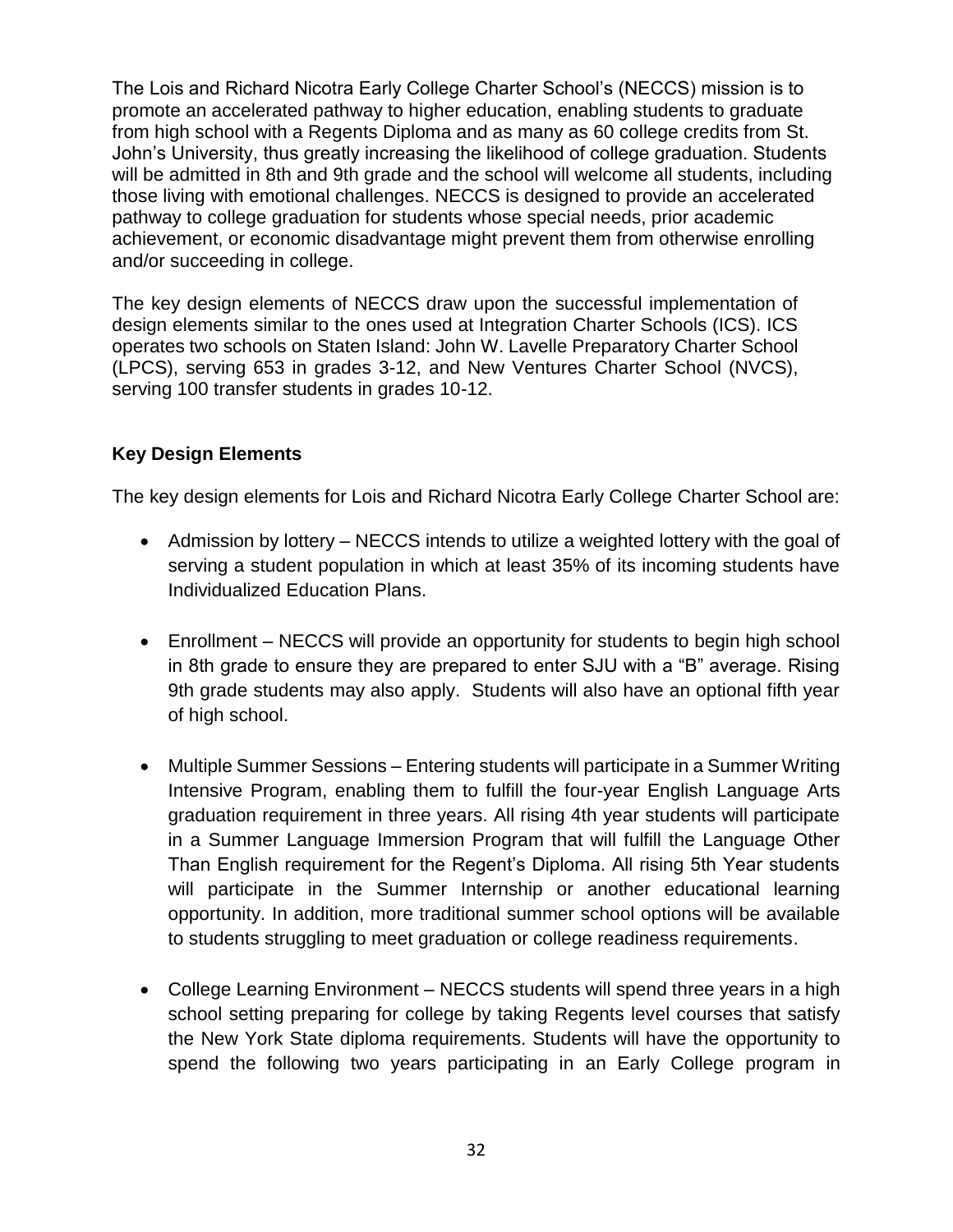The Lois and Richard Nicotra Early College Charter School's (NECCS) mission is to promote an accelerated pathway to higher education, enabling students to graduate from high school with a Regents Diploma and as many as 60 college credits from St. John's University, thus greatly increasing the likelihood of college graduation. Students will be admitted in 8th and 9th grade and the school will welcome all students, including those living with emotional challenges. NECCS is designed to provide an accelerated pathway to college graduation for students whose special needs, prior academic achievement, or economic disadvantage might prevent them from otherwise enrolling and/or succeeding in college.

The key design elements of NECCS draw upon the successful implementation of design elements similar to the ones used at Integration Charter Schools (ICS). ICS operates two schools on Staten Island: John W. Lavelle Preparatory Charter School (LPCS), serving 653 in grades 3-12, and New Ventures Charter School (NVCS), serving 100 transfer students in grades 10-12.

**Key Design Elements**

The key design elements for Lois and Richard Nicotra Early College Charter School are:

- Admission by lottery – NECCS intends to utilize a weighted lottery with the goal of serving a student population in which at least 35% of its incoming students have Individualized Education Plans.
- Enrollment – NECCS will provide an opportunity for students to begin high school in 8th grade to ensure they are prepared to enter SJU with a "B" average. Rising 9th grade students may also apply. Students will also have an optional fifth year of high school.
- Multiple Summer Sessions – Entering students will participate in a Summer Writing Intensive Program, enabling them to fulfill the four-year English Language Arts graduation requirement in three years. All rising 4th year students will participate in a Summer Language Immersion Program that will fulfill the Language Other Than English requirement for the Regent's Diploma. All rising 5th Year students will participate in the Summer Internship or another educational learning opportunity. In addition, more traditional summer school options will be available to students struggling to meet graduation or college readiness requirements.
- College Learning Environment – NECCS students will spend three years in a high school setting preparing for college by taking Regents level courses that satisfy the New York State diploma requirements. Students will have the opportunity to spend the following two years participating in an Early College program in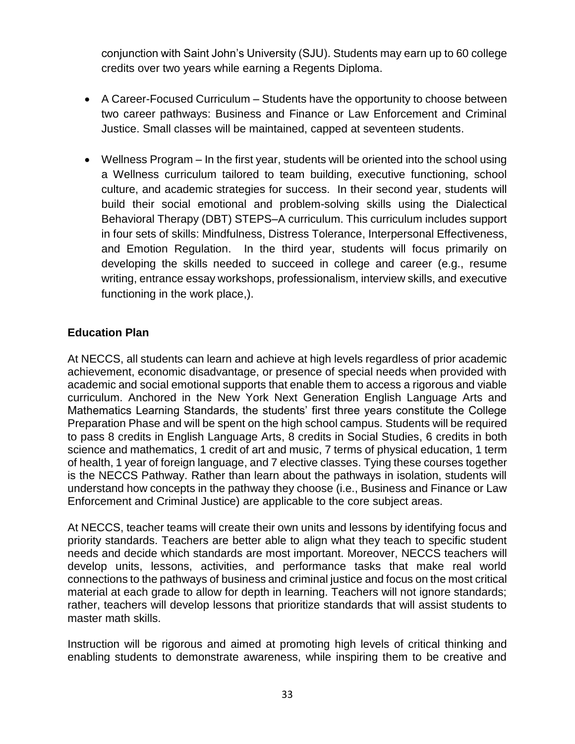conjunction with Saint John's University (SJU). Students may earn up to 60 college credits over two years while earning a Regents Diploma.

- A Career-Focused Curriculum – Students have the opportunity to choose between two career pathways: Business and Finance or Law Enforcement and Criminal Justice. Small classes will be maintained, capped at seventeen students.

- Wellness Program – In the first year, students will be oriented into the school using a Wellness curriculum tailored to team building, executive functioning, school culture, and academic strategies for success. In their second year, students will build their social emotional and problem-solving skills using the Dialectical Behavioral Therapy (DBT) STEPS–A curriculum. This curriculum includes support in four sets of skills: Mindfulness, Distress Tolerance, Interpersonal Effectiveness, and Emotion Regulation. In the third year, students will focus primarily on developing the skills needed to succeed in college and career (e.g., resume writing, entrance essay workshops, professionalism, interview skills, and executive functioning in the work place,).

**Education Plan**

At NECCS, all students can learn and achieve at high levels regardless of prior academic achievement, economic disadvantage, or presence of special needs when provided with academic and social emotional supports that enable them to access a rigorous and viable curriculum. Anchored in the New York Next Generation English Language Arts and Mathematics Learning Standards, the students' first three years constitute the College Preparation Phase and will be spent on the high school campus. Students will be required to pass 8 credits in English Language Arts, 8 credits in Social Studies, 6 credits in both science and mathematics, 1 credit of art and music, 7 terms of physical education, 1 term of health, 1 year of foreign language, and 7 elective classes. Tying these courses together is the NECCS Pathway. Rather than learn about the pathways in isolation, students will understand how concepts in the pathway they choose (i.e., Business and Finance or Law Enforcement and Criminal Justice) are applicable to the core subject areas.

At NECCS, teacher teams will create their own units and lessons by identifying focus and priority standards. Teachers are better able to align what they teach to specific student needs and decide which standards are most important. Moreover, NECCS teachers will develop units, lessons, activities, and performance tasks that make real world connections to the pathways of business and criminal justice and focus on the most critical material at each grade to allow for depth in learning. Teachers will not ignore standards; rather, teachers will develop lessons that prioritize standards that will assist students to master math skills.

Instruction will be rigorous and aimed at promoting high levels of critical thinking and enabling students to demonstrate awareness, while inspiring them to be creative and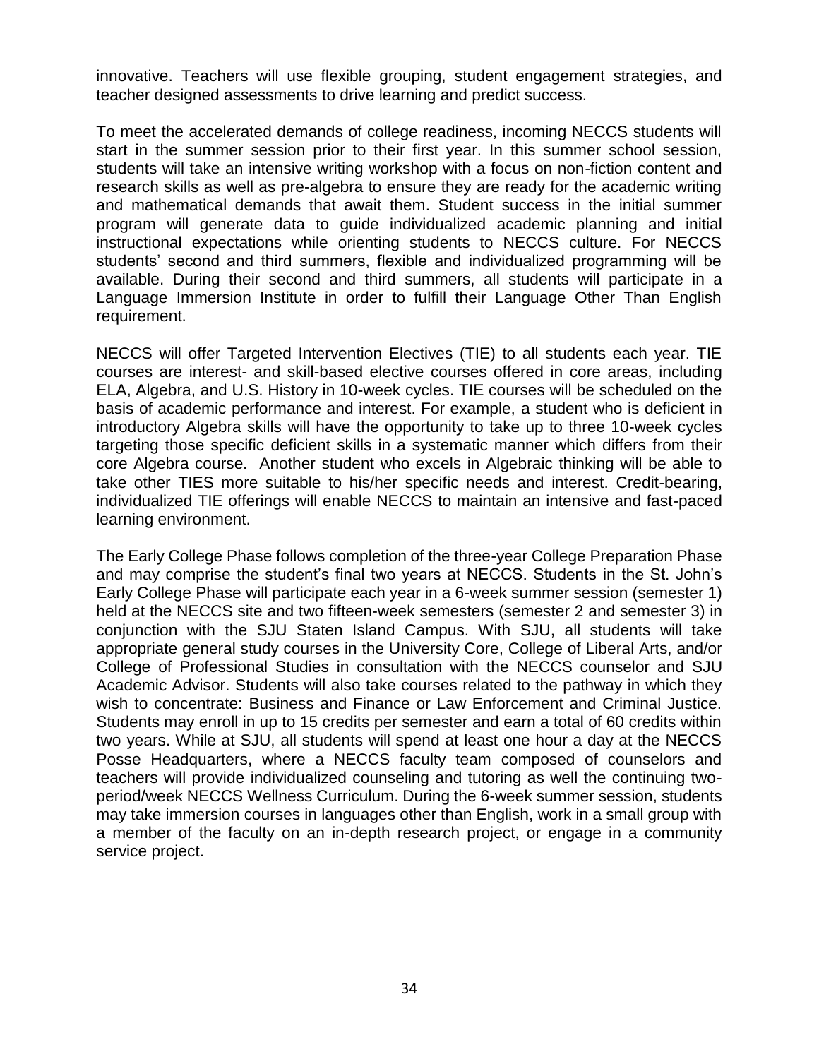innovative. Teachers will use flexible grouping, student engagement strategies, and teacher designed assessments to drive learning and predict success.

To meet the accelerated demands of college readiness, incoming NECCS students will start in the summer session prior to their first year. In this summer school session, students will take an intensive writing workshop with a focus on non-fiction content and research skills as well as pre-algebra to ensure they are ready for the academic writing and mathematical demands that await them. Student success in the initial summer program will generate data to guide individualized academic planning and initial instructional expectations while orienting students to NECCS culture. For NECCS students' second and third summers, flexible and individualized programming will be available. During their second and third summers, all students will participate in a Language Immersion Institute in order to fulfill their Language Other Than English requirement.

NECCS will offer Targeted Intervention Electives (TIE) to all students each year. TIE courses are interest- and skill-based elective courses offered in core areas, including ELA, Algebra, and U.S. History in 10-week cycles. TIE courses will be scheduled on the basis of academic performance and interest. For example, a student who is deficient in introductory Algebra skills will have the opportunity to take up to three 10-week cycles targeting those specific deficient skills in a systematic manner which differs from their core Algebra course. Another student who excels in Algebraic thinking will be able to take other TIES more suitable to his/her specific needs and interest. Credit-bearing, individualized TIE offerings will enable NECCS to maintain an intensive and fast-paced learning environment.

The Early College Phase follows completion of the three-year College Preparation Phase and may comprise the student's final two years at NECCS. Students in the St. John's Early College Phase will participate each year in a 6-week summer session (semester 1) held at the NECCS site and two fifteen-week semesters (semester 2 and semester 3) in conjunction with the SJU Staten Island Campus. With SJU, all students will take appropriate general study courses in the University Core, College of Liberal Arts, and/or College of Professional Studies in consultation with the NECCS counselor and SJU Academic Advisor. Students will also take courses related to the pathway in which they wish to concentrate: Business and Finance or Law Enforcement and Criminal Justice. Students may enroll in up to 15 credits per semester and earn a total of 60 credits within two years. While at SJU, all students will spend at least one hour a day at the NECCS Posse Headquarters, where a NECCS faculty team composed of counselors and teachers will provide individualized counseling and tutoring as well the continuing two-period/week NECCS Wellness Curriculum. During the 6-week summer session, students may take immersion courses in languages other than English, work in a small group with a member of the faculty on an in-depth research project, or engage in a community service project.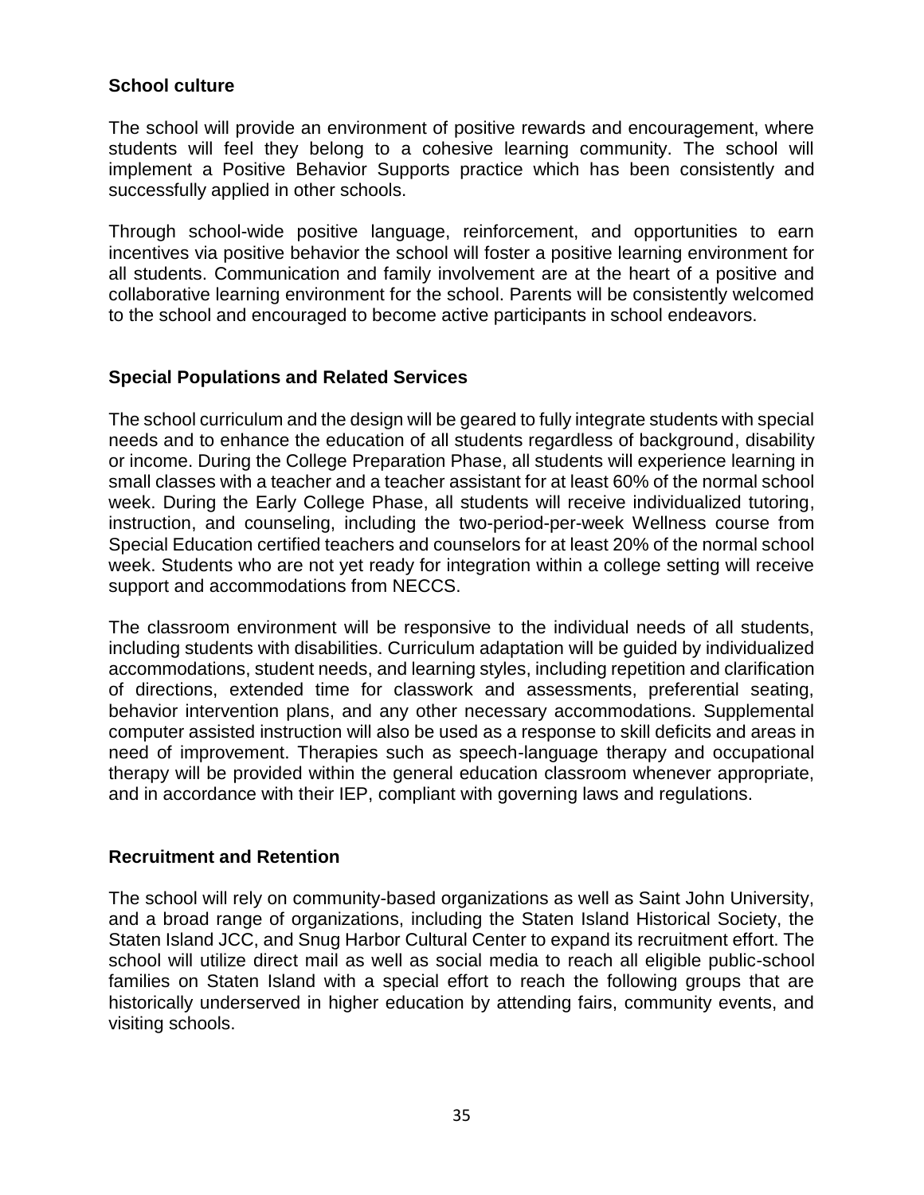### School culture

The school will provide an environment of positive rewards and encouragement, where students will feel they belong to a cohesive learning community. The school will implement a Positive Behavior Supports practice which has been consistently and successfully applied in other schools.

Through school-wide positive language, reinforcement, and opportunities to earn incentives via positive behavior the school will foster a positive learning environment for all students. Communication and family involvement are at the heart of a positive and collaborative learning environment for the school. Parents will be consistently welcomed to the school and encouraged to become active participants in school endeavors.

### Special Populations and Related Services

The school curriculum and the design will be geared to fully integrate students with special needs and to enhance the education of all students regardless of background, disability or income. During the College Preparation Phase, all students will experience learning in small classes with a teacher and a teacher assistant for at least 60% of the normal school week. During the Early College Phase, all students will receive individualized tutoring, instruction, and counseling, including the two-period-per-week Wellness course from Special Education certified teachers and counselors for at least 20% of the normal school week. Students who are not yet ready for integration within a college setting will receive support and accommodations from NECCS.

The classroom environment will be responsive to the individual needs of all students, including students with disabilities. Curriculum adaptation will be guided by individualized accommodations, student needs, and learning styles, including repetition and clarification of directions, extended time for classwork and assessments, preferential seating, behavior intervention plans, and any other necessary accommodations. Supplemental computer assisted instruction will also be used as a response to skill deficits and areas in need of improvement. Therapies such as speech-language therapy and occupational therapy will be provided within the general education classroom whenever appropriate, and in accordance with their IEP, compliant with governing laws and regulations.

### Recruitment and Retention

The school will rely on community-based organizations as well as Saint John University, and a broad range of organizations, including the Staten Island Historical Society, the Staten Island JCC, and Snug Harbor Cultural Center to expand its recruitment effort. The school will utilize direct mail as well as social media to reach all eligible public-school families on Staten Island with a special effort to reach the following groups that are historically underserved in higher education by attending fairs, community events, and visiting schools.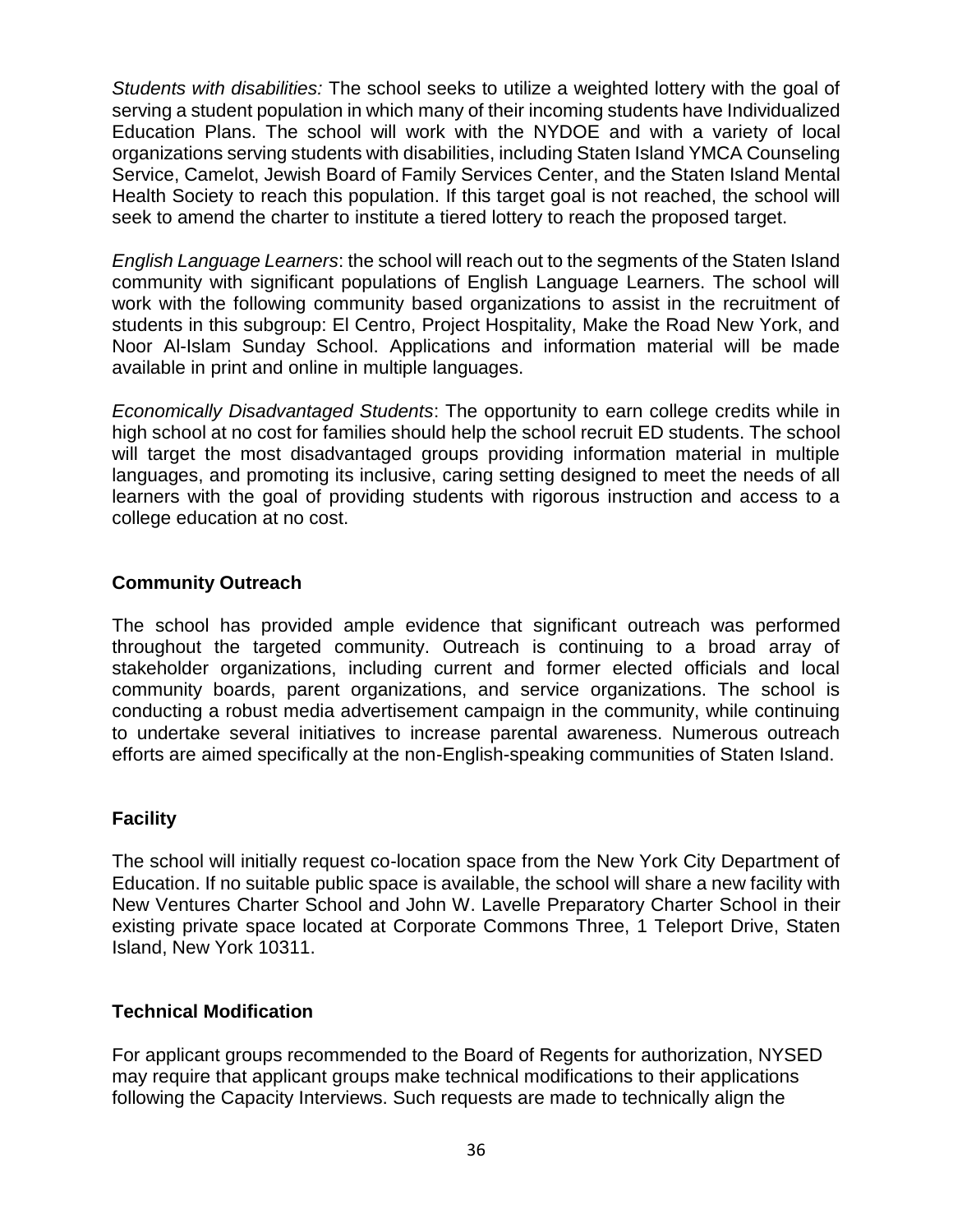*Students with disabilities:* The school seeks to utilize a weighted lottery with the goal of serving a student population in which many of their incoming students have Individualized Education Plans. The school will work with the NYDOE and with a variety of local organizations serving students with disabilities, including Staten Island YMCA Counseling Service, Camelot, Jewish Board of Family Services Center, and the Staten Island Mental Health Society to reach this population. If this target goal is not reached, the school will seek to amend the charter to institute a tiered lottery to reach the proposed target.

*English Language Learners*: the school will reach out to the segments of the Staten Island community with significant populations of English Language Learners. The school will work with the following community based organizations to assist in the recruitment of students in this subgroup: El Centro, Project Hospitality, Make the Road New York, and Noor Al-Islam Sunday School. Applications and information material will be made available in print and online in multiple languages.

*Economically Disadvantaged Students*: The opportunity to earn college credits while in high school at no cost for families should help the school recruit ED students. The school will target the most disadvantaged groups providing information material in multiple languages, and promoting its inclusive, caring setting designed to meet the needs of all learners with the goal of providing students with rigorous instruction and access to a college education at no cost.

**Community Outreach**

The school has provided ample evidence that significant outreach was performed throughout the targeted community. Outreach is continuing to a broad array of stakeholder organizations, including current and former elected officials and local community boards, parent organizations, and service organizations. The school is conducting a robust media advertisement campaign in the community, while continuing to undertake several initiatives to increase parental awareness. Numerous outreach efforts are aimed specifically at the non-English-speaking communities of Staten Island.

**Facility**

The school will initially request co-location space from the New York City Department of Education. If no suitable public space is available, the school will share a new facility with New Ventures Charter School and John W. Lavelle Preparatory Charter School in their existing private space located at Corporate Commons Three, 1 Teleport Drive, Staten Island, New York 10311.

**Technical Modification**

For applicant groups recommended to the Board of Regents for authorization, NYSED may require that applicant groups make technical modifications to their applications following the Capacity Interviews. Such requests are made to technically align the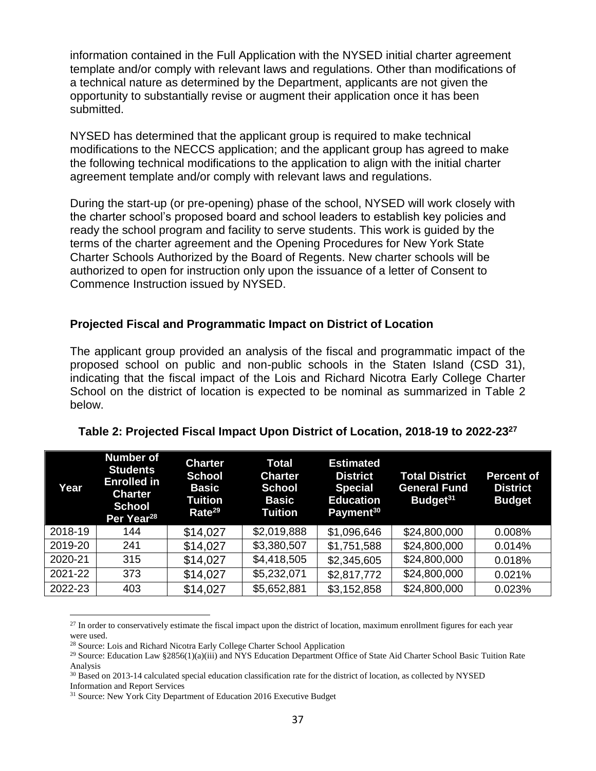information contained in the Full Application with the NYSED initial charter agreement template and/or comply with relevant laws and regulations. Other than modifications of a technical nature as determined by the Department, applicants are not given the opportunity to substantially revise or augment their application once it has been submitted.

NYSED has determined that the applicant group is required to make technical modifications to the NECCS application; and the applicant group has agreed to make the following technical modifications to the application to align with the initial charter agreement template and/or comply with relevant laws and regulations.

During the start-up (or pre-opening) phase of the school, NYSED will work closely with the charter school's proposed board and school leaders to establish key policies and ready the school program and facility to serve students. This work is guided by the terms of the charter agreement and the Opening Procedures for New York State Charter Schools Authorized by the Board of Regents. New charter schools will be authorized to open for instruction only upon the issuance of a letter of Consent to Commence Instruction issued by NYSED.

**Projected Fiscal and Programmatic Impact on District of Location**

The applicant group provided an analysis of the fiscal and programmatic impact of the proposed school on public and non-public schools in the Staten Island (CSD 31), indicating that the fiscal impact of the Lois and Richard Nicotra Early College Charter School on the district of location is expected to be nominal as summarized in Table 2 below.

**Table 2: Projected Fiscal Impact Upon District of Location, 2018-19 to 2022-23[27]**

| Year | Number of Students Enrolled in Charter School Per Year[28] | Charter School Basic Tuition Rate[29] | Total Charter School Basic Tuition | Estimated District Special Education Payment[30] | Total District General Fund Budget[31] | Percent of District Budget |
|---|---|---|---|---|---|---|
| 2018-19 | 144 | $14,027 | $2,019,888 | $1,096,646 | $24,800,000 | 0.008% |
| 2019-20 | 241 | $14,027 | $3,380,507 | $1,751,588 | $24,800,000 | 0.014% |
| 2020-21 | 315 | $14,027 | $4,418,505 | $2,345,605 | $24,800,000 | 0.018% |
| 2021-22 | 373 | $14,027 | $5,232,071 | $2,817,772 | $24,800,000 | 0.021% |
| 2022-23 | 403 | $14,027 | $5,652,881 | $3,152,858 | $24,800,000 | 0.023% |

[27] In order to conservatively estimate the fiscal impact upon the district of location, maximum enrollment figures for each year were used.

[28] Source: Lois and Richard Nicotra Early College Charter School Application

[29] Source: Education Law §2856(1)(a)(iii) and NYS Education Department Office of State Aid Charter School Basic Tuition Rate Analysis

[30] Based on 2013-14 calculated special education classification rate for the district of location, as collected by NYSED Information and Report Services

[31] Source: New York City Department of Education 2016 Executive Budget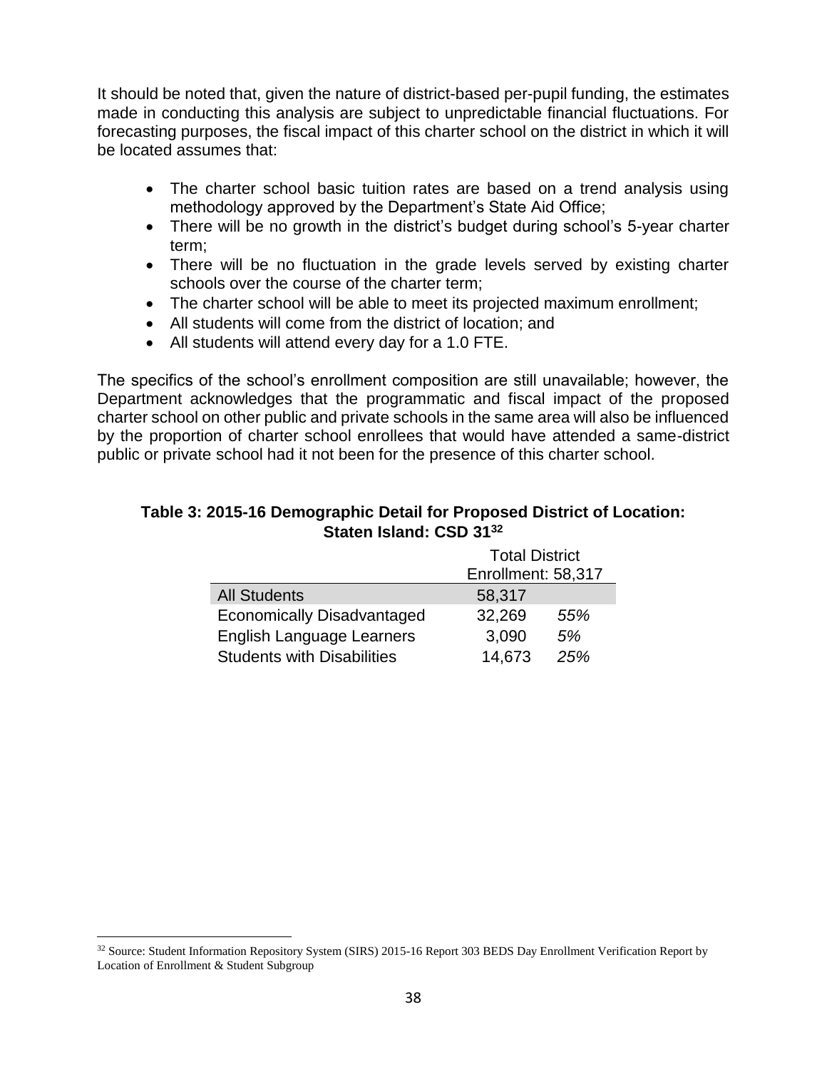It should be noted that, given the nature of district-based per-pupil funding, the estimates made in conducting this analysis are subject to unpredictable financial fluctuations. For forecasting purposes, the fiscal impact of this charter school on the district in which it will be located assumes that:

- The charter school basic tuition rates are based on a trend analysis using methodology approved by the Department's State Aid Office;
- There will be no growth in the district's budget during school's 5-year charter term;
- There will be no fluctuation in the grade levels served by existing charter schools over the course of the charter term;
- The charter school will be able to meet its projected maximum enrollment;
- All students will come from the district of location; and
- All students will attend every day for a 1.0 FTE.

The specifics of the school's enrollment composition are still unavailable; however, the Department acknowledges that the programmatic and fiscal impact of the proposed charter school on other public and private schools in the same area will also be influenced by the proportion of charter school enrollees that would have attended a same-district public or private school had it not been for the presence of this charter school.

**Table 3: 2015-16 Demographic Detail for Proposed District of Location: Staten Island: CSD 31**[32]

| | Total District Enrollment: 58,317 | |
|---|---|---|
| All Students | 58,317 | |
| Economically Disadvantaged | 32,269 | *55%* |
| English Language Learners | 3,090 | *5%* |
| Students with Disabilities | 14,673 | *25%* |

[32] Source: Student Information Repository System (SIRS) 2015-16 Report 303 BEDS Day Enrollment Verification Report by Location of Enrollment & Student Subgroup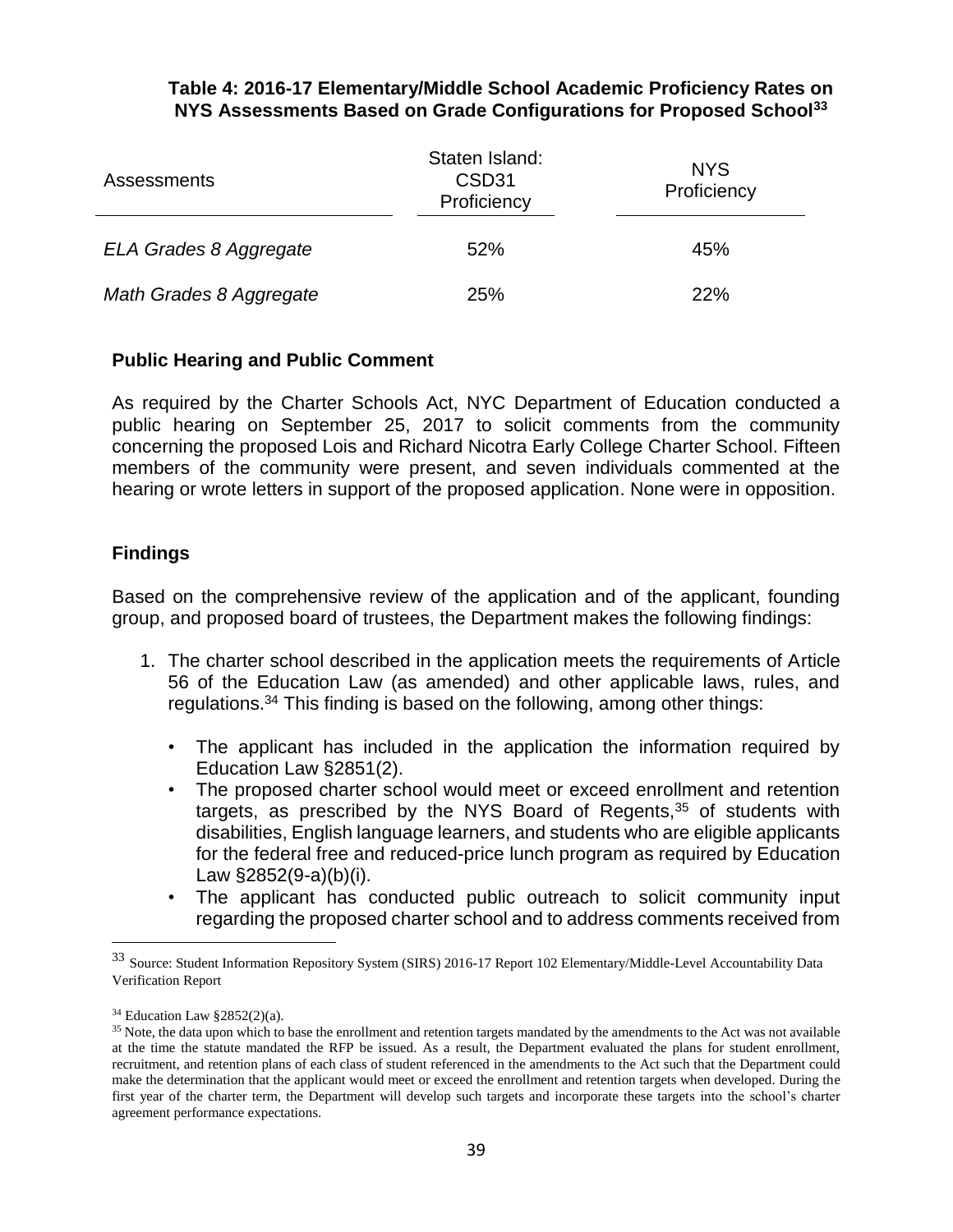**Table 4: 2016-17 Elementary/Middle School Academic Proficiency Rates on NYS Assessments Based on Grade Configurations for Proposed School[33]**

| Assessments | Staten Island: CSD31 Proficiency | NYS Proficiency |
|---|---|---|
| *ELA Grades 8 Aggregate* | 52% | 45% |
| *Math Grades 8 Aggregate* | 25% | 22% |

## Public Hearing and Public Comment

As required by the Charter Schools Act, NYC Department of Education conducted a public hearing on September 25, 2017 to solicit comments from the community concerning the proposed Lois and Richard Nicotra Early College Charter School. Fifteen members of the community were present, and seven individuals commented at the hearing or wrote letters in support of the proposed application. None were in opposition.

## Findings

Based on the comprehensive review of the application and of the applicant, founding group, and proposed board of trustees, the Department makes the following findings:

1. The charter school described in the application meets the requirements of Article 56 of the Education Law (as amended) and other applicable laws, rules, and regulations.[34] This finding is based on the following, among other things:
   - The applicant has included in the application the information required by Education Law §2851(2).
   - The proposed charter school would meet or exceed enrollment and retention targets, as prescribed by the NYS Board of Regents,[35] of students with disabilities, English language learners, and students who are eligible applicants for the federal free and reduced-price lunch program as required by Education Law §2852(9-a)(b)(i).
   - The applicant has conducted public outreach to solicit community input regarding the proposed charter school and to address comments received from

---

[33] Source: Student Information Repository System (SIRS) 2016-17 Report 102 Elementary/Middle-Level Accountability Data Verification Report

[34] Education Law §2852(2)(a).

[35] Note, the data upon which to base the enrollment and retention targets mandated by the amendments to the Act was not available at the time the statute mandated the RFP be issued. As a result, the Department evaluated the plans for student enrollment, recruitment, and retention plans of each class of student referenced in the amendments to the Act such that the Department could make the determination that the applicant would meet or exceed the enrollment and retention targets when developed. During the first year of the charter term, the Department will develop such targets and incorporate these targets into the school's charter agreement performance expectations.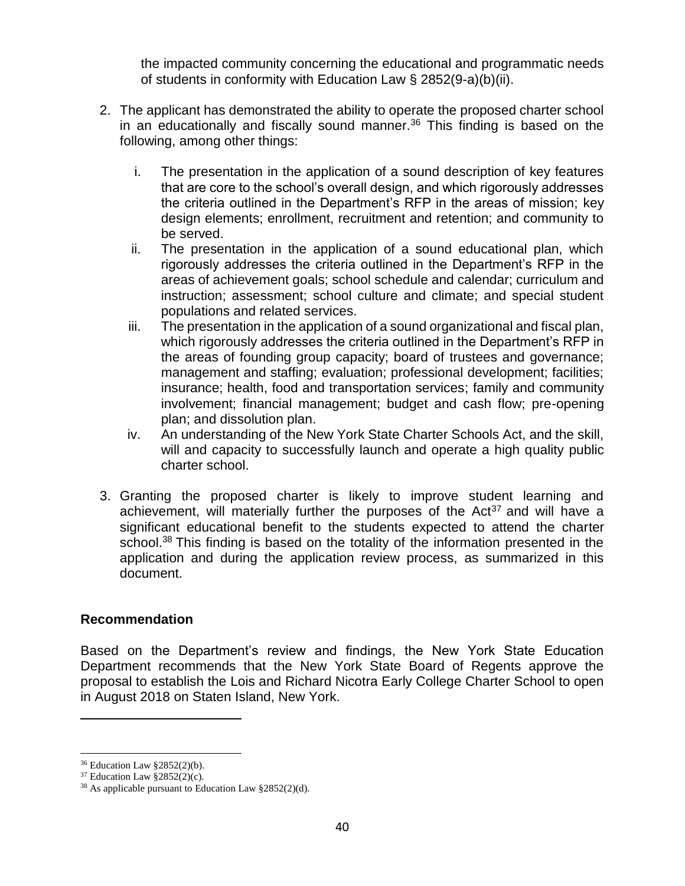the impacted community concerning the educational and programmatic needs of students in conformity with Education Law § 2852(9-a)(b)(ii).

2. The applicant has demonstrated the ability to operate the proposed charter school in an educationally and fiscally sound manner.[36] This finding is based on the following, among other things:

   i. The presentation in the application of a sound description of key features that are core to the school's overall design, and which rigorously addresses the criteria outlined in the Department's RFP in the areas of mission; key design elements; enrollment, recruitment and retention; and community to be served.
   
   ii. The presentation in the application of a sound educational plan, which rigorously addresses the criteria outlined in the Department's RFP in the areas of achievement goals; school schedule and calendar; curriculum and instruction; assessment; school culture and climate; and special student populations and related services.
   
   iii. The presentation in the application of a sound organizational and fiscal plan, which rigorously addresses the criteria outlined in the Department's RFP in the areas of founding group capacity; board of trustees and governance; management and staffing; evaluation; professional development; facilities; insurance; health, food and transportation services; family and community involvement; financial management; budget and cash flow; pre-opening plan; and dissolution plan.
   
   iv. An understanding of the New York State Charter Schools Act, and the skill, will and capacity to successfully launch and operate a high quality public charter school.

3. Granting the proposed charter is likely to improve student learning and achievement, will materially further the purposes of the Act[37] and will have a significant educational benefit to the students expected to attend the charter school.[38] This finding is based on the totality of the information presented in the application and during the application review process, as summarized in this document.

**Recommendation**

Based on the Department's review and findings, the New York State Education Department recommends that the New York State Board of Regents approve the proposal to establish the Lois and Richard Nicotra Early College Charter School to open in August 2018 on Staten Island, New York.

---

[36] Education Law §2852(2)(b).

[37] Education Law §2852(2)(c).

[38] As applicable pursuant to Education Law §2852(2)(d).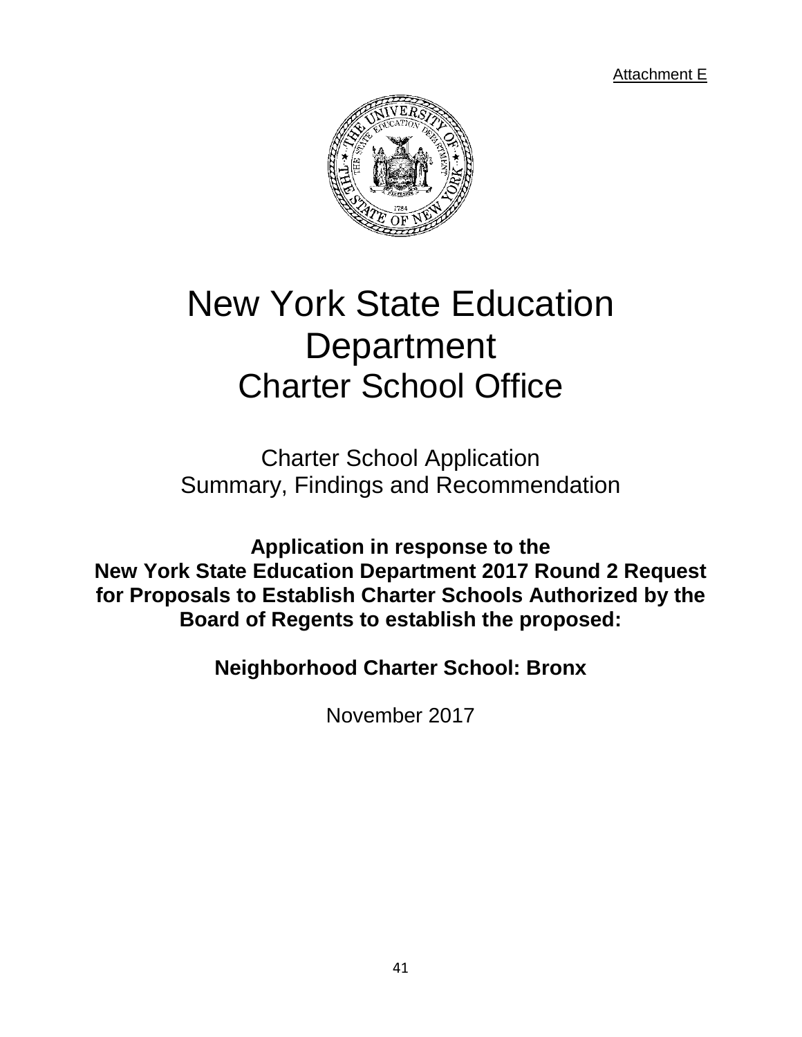Attachment E

# New York State Education Department
# Charter School Office

## Charter School Application
## Summary, Findings and Recommendation

**Application in response to the New York State Education Department 2017 Round 2 Request for Proposals to Establish Charter Schools Authorized by the Board of Regents to establish the proposed:**

**Neighborhood Charter School: Bronx**

November 2017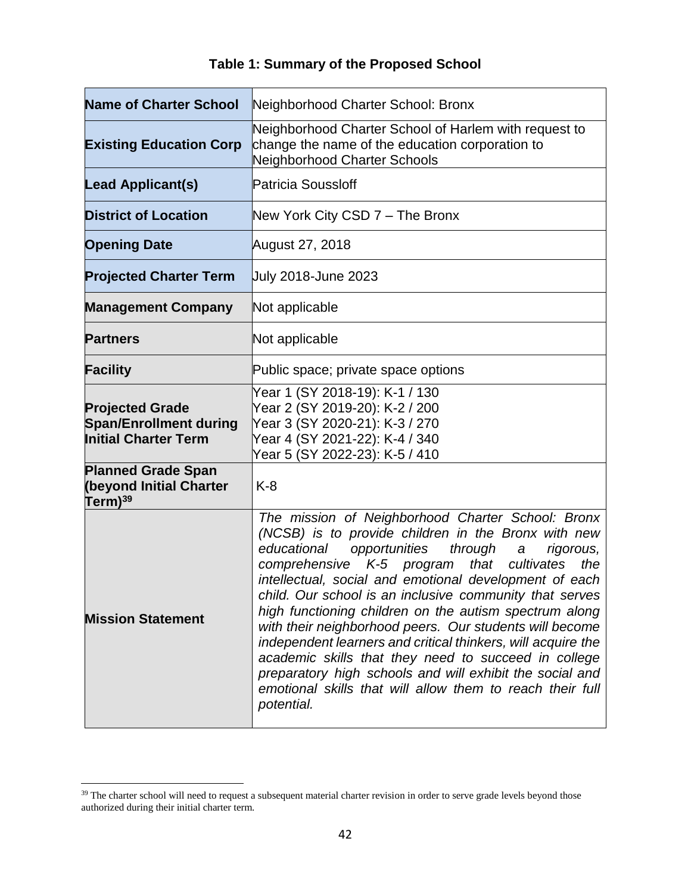**Table 1: Summary of the Proposed School**

| | |
|---|---|
| **Name of Charter School** | Neighborhood Charter School: Bronx |
| **Existing Education Corp** | Neighborhood Charter School of Harlem with request to change the name of the education corporation to Neighborhood Charter Schools |
| **Lead Applicant(s)** | Patricia Soussloff |
| **District of Location** | New York City CSD 7 – The Bronx |
| **Opening Date** | August 27, 2018 |
| **Projected Charter Term** | July 2018-June 2023 |
| **Management Company** | Not applicable |
| **Partners** | Not applicable |
| **Facility** | Public space; private space options |
| **Projected Grade Span/Enrollment during Initial Charter Term** | Year 1 (SY 2018-19): K-1 / 130<br>Year 2 (SY 2019-20): K-2 / 200<br>Year 3 (SY 2020-21): K-3 / 270<br>Year 4 (SY 2021-22): K-4 / 340<br>Year 5 (SY 2022-23): K-5 / 410 |
| **Planned Grade Span (beyond Initial Charter Term)[39]** | K-8 |
| **Mission Statement** | *The mission of Neighborhood Charter School: Bronx (NCSB) is to provide children in the Bronx with new educational opportunities through a rigorous, comprehensive K-5 program that cultivates the intellectual, social and emotional development of each child. Our school is an inclusive community that serves high functioning children on the autism spectrum along with their neighborhood peers. Our students will become independent learners and critical thinkers, will acquire the academic skills that they need to succeed in college preparatory high schools and will exhibit the social and emotional skills that will allow them to reach their full potential.* |

[39] The charter school will need to request a subsequent material charter revision in order to serve grade levels beyond those authorized during their initial charter term.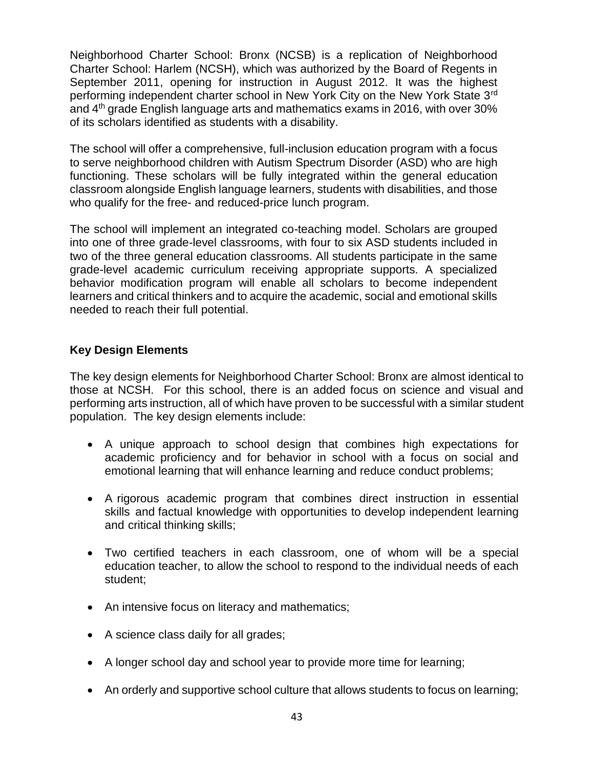Neighborhood Charter School: Bronx (NCSB) is a replication of Neighborhood Charter School: Harlem (NCSH), which was authorized by the Board of Regents in September 2011, opening for instruction in August 2012. It was the highest performing independent charter school in New York City on the New York State 3rd and 4th grade English language arts and mathematics exams in 2016, with over 30% of its scholars identified as students with a disability.

The school will offer a comprehensive, full-inclusion education program with a focus to serve neighborhood children with Autism Spectrum Disorder (ASD) who are high functioning. These scholars will be fully integrated within the general education classroom alongside English language learners, students with disabilities, and those who qualify for the free- and reduced-price lunch program.

The school will implement an integrated co-teaching model. Scholars are grouped into one of three grade-level classrooms, with four to six ASD students included in two of the three general education classrooms. All students participate in the same grade-level academic curriculum receiving appropriate supports. A specialized behavior modification program will enable all scholars to become independent learners and critical thinkers and to acquire the academic, social and emotional skills needed to reach their full potential.

**Key Design Elements**

The key design elements for Neighborhood Charter School: Bronx are almost identical to those at NCSH. For this school, there is an added focus on science and visual and performing arts instruction, all of which have proven to be successful with a similar student population. The key design elements include:

- A unique approach to school design that combines high expectations for academic proficiency and for behavior in school with a focus on social and emotional learning that will enhance learning and reduce conduct problems;
- A rigorous academic program that combines direct instruction in essential skills and factual knowledge with opportunities to develop independent learning and critical thinking skills;
- Two certified teachers in each classroom, one of whom will be a special education teacher, to allow the school to respond to the individual needs of each student;
- An intensive focus on literacy and mathematics;
- A science class daily for all grades;
- A longer school day and school year to provide more time for learning;
- An orderly and supportive school culture that allows students to focus on learning;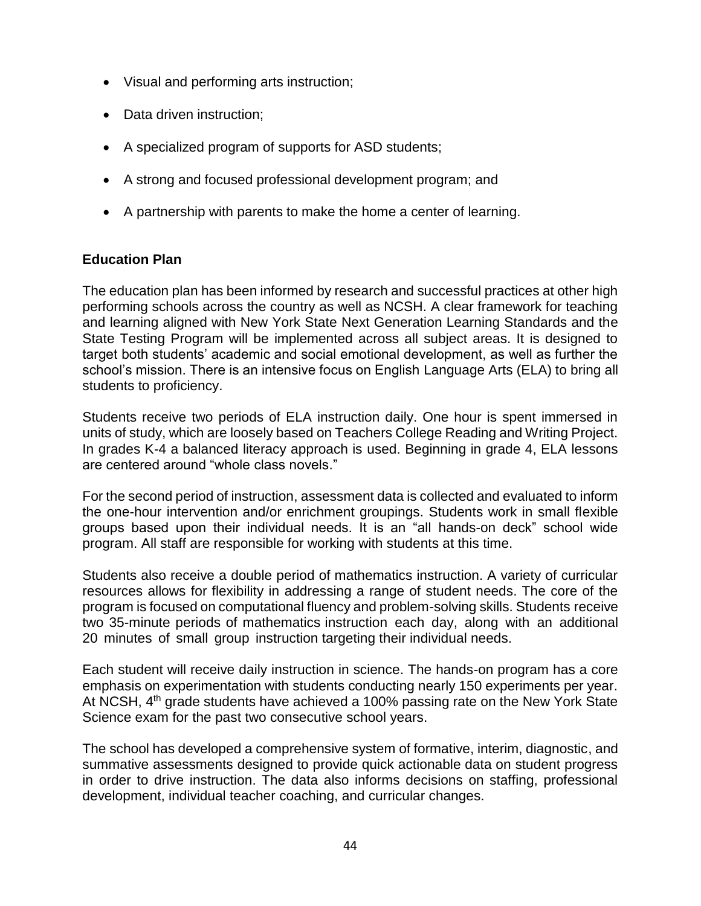- Visual and performing arts instruction;
- Data driven instruction;
- A specialized program of supports for ASD students;
- A strong and focused professional development program; and
- A partnership with parents to make the home a center of learning.

**Education Plan**

The education plan has been informed by research and successful practices at other high performing schools across the country as well as NCSH. A clear framework for teaching and learning aligned with New York State Next Generation Learning Standards and the State Testing Program will be implemented across all subject areas. It is designed to target both students' academic and social emotional development, as well as further the school's mission. There is an intensive focus on English Language Arts (ELA) to bring all students to proficiency.

Students receive two periods of ELA instruction daily. One hour is spent immersed in units of study, which are loosely based on Teachers College Reading and Writing Project. In grades K-4 a balanced literacy approach is used. Beginning in grade 4, ELA lessons are centered around "whole class novels."

For the second period of instruction, assessment data is collected and evaluated to inform the one-hour intervention and/or enrichment groupings. Students work in small flexible groups based upon their individual needs. It is an "all hands-on deck" school wide program. All staff are responsible for working with students at this time.

Students also receive a double period of mathematics instruction. A variety of curricular resources allows for flexibility in addressing a range of student needs. The core of the program is focused on computational fluency and problem-solving skills. Students receive two 35-minute periods of mathematics instruction each day, along with an additional 20 minutes of small group instruction targeting their individual needs.

Each student will receive daily instruction in science. The hands-on program has a core emphasis on experimentation with students conducting nearly 150 experiments per year. At NCSH, 4th grade students have achieved a 100% passing rate on the New York State Science exam for the past two consecutive school years.

The school has developed a comprehensive system of formative, interim, diagnostic, and summative assessments designed to provide quick actionable data on student progress in order to drive instruction. The data also informs decisions on staffing, professional development, individual teacher coaching, and curricular changes.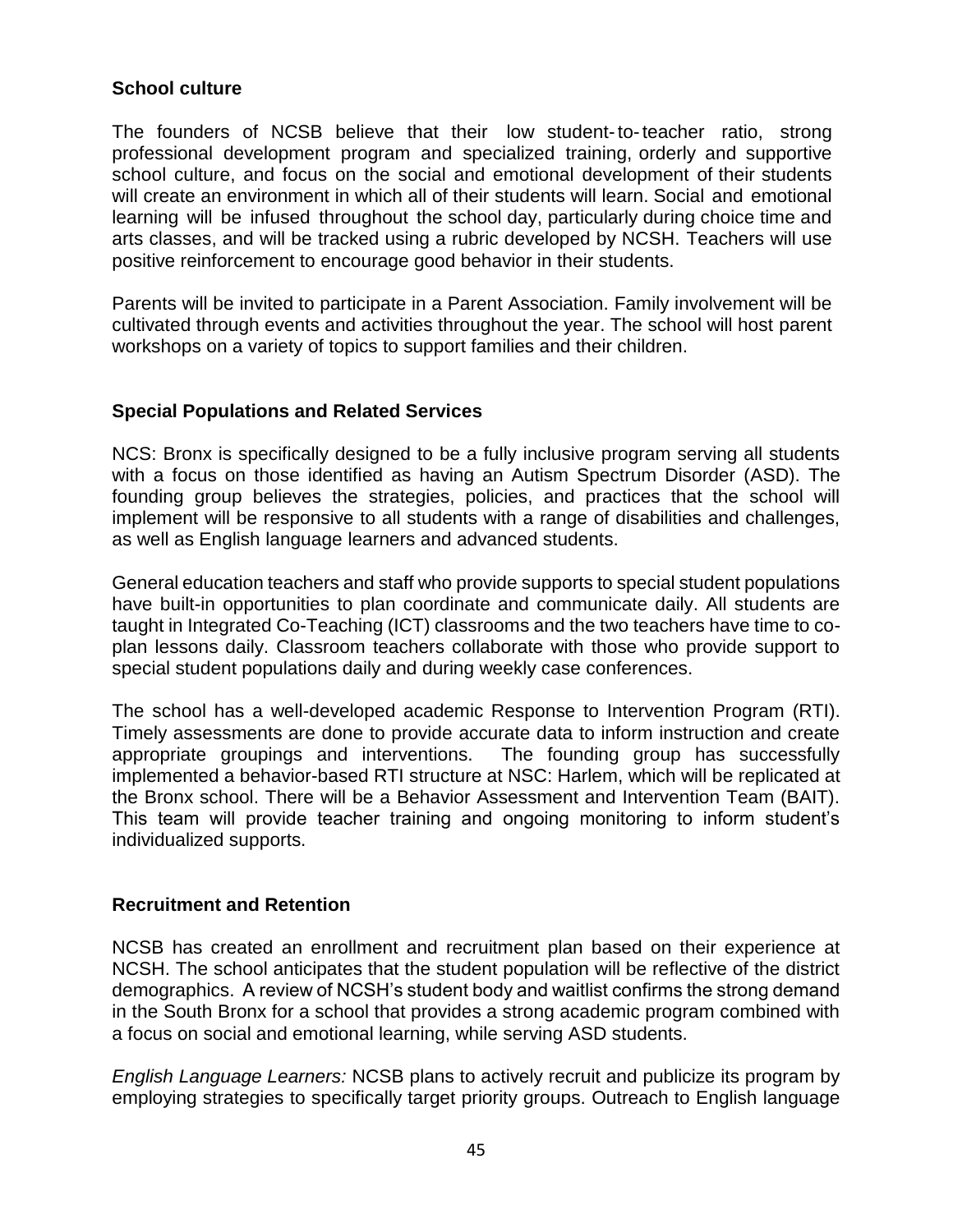### School culture

The founders of NCSB believe that their low student-to-teacher ratio, strong professional development program and specialized training, orderly and supportive school culture, and focus on the social and emotional development of their students will create an environment in which all of their students will learn. Social and emotional learning will be infused throughout the school day, particularly during choice time and arts classes, and will be tracked using a rubric developed by NCSH. Teachers will use positive reinforcement to encourage good behavior in their students.

Parents will be invited to participate in a Parent Association. Family involvement will be cultivated through events and activities throughout the year. The school will host parent workshops on a variety of topics to support families and their children.

### Special Populations and Related Services

NCS: Bronx is specifically designed to be a fully inclusive program serving all students with a focus on those identified as having an Autism Spectrum Disorder (ASD). The founding group believes the strategies, policies, and practices that the school will implement will be responsive to all students with a range of disabilities and challenges, as well as English language learners and advanced students.

General education teachers and staff who provide supports to special student populations have built-in opportunities to plan coordinate and communicate daily. All students are taught in Integrated Co-Teaching (ICT) classrooms and the two teachers have time to co-plan lessons daily. Classroom teachers collaborate with those who provide support to special student populations daily and during weekly case conferences.

The school has a well-developed academic Response to Intervention Program (RTI). Timely assessments are done to provide accurate data to inform instruction and create appropriate groupings and interventions. The founding group has successfully implemented a behavior-based RTI structure at NSC: Harlem, which will be replicated at the Bronx school. There will be a Behavior Assessment and Intervention Team (BAIT). This team will provide teacher training and ongoing monitoring to inform student's individualized supports.

### Recruitment and Retention

NCSB has created an enrollment and recruitment plan based on their experience at NCSH. The school anticipates that the student population will be reflective of the district demographics. A review of NCSH's student body and waitlist confirms the strong demand in the South Bronx for a school that provides a strong academic program combined with a focus on social and emotional learning, while serving ASD students.

*English Language Learners:* NCSB plans to actively recruit and publicize its program by employing strategies to specifically target priority groups. Outreach to English language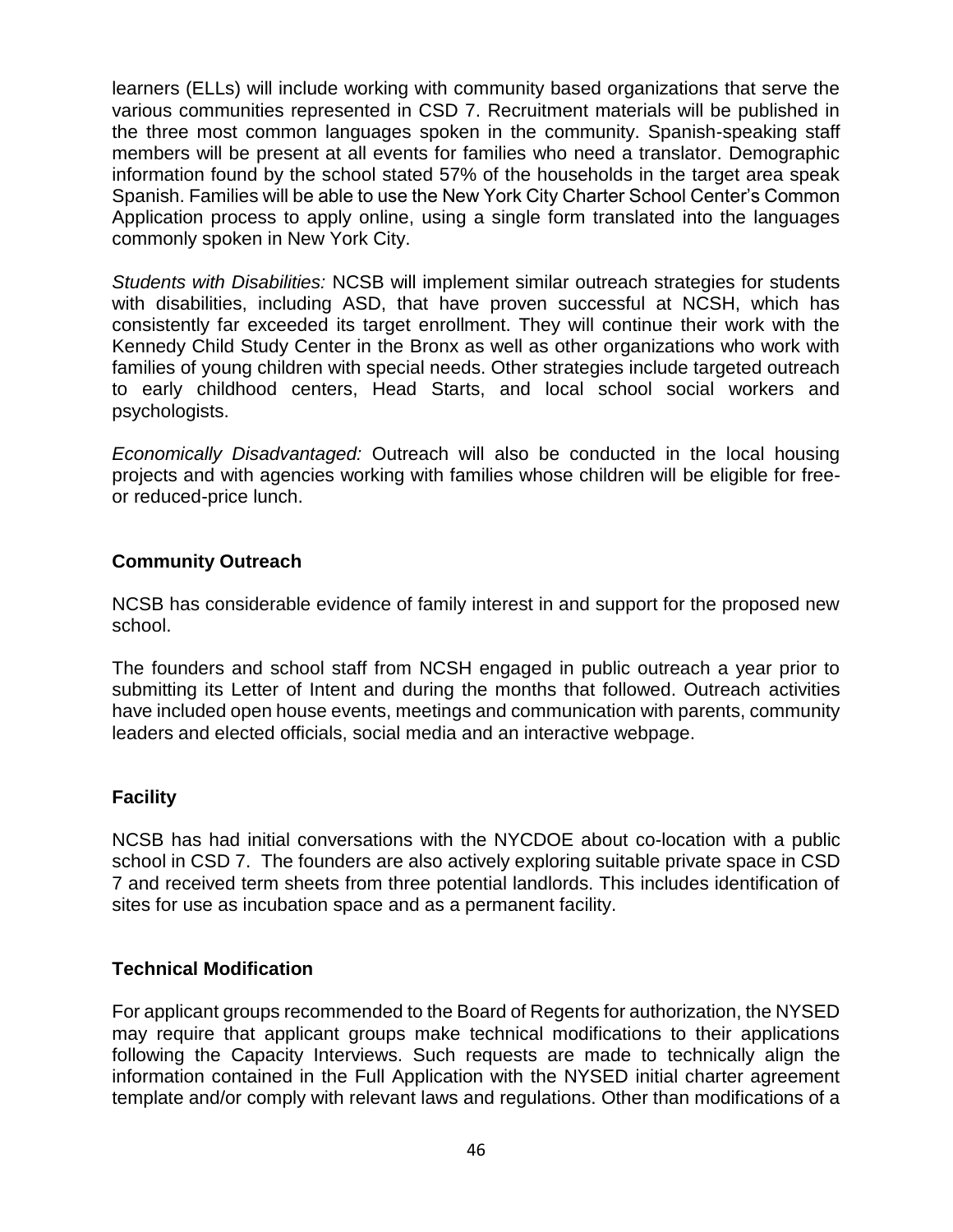learners (ELLs) will include working with community based organizations that serve the various communities represented in CSD 7. Recruitment materials will be published in the three most common languages spoken in the community. Spanish-speaking staff members will be present at all events for families who need a translator. Demographic information found by the school stated 57% of the households in the target area speak Spanish. Families will be able to use the New York City Charter School Center's Common Application process to apply online, using a single form translated into the languages commonly spoken in New York City.

*Students with Disabilities:* NCSB will implement similar outreach strategies for students with disabilities, including ASD, that have proven successful at NCSH, which has consistently far exceeded its target enrollment. They will continue their work with the Kennedy Child Study Center in the Bronx as well as other organizations who work with families of young children with special needs. Other strategies include targeted outreach to early childhood centers, Head Starts, and local school social workers and psychologists.

*Economically Disadvantaged:* Outreach will also be conducted in the local housing projects and with agencies working with families whose children will be eligible for free- or reduced-price lunch.

## Community Outreach

NCSB has considerable evidence of family interest in and support for the proposed new school.

The founders and school staff from NCSH engaged in public outreach a year prior to submitting its Letter of Intent and during the months that followed. Outreach activities have included open house events, meetings and communication with parents, community leaders and elected officials, social media and an interactive webpage.

## Facility

NCSB has had initial conversations with the NYCDOE about co-location with a public school in CSD 7. The founders are also actively exploring suitable private space in CSD 7 and received term sheets from three potential landlords. This includes identification of sites for use as incubation space and as a permanent facility.

## Technical Modification

For applicant groups recommended to the Board of Regents for authorization, the NYSED may require that applicant groups make technical modifications to their applications following the Capacity Interviews. Such requests are made to technically align the information contained in the Full Application with the NYSED initial charter agreement template and/or comply with relevant laws and regulations. Other than modifications of a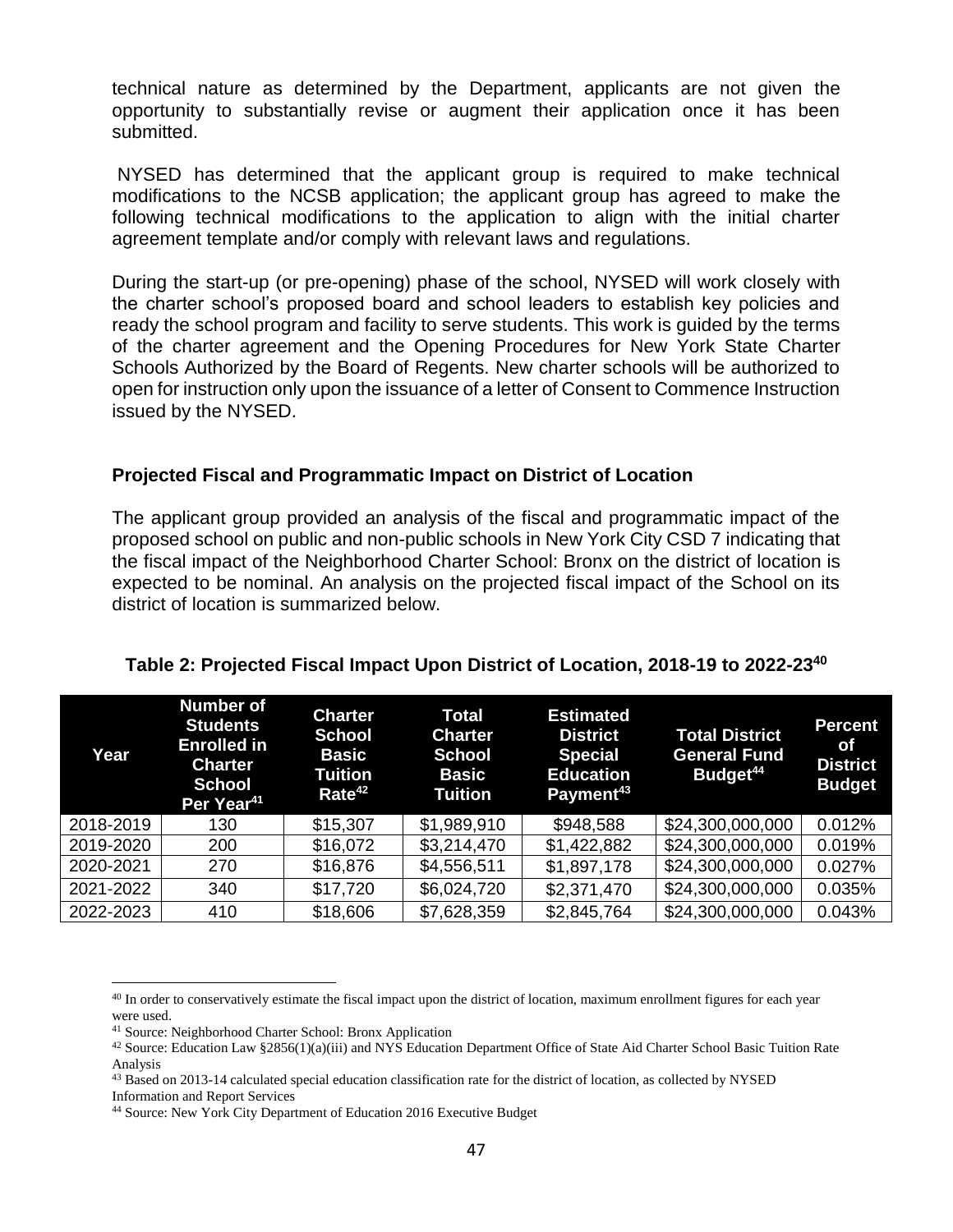technical nature as determined by the Department, applicants are not given the opportunity to substantially revise or augment their application once it has been submitted.

NYSED has determined that the applicant group is required to make technical modifications to the NCSB application; the applicant group has agreed to make the following technical modifications to the application to align with the initial charter agreement template and/or comply with relevant laws and regulations.

During the start-up (or pre-opening) phase of the school, NYSED will work closely with the charter school's proposed board and school leaders to establish key policies and ready the school program and facility to serve students. This work is guided by the terms of the charter agreement and the Opening Procedures for New York State Charter Schools Authorized by the Board of Regents. New charter schools will be authorized to open for instruction only upon the issuance of a letter of Consent to Commence Instruction issued by the NYSED.

### Projected Fiscal and Programmatic Impact on District of Location

The applicant group provided an analysis of the fiscal and programmatic impact of the proposed school on public and non-public schools in New York City CSD 7 indicating that the fiscal impact of the Neighborhood Charter School: Bronx on the district of location is expected to be nominal. An analysis on the projected fiscal impact of the School on its district of location is summarized below.

**Table 2: Projected Fiscal Impact Upon District of Location, 2018-19 to 2022-23[40]**

| Year | Number of Students Enrolled in Charter School Per Year[41] | Charter School Basic Tuition Rate[42] | Total Charter School Basic Tuition | Estimated District Special Education Payment[43] | Total District General Fund Budget[44] | Percent of District Budget |
|---|---|---|---|---|---|---|
| 2018-2019 | 130 | $15,307 | $1,989,910 | $948,588 | $24,300,000,000 | 0.012% |
| 2019-2020 | 200 | $16,072 | $3,214,470 | $1,422,882 | $24,300,000,000 | 0.019% |
| 2020-2021 | 270 | $16,876 | $4,556,511 | $1,897,178 | $24,300,000,000 | 0.027% |
| 2021-2022 | 340 | $17,720 | $6,024,720 | $2,371,470 | $24,300,000,000 | 0.035% |
| 2022-2023 | 410 | $18,606 | $7,628,359 | $2,845,764 | $24,300,000,000 | 0.043% |

[40] In order to conservatively estimate the fiscal impact upon the district of location, maximum enrollment figures for each year were used.

[41] Source: Neighborhood Charter School: Bronx Application

[42] Source: Education Law §2856(1)(a)(iii) and NYS Education Department Office of State Aid Charter School Basic Tuition Rate Analysis

[43] Based on 2013-14 calculated special education classification rate for the district of location, as collected by NYSED Information and Report Services

[44] Source: New York City Department of Education 2016 Executive Budget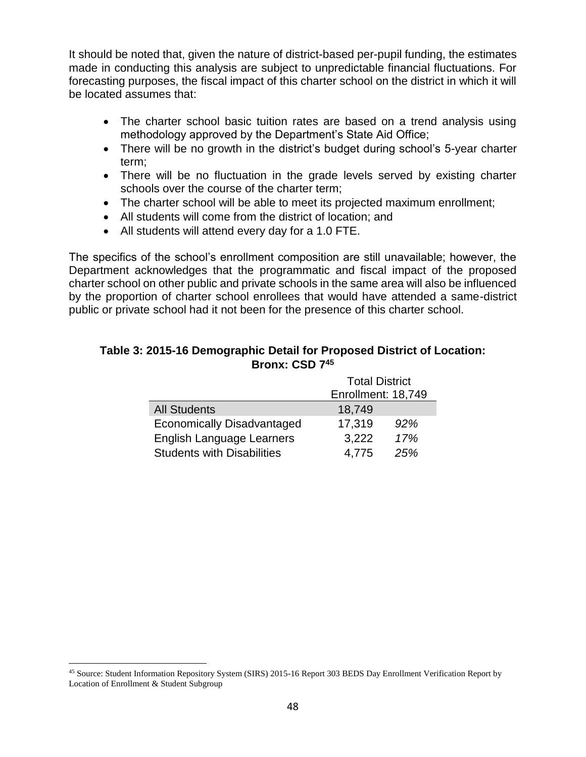It should be noted that, given the nature of district-based per-pupil funding, the estimates made in conducting this analysis are subject to unpredictable financial fluctuations. For forecasting purposes, the fiscal impact of this charter school on the district in which it will be located assumes that:

- The charter school basic tuition rates are based on a trend analysis using methodology approved by the Department's State Aid Office;
- There will be no growth in the district's budget during school's 5-year charter term;
- There will be no fluctuation in the grade levels served by existing charter schools over the course of the charter term;
- The charter school will be able to meet its projected maximum enrollment;
- All students will come from the district of location; and
- All students will attend every day for a 1.0 FTE.

The specifics of the school's enrollment composition are still unavailable; however, the Department acknowledges that the programmatic and fiscal impact of the proposed charter school on other public and private schools in the same area will also be influenced by the proportion of charter school enrollees that would have attended a same-district public or private school had it not been for the presence of this charter school.

**Table 3: 2015-16 Demographic Detail for Proposed District of Location: Bronx: CSD 7[45]**

| | Total District Enrollment: 18,749 | |
|---|---|---|
| All Students | 18,749 | |
| Economically Disadvantaged | 17,319 | *92%* |
| English Language Learners | 3,222 | *17%* |
| Students with Disabilities | 4,775 | *25%* |

[45] Source: Student Information Repository System (SIRS) 2015-16 Report 303 BEDS Day Enrollment Verification Report by Location of Enrollment & Student Subgroup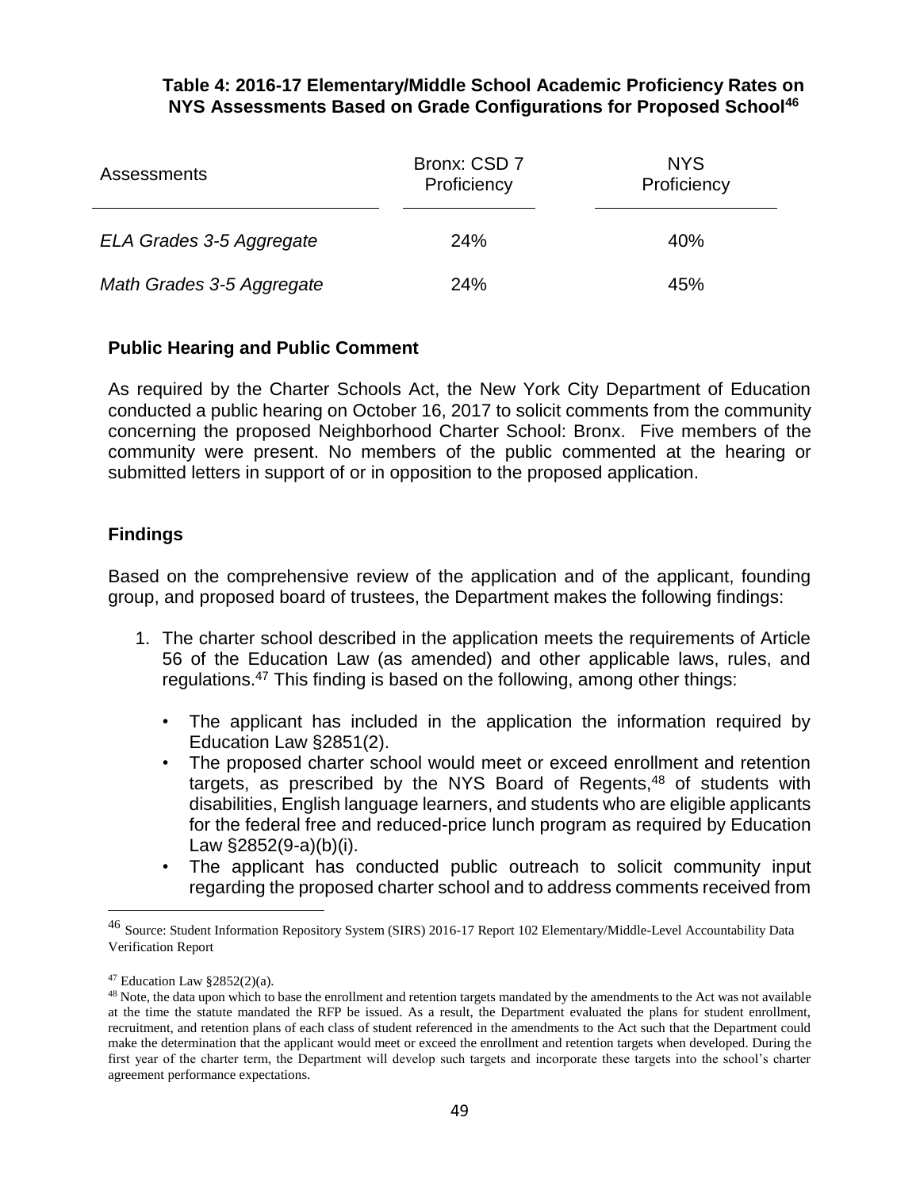**Table 4: 2016-17 Elementary/Middle School Academic Proficiency Rates on NYS Assessments Based on Grade Configurations for Proposed School[46]**

| Assessments | Bronx: CSD 7 Proficiency | NYS Proficiency |
|---|---|---|
| *ELA Grades 3-5 Aggregate* | 24% | 40% |
| *Math Grades 3-5 Aggregate* | 24% | 45% |

**Public Hearing and Public Comment**

As required by the Charter Schools Act, the New York City Department of Education conducted a public hearing on October 16, 2017 to solicit comments from the community concerning the proposed Neighborhood Charter School: Bronx. Five members of the community were present. No members of the public commented at the hearing or submitted letters in support of or in opposition to the proposed application.

**Findings**

Based on the comprehensive review of the application and of the applicant, founding group, and proposed board of trustees, the Department makes the following findings:

1. The charter school described in the application meets the requirements of Article 56 of the Education Law (as amended) and other applicable laws, rules, and regulations.[47] This finding is based on the following, among other things:

   - The applicant has included in the application the information required by Education Law §2851(2).
   - The proposed charter school would meet or exceed enrollment and retention targets, as prescribed by the NYS Board of Regents,[48] of students with disabilities, English language learners, and students who are eligible applicants for the federal free and reduced-price lunch program as required by Education Law §2852(9-a)(b)(i).
   - The applicant has conducted public outreach to solicit community input regarding the proposed charter school and to address comments received from

---

[46] Source: Student Information Repository System (SIRS) 2016-17 Report 102 Elementary/Middle-Level Accountability Data Verification Report

[47] Education Law §2852(2)(a).

[48] Note, the data upon which to base the enrollment and retention targets mandated by the amendments to the Act was not available at the time the statute mandated the RFP be issued. As a result, the Department evaluated the plans for student enrollment, recruitment, and retention plans of each class of student referenced in the amendments to the Act such that the Department could make the determination that the applicant would meet or exceed the enrollment and retention targets when developed. During the first year of the charter term, the Department will develop such targets and incorporate these targets into the school's charter agreement performance expectations.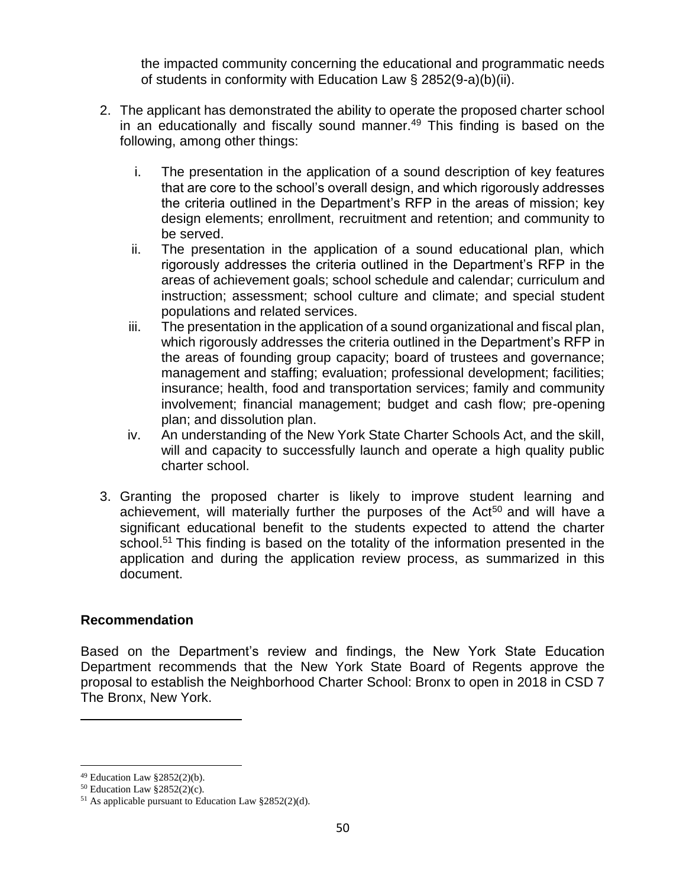the impacted community concerning the educational and programmatic needs of students in conformity with Education Law § 2852(9-a)(b)(ii).

2. The applicant has demonstrated the ability to operate the proposed charter school in an educationally and fiscally sound manner.[49] This finding is based on the following, among other things:

   i. The presentation in the application of a sound description of key features that are core to the school's overall design, and which rigorously addresses the criteria outlined in the Department's RFP in the areas of mission; key design elements; enrollment, recruitment and retention; and community to be served.

   ii. The presentation in the application of a sound educational plan, which rigorously addresses the criteria outlined in the Department's RFP in the areas of achievement goals; school schedule and calendar; curriculum and instruction; assessment; school culture and climate; and special student populations and related services.

   iii. The presentation in the application of a sound organizational and fiscal plan, which rigorously addresses the criteria outlined in the Department's RFP in the areas of founding group capacity; board of trustees and governance; management and staffing; evaluation; professional development; facilities; insurance; health, food and transportation services; family and community involvement; financial management; budget and cash flow; pre-opening plan; and dissolution plan.

   iv. An understanding of the New York State Charter Schools Act, and the skill, will and capacity to successfully launch and operate a high quality public charter school.

3. Granting the proposed charter is likely to improve student learning and achievement, will materially further the purposes of the Act[50] and will have a significant educational benefit to the students expected to attend the charter school.[51] This finding is based on the totality of the information presented in the application and during the application review process, as summarized in this document.

**Recommendation**

Based on the Department's review and findings, the New York State Education Department recommends that the New York State Board of Regents approve the proposal to establish the Neighborhood Charter School: Bronx to open in 2018 in CSD 7 The Bronx, New York.

---

[49] Education Law §2852(2)(b).

[50] Education Law §2852(2)(c).

[51] As applicable pursuant to Education Law §2852(2)(d).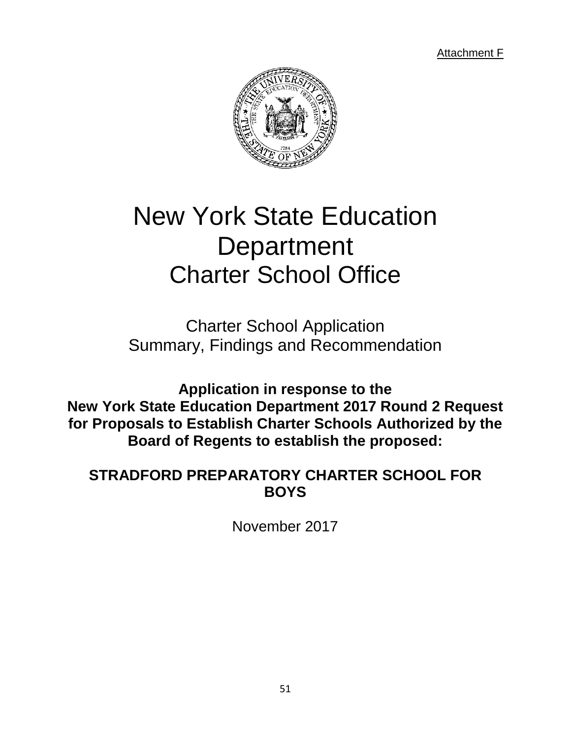Attachment F

# New York State Education Department
# Charter School Office

## Charter School Application
## Summary, Findings and Recommendation

**Application in response to the New York State Education Department 2017 Round 2 Request for Proposals to Establish Charter Schools Authorized by the Board of Regents to establish the proposed:**

**STRADFORD PREPARATORY CHARTER SCHOOL FOR BOYS**

November 2017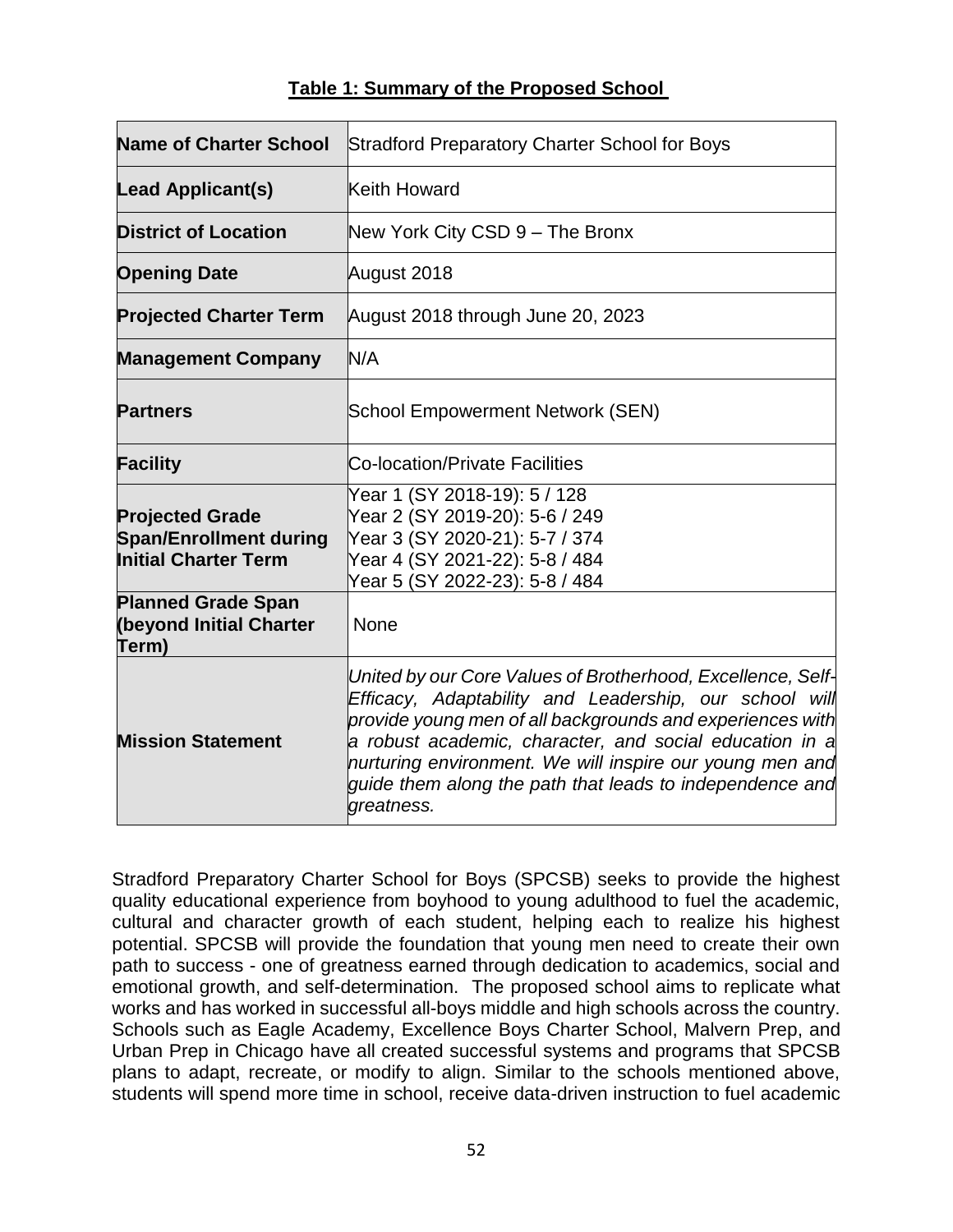**Table 1: Summary of the Proposed School**

| | |
|---|---|
| **Name of Charter School** | Stradford Preparatory Charter School for Boys |
| **Lead Applicant(s)** | Keith Howard |
| **District of Location** | New York City CSD 9 – The Bronx |
| **Opening Date** | August 2018 |
| **Projected Charter Term** | August 2018 through June 20, 2023 |
| **Management Company** | N/A |
| **Partners** | School Empowerment Network (SEN) |
| **Facility** | Co-location/Private Facilities |
| **Projected Grade Span/Enrollment during Initial Charter Term** | Year 1 (SY 2018-19): 5 / 128<br>Year 2 (SY 2019-20): 5-6 / 249<br>Year 3 (SY 2020-21): 5-7 / 374<br>Year 4 (SY 2021-22): 5-8 / 484<br>Year 5 (SY 2022-23): 5-8 / 484 |
| **Planned Grade Span (beyond Initial Charter Term)** | None |
| **Mission Statement** | *United by our Core Values of Brotherhood, Excellence, Self-Efficacy, Adaptability and Leadership, our school will provide young men of all backgrounds and experiences with a robust academic, character, and social education in a nurturing environment. We will inspire our young men and guide them along the path that leads to independence and greatness.* |

Stradford Preparatory Charter School for Boys (SPCSB) seeks to provide the highest quality educational experience from boyhood to young adulthood to fuel the academic, cultural and character growth of each student, helping each to realize his highest potential. SPCSB will provide the foundation that young men need to create their own path to success - one of greatness earned through dedication to academics, social and emotional growth, and self-determination. The proposed school aims to replicate what works and has worked in successful all-boys middle and high schools across the country. Schools such as Eagle Academy, Excellence Boys Charter School, Malvern Prep, and Urban Prep in Chicago have all created successful systems and programs that SPCSB plans to adapt, recreate, or modify to align. Similar to the schools mentioned above, students will spend more time in school, receive data-driven instruction to fuel academic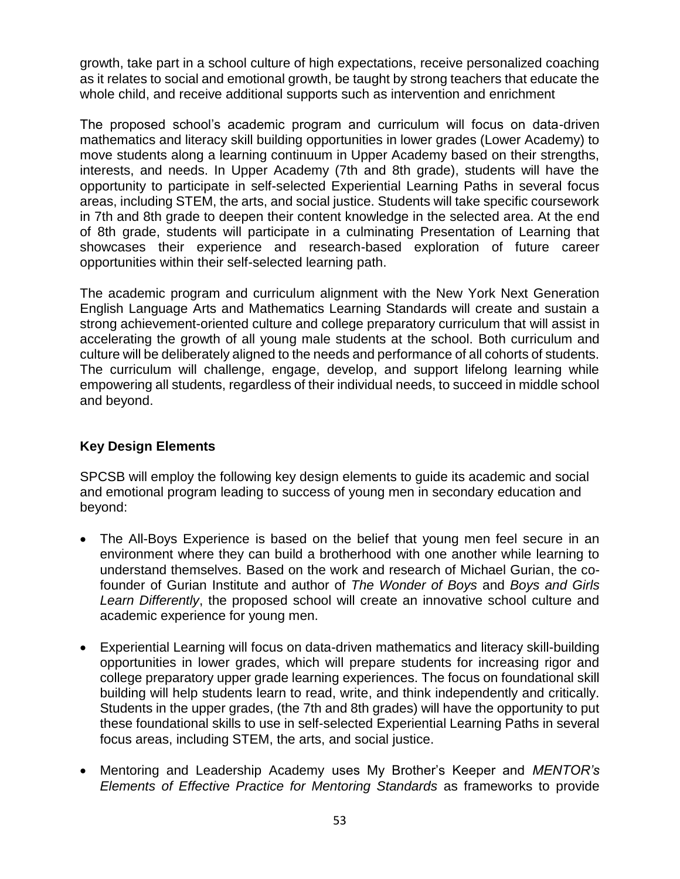growth, take part in a school culture of high expectations, receive personalized coaching as it relates to social and emotional growth, be taught by strong teachers that educate the whole child, and receive additional supports such as intervention and enrichment

The proposed school's academic program and curriculum will focus on data-driven mathematics and literacy skill building opportunities in lower grades (Lower Academy) to move students along a learning continuum in Upper Academy based on their strengths, interests, and needs. In Upper Academy (7th and 8th grade), students will have the opportunity to participate in self-selected Experiential Learning Paths in several focus areas, including STEM, the arts, and social justice. Students will take specific coursework in 7th and 8th grade to deepen their content knowledge in the selected area. At the end of 8th grade, students will participate in a culminating Presentation of Learning that showcases their experience and research-based exploration of future career opportunities within their self-selected learning path.

The academic program and curriculum alignment with the New York Next Generation English Language Arts and Mathematics Learning Standards will create and sustain a strong achievement-oriented culture and college preparatory curriculum that will assist in accelerating the growth of all young male students at the school. Both curriculum and culture will be deliberately aligned to the needs and performance of all cohorts of students. The curriculum will challenge, engage, develop, and support lifelong learning while empowering all students, regardless of their individual needs, to succeed in middle school and beyond.

**Key Design Elements**

SPCSB will employ the following key design elements to guide its academic and social and emotional program leading to success of young men in secondary education and beyond:

- The All-Boys Experience is based on the belief that young men feel secure in an environment where they can build a brotherhood with one another while learning to understand themselves. Based on the work and research of Michael Gurian, the co-founder of Gurian Institute and author of *The Wonder of Boys* and *Boys and Girls Learn Differently*, the proposed school will create an innovative school culture and academic experience for young men.
- Experiential Learning will focus on data-driven mathematics and literacy skill-building opportunities in lower grades, which will prepare students for increasing rigor and college preparatory upper grade learning experiences. The focus on foundational skill building will help students learn to read, write, and think independently and critically. Students in the upper grades, (the 7th and 8th grades) will have the opportunity to put these foundational skills to use in self-selected Experiential Learning Paths in several focus areas, including STEM, the arts, and social justice.
- Mentoring and Leadership Academy uses My Brother's Keeper and *MENTOR's Elements of Effective Practice for Mentoring Standards* as frameworks to provide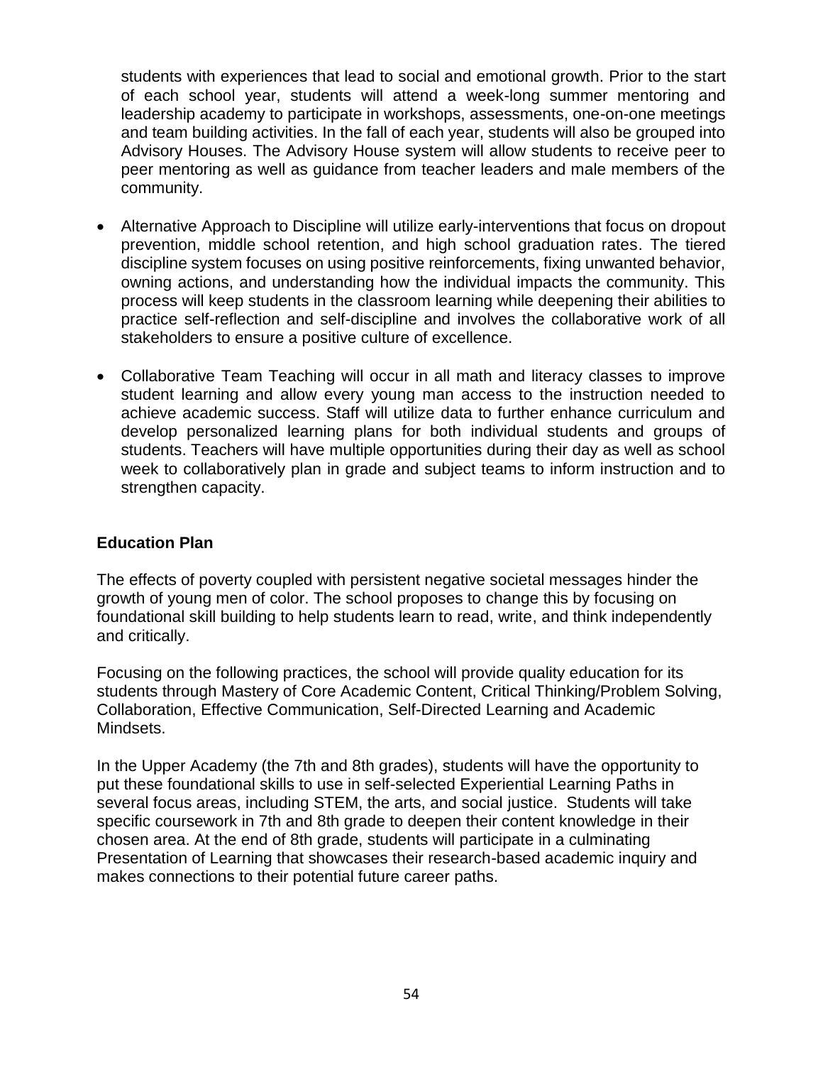students with experiences that lead to social and emotional growth. Prior to the start of each school year, students will attend a week-long summer mentoring and leadership academy to participate in workshops, assessments, one-on-one meetings and team building activities. In the fall of each year, students will also be grouped into Advisory Houses. The Advisory House system will allow students to receive peer to peer mentoring as well as guidance from teacher leaders and male members of the community.

- Alternative Approach to Discipline will utilize early-interventions that focus on dropout prevention, middle school retention, and high school graduation rates. The tiered discipline system focuses on using positive reinforcements, fixing unwanted behavior, owning actions, and understanding how the individual impacts the community. This process will keep students in the classroom learning while deepening their abilities to practice self-reflection and self-discipline and involves the collaborative work of all stakeholders to ensure a positive culture of excellence.

- Collaborative Team Teaching will occur in all math and literacy classes to improve student learning and allow every young man access to the instruction needed to achieve academic success. Staff will utilize data to further enhance curriculum and develop personalized learning plans for both individual students and groups of students. Teachers will have multiple opportunities during their day as well as school week to collaboratively plan in grade and subject teams to inform instruction and to strengthen capacity.

**Education Plan**

The effects of poverty coupled with persistent negative societal messages hinder the growth of young men of color. The school proposes to change this by focusing on foundational skill building to help students learn to read, write, and think independently and critically.

Focusing on the following practices, the school will provide quality education for its students through Mastery of Core Academic Content, Critical Thinking/Problem Solving, Collaboration, Effective Communication, Self-Directed Learning and Academic Mindsets.

In the Upper Academy (the 7th and 8th grades), students will have the opportunity to put these foundational skills to use in self-selected Experiential Learning Paths in several focus areas, including STEM, the arts, and social justice. Students will take specific coursework in 7th and 8th grade to deepen their content knowledge in their chosen area. At the end of 8th grade, students will participate in a culminating Presentation of Learning that showcases their research-based academic inquiry and makes connections to their potential future career paths.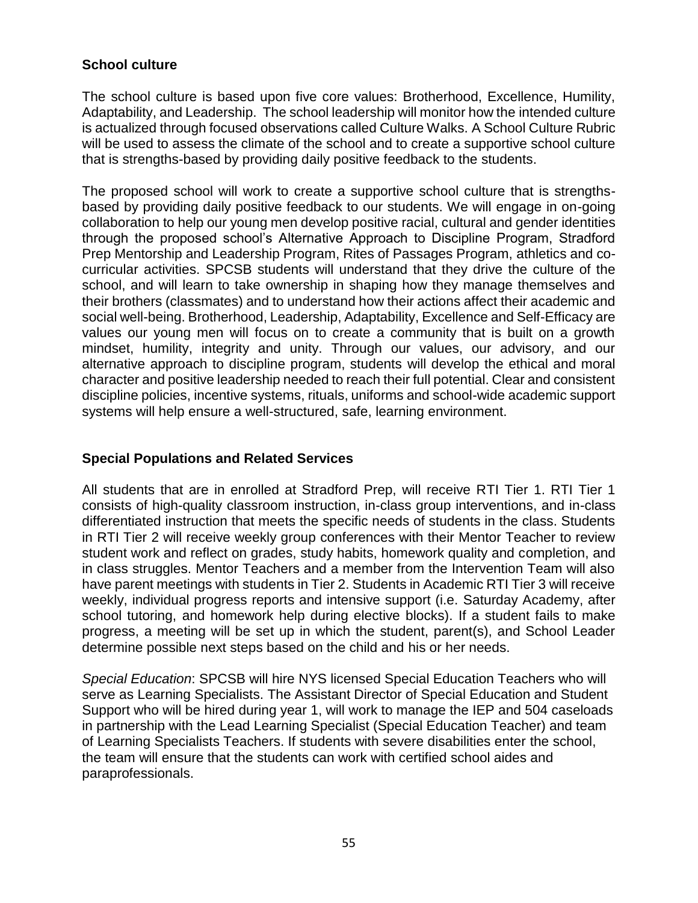### School culture

The school culture is based upon five core values: Brotherhood, Excellence, Humility, Adaptability, and Leadership. The school leadership will monitor how the intended culture is actualized through focused observations called Culture Walks. A School Culture Rubric will be used to assess the climate of the school and to create a supportive school culture that is strengths-based by providing daily positive feedback to the students.

The proposed school will work to create a supportive school culture that is strengths-based by providing daily positive feedback to our students. We will engage in on-going collaboration to help our young men develop positive racial, cultural and gender identities through the proposed school's Alternative Approach to Discipline Program, Stradford Prep Mentorship and Leadership Program, Rites of Passages Program, athletics and co-curricular activities. SPCSB students will understand that they drive the culture of the school, and will learn to take ownership in shaping how they manage themselves and their brothers (classmates) and to understand how their actions affect their academic and social well-being. Brotherhood, Leadership, Adaptability, Excellence and Self-Efficacy are values our young men will focus on to create a community that is built on a growth mindset, humility, integrity and unity. Through our values, our advisory, and our alternative approach to discipline program, students will develop the ethical and moral character and positive leadership needed to reach their full potential. Clear and consistent discipline policies, incentive systems, rituals, uniforms and school-wide academic support systems will help ensure a well-structured, safe, learning environment.

### Special Populations and Related Services

All students that are in enrolled at Stradford Prep, will receive RTI Tier 1. RTI Tier 1 consists of high-quality classroom instruction, in-class group interventions, and in-class differentiated instruction that meets the specific needs of students in the class. Students in RTI Tier 2 will receive weekly group conferences with their Mentor Teacher to review student work and reflect on grades, study habits, homework quality and completion, and in class struggles. Mentor Teachers and a member from the Intervention Team will also have parent meetings with students in Tier 2. Students in Academic RTI Tier 3 will receive weekly, individual progress reports and intensive support (i.e. Saturday Academy, after school tutoring, and homework help during elective blocks). If a student fails to make progress, a meeting will be set up in which the student, parent(s), and School Leader determine possible next steps based on the child and his or her needs.

*Special Education*: SPCSB will hire NYS licensed Special Education Teachers who will serve as Learning Specialists. The Assistant Director of Special Education and Student Support who will be hired during year 1, will work to manage the IEP and 504 caseloads in partnership with the Lead Learning Specialist (Special Education Teacher) and team of Learning Specialists Teachers. If students with severe disabilities enter the school, the team will ensure that the students can work with certified school aides and paraprofessionals.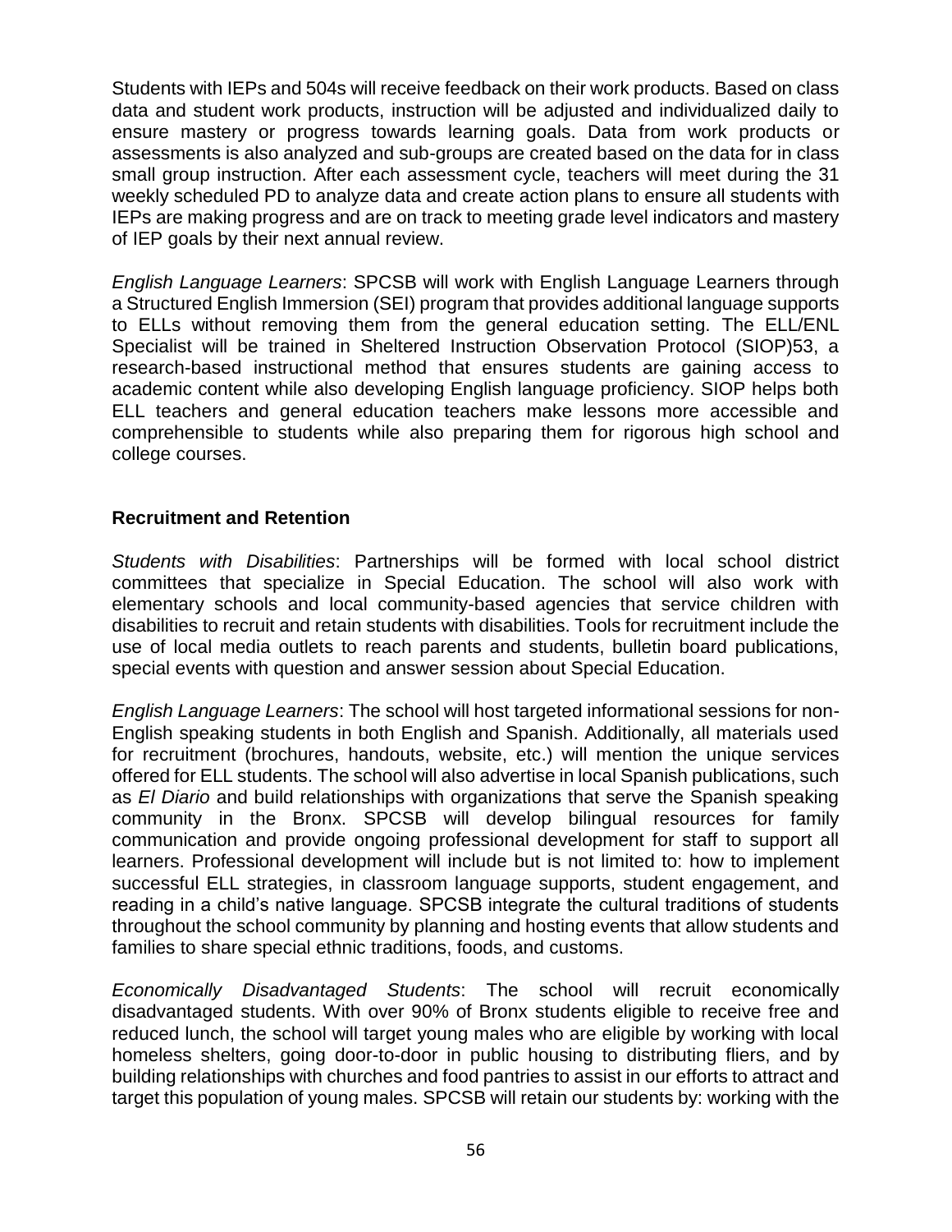Students with IEPs and 504s will receive feedback on their work products. Based on class data and student work products, instruction will be adjusted and individualized daily to ensure mastery or progress towards learning goals. Data from work products or assessments is also analyzed and sub-groups are created based on the data for in class small group instruction. After each assessment cycle, teachers will meet during the 31 weekly scheduled PD to analyze data and create action plans to ensure all students with IEPs are making progress and are on track to meeting grade level indicators and mastery of IEP goals by their next annual review.

*English Language Learners*: SPCSB will work with English Language Learners through a Structured English Immersion (SEI) program that provides additional language supports to ELLs without removing them from the general education setting. The ELL/ENL Specialist will be trained in Sheltered Instruction Observation Protocol (SIOP)53, a research-based instructional method that ensures students are gaining access to academic content while also developing English language proficiency. SIOP helps both ELL teachers and general education teachers make lessons more accessible and comprehensible to students while also preparing them for rigorous high school and college courses.

**Recruitment and Retention**

*Students with Disabilities*: Partnerships will be formed with local school district committees that specialize in Special Education. The school will also work with elementary schools and local community-based agencies that service children with disabilities to recruit and retain students with disabilities. Tools for recruitment include the use of local media outlets to reach parents and students, bulletin board publications, special events with question and answer session about Special Education.

*English Language Learners*: The school will host targeted informational sessions for non-English speaking students in both English and Spanish. Additionally, all materials used for recruitment (brochures, handouts, website, etc.) will mention the unique services offered for ELL students. The school will also advertise in local Spanish publications, such as *El Diario* and build relationships with organizations that serve the Spanish speaking community in the Bronx. SPCSB will develop bilingual resources for family communication and provide ongoing professional development for staff to support all learners. Professional development will include but is not limited to: how to implement successful ELL strategies, in classroom language supports, student engagement, and reading in a child's native language. SPCSB integrate the cultural traditions of students throughout the school community by planning and hosting events that allow students and families to share special ethnic traditions, foods, and customs.

*Economically Disadvantaged Students*: The school will recruit economically disadvantaged students. With over 90% of Bronx students eligible to receive free and reduced lunch, the school will target young males who are eligible by working with local homeless shelters, going door-to-door in public housing to distributing fliers, and by building relationships with churches and food pantries to assist in our efforts to attract and target this population of young males. SPCSB will retain our students by: working with the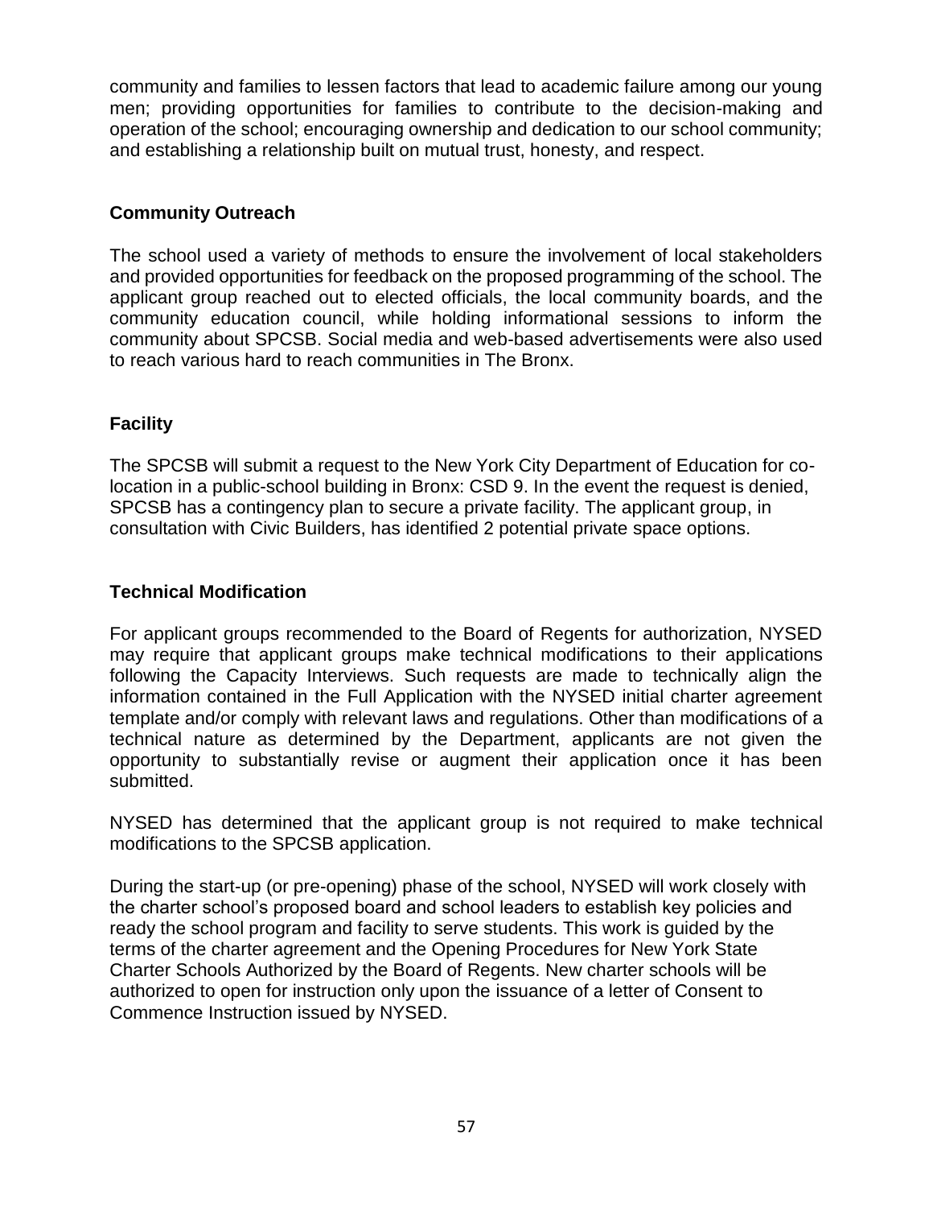community and families to lessen factors that lead to academic failure among our young men; providing opportunities for families to contribute to the decision-making and operation of the school; encouraging ownership and dedication to our school community; and establishing a relationship built on mutual trust, honesty, and respect.

**Community Outreach**

The school used a variety of methods to ensure the involvement of local stakeholders and provided opportunities for feedback on the proposed programming of the school. The applicant group reached out to elected officials, the local community boards, and the community education council, while holding informational sessions to inform the community about SPCSB. Social media and web-based advertisements were also used to reach various hard to reach communities in The Bronx.

**Facility**

The SPCSB will submit a request to the New York City Department of Education for co-location in a public-school building in Bronx: CSD 9. In the event the request is denied, SPCSB has a contingency plan to secure a private facility. The applicant group, in consultation with Civic Builders, has identified 2 potential private space options.

**Technical Modification**

For applicant groups recommended to the Board of Regents for authorization, NYSED may require that applicant groups make technical modifications to their applications following the Capacity Interviews. Such requests are made to technically align the information contained in the Full Application with the NYSED initial charter agreement template and/or comply with relevant laws and regulations. Other than modifications of a technical nature as determined by the Department, applicants are not given the opportunity to substantially revise or augment their application once it has been submitted.

NYSED has determined that the applicant group is not required to make technical modifications to the SPCSB application.

During the start-up (or pre-opening) phase of the school, NYSED will work closely with the charter school's proposed board and school leaders to establish key policies and ready the school program and facility to serve students. This work is guided by the terms of the charter agreement and the Opening Procedures for New York State Charter Schools Authorized by the Board of Regents. New charter schools will be authorized to open for instruction only upon the issuance of a letter of Consent to Commence Instruction issued by NYSED.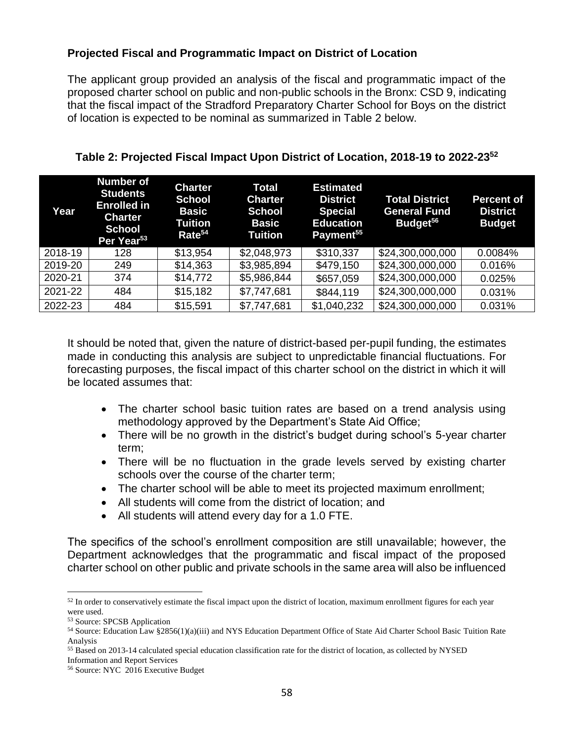### Projected Fiscal and Programmatic Impact on District of Location

The applicant group provided an analysis of the fiscal and programmatic impact of the proposed charter school on public and non-public schools in the Bronx: CSD 9, indicating that the fiscal impact of the Stradford Preparatory Charter School for Boys on the district of location is expected to be nominal as summarized in Table 2 below.

**Table 2: Projected Fiscal Impact Upon District of Location, 2018-19 to 2022-23[52]**

| Year | Number of Students Enrolled in Charter School Per Year[53] | Charter School Basic Tuition Rate[54] | Total Charter School Basic Tuition | Estimated District Special Education Payment[55] | Total District General Fund Budget[56] | Percent of District Budget |
|---|---|---|---|---|---|---|
| 2018-19 | 128 | $13,954 | $2,048,973 | $310,337 | $24,300,000,000 | 0.0084% |
| 2019-20 | 249 | $14,363 | $3,985,894 | $479,150 | $24,300,000,000 | 0.016% |
| 2020-21 | 374 | $14,772 | $5,986,844 | $657,059 | $24,300,000,000 | 0.025% |
| 2021-22 | 484 | $15,182 | $7,747,681 | $844,119 | $24,300,000,000 | 0.031% |
| 2022-23 | 484 | $15,591 | $7,747,681 | $1,040,232 | $24,300,000,000 | 0.031% |

It should be noted that, given the nature of district-based per-pupil funding, the estimates made in conducting this analysis are subject to unpredictable financial fluctuations. For forecasting purposes, the fiscal impact of this charter school on the district in which it will be located assumes that:

- The charter school basic tuition rates are based on a trend analysis using methodology approved by the Department's State Aid Office;
- There will be no growth in the district's budget during school's 5-year charter term;
- There will be no fluctuation in the grade levels served by existing charter schools over the course of the charter term;
- The charter school will be able to meet its projected maximum enrollment;
- All students will come from the district of location; and
- All students will attend every day for a 1.0 FTE.

The specifics of the school's enrollment composition are still unavailable; however, the Department acknowledges that the programmatic and fiscal impact of the proposed charter school on other public and private schools in the same area will also be influenced

[52] In order to conservatively estimate the fiscal impact upon the district of location, maximum enrollment figures for each year were used.

[53] Source: SPCSB Application

[54] Source: Education Law §2856(1)(a)(iii) and NYS Education Department Office of State Aid Charter School Basic Tuition Rate Analysis

[55] Based on 2013-14 calculated special education classification rate for the district of location, as collected by NYSED Information and Report Services

[56] Source: NYC 2016 Executive Budget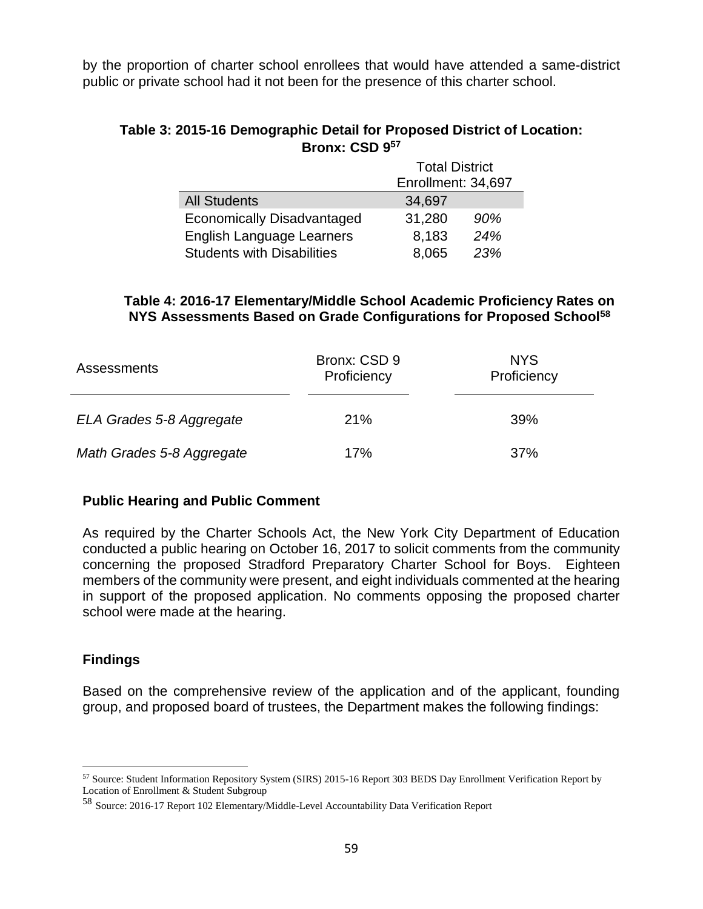by the proportion of charter school enrollees that would have attended a same-district public or private school had it not been for the presence of this charter school.

**Table 3: 2015-16 Demographic Detail for Proposed District of Location: Bronx: CSD 9[57]**

| | Total District Enrollment: 34,697 | |
|---|---|---|
| All Students | 34,697 | |
| Economically Disadvantaged | 31,280 | *90%* |
| English Language Learners | 8,183 | *24%* |
| Students with Disabilities | 8,065 | *23%* |

**Table 4: 2016-17 Elementary/Middle School Academic Proficiency Rates on NYS Assessments Based on Grade Configurations for Proposed School[58]**

| Assessments | Bronx: CSD 9 Proficiency | NYS Proficiency |
|---|---|---|
| *ELA Grades 5-8 Aggregate* | 21% | 39% |
| *Math Grades 5-8 Aggregate* | 17% | 37% |

**Public Hearing and Public Comment**

As required by the Charter Schools Act, the New York City Department of Education conducted a public hearing on October 16, 2017 to solicit comments from the community concerning the proposed Stradford Preparatory Charter School for Boys. Eighteen members of the community were present, and eight individuals commented at the hearing in support of the proposed application. No comments opposing the proposed charter school were made at the hearing.

**Findings**

Based on the comprehensive review of the application and of the applicant, founding group, and proposed board of trustees, the Department makes the following findings:

---

[57] Source: Student Information Repository System (SIRS) 2015-16 Report 303 BEDS Day Enrollment Verification Report by Location of Enrollment & Student Subgroup

[58] Source: 2016-17 Report 102 Elementary/Middle-Level Accountability Data Verification Report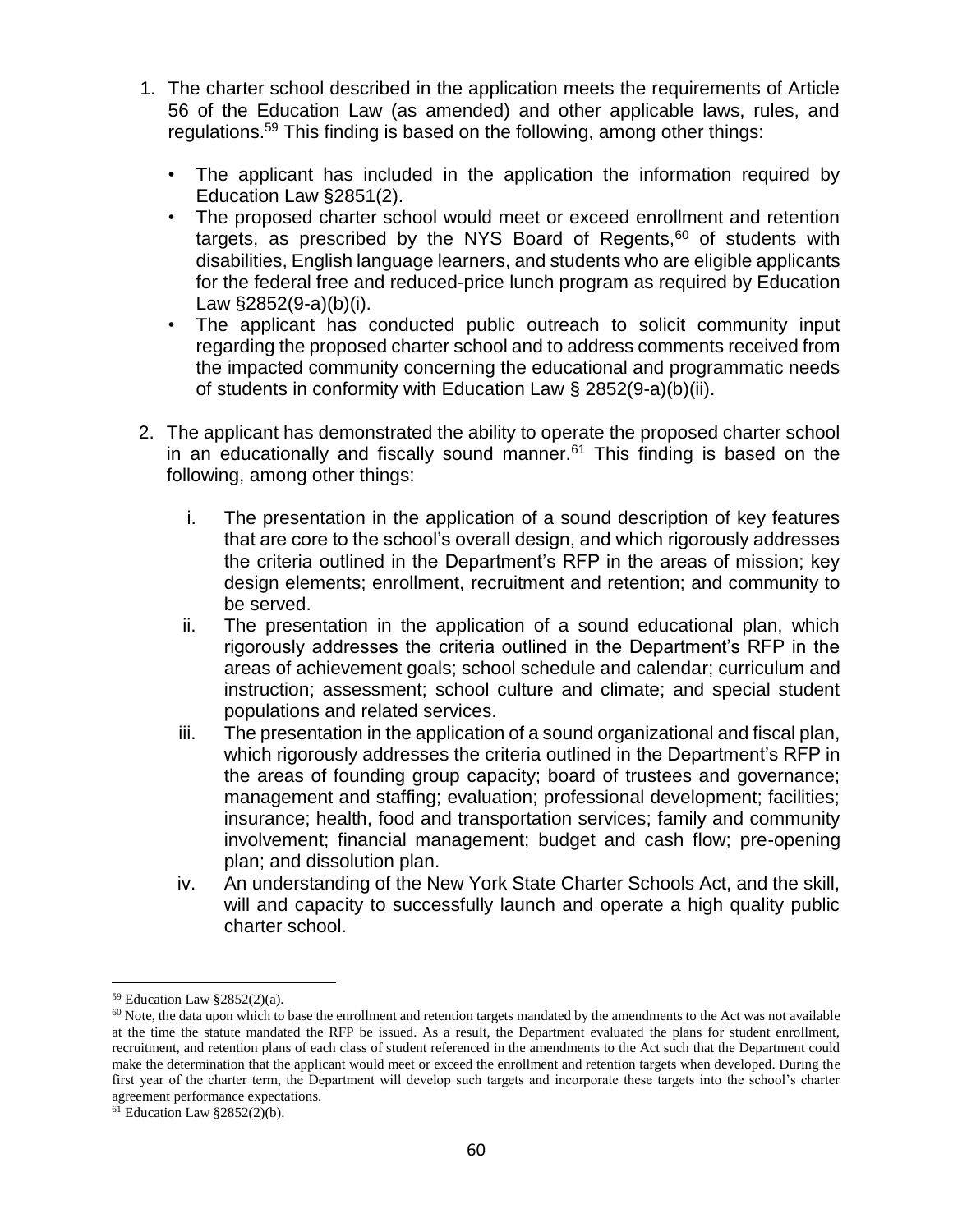1. The charter school described in the application meets the requirements of Article 56 of the Education Law (as amended) and other applicable laws, rules, and regulations.[59] This finding is based on the following, among other things:

   - The applicant has included in the application the information required by Education Law §2851(2).
   - The proposed charter school would meet or exceed enrollment and retention targets, as prescribed by the NYS Board of Regents,[60] of students with disabilities, English language learners, and students who are eligible applicants for the federal free and reduced-price lunch program as required by Education Law §2852(9-a)(b)(i).
   - The applicant has conducted public outreach to solicit community input regarding the proposed charter school and to address comments received from the impacted community concerning the educational and programmatic needs of students in conformity with Education Law § 2852(9-a)(b)(ii).

2. The applicant has demonstrated the ability to operate the proposed charter school in an educationally and fiscally sound manner.[61] This finding is based on the following, among other things:

   i. The presentation in the application of a sound description of key features that are core to the school's overall design, and which rigorously addresses the criteria outlined in the Department's RFP in the areas of mission; key design elements; enrollment, recruitment and retention; and community to be served.

   ii. The presentation in the application of a sound educational plan, which rigorously addresses the criteria outlined in the Department's RFP in the areas of achievement goals; school schedule and calendar; curriculum and instruction; assessment; school culture and climate; and special student populations and related services.

   iii. The presentation in the application of a sound organizational and fiscal plan, which rigorously addresses the criteria outlined in the Department's RFP in the areas of founding group capacity; board of trustees and governance; management and staffing; evaluation; professional development; facilities; insurance; health, food and transportation services; family and community involvement; financial management; budget and cash flow; pre-opening plan; and dissolution plan.

   iv. An understanding of the New York State Charter Schools Act, and the skill, will and capacity to successfully launch and operate a high quality public charter school.

---

[59] Education Law §2852(2)(a).

[60] Note, the data upon which to base the enrollment and retention targets mandated by the amendments to the Act was not available at the time the statute mandated the RFP be issued. As a result, the Department evaluated the plans for student enrollment, recruitment, and retention plans of each class of student referenced in the amendments to the Act such that the Department could make the determination that the applicant would meet or exceed the enrollment and retention targets when developed. During the first year of the charter term, the Department will develop such targets and incorporate these targets into the school's charter agreement performance expectations.

[61] Education Law §2852(2)(b).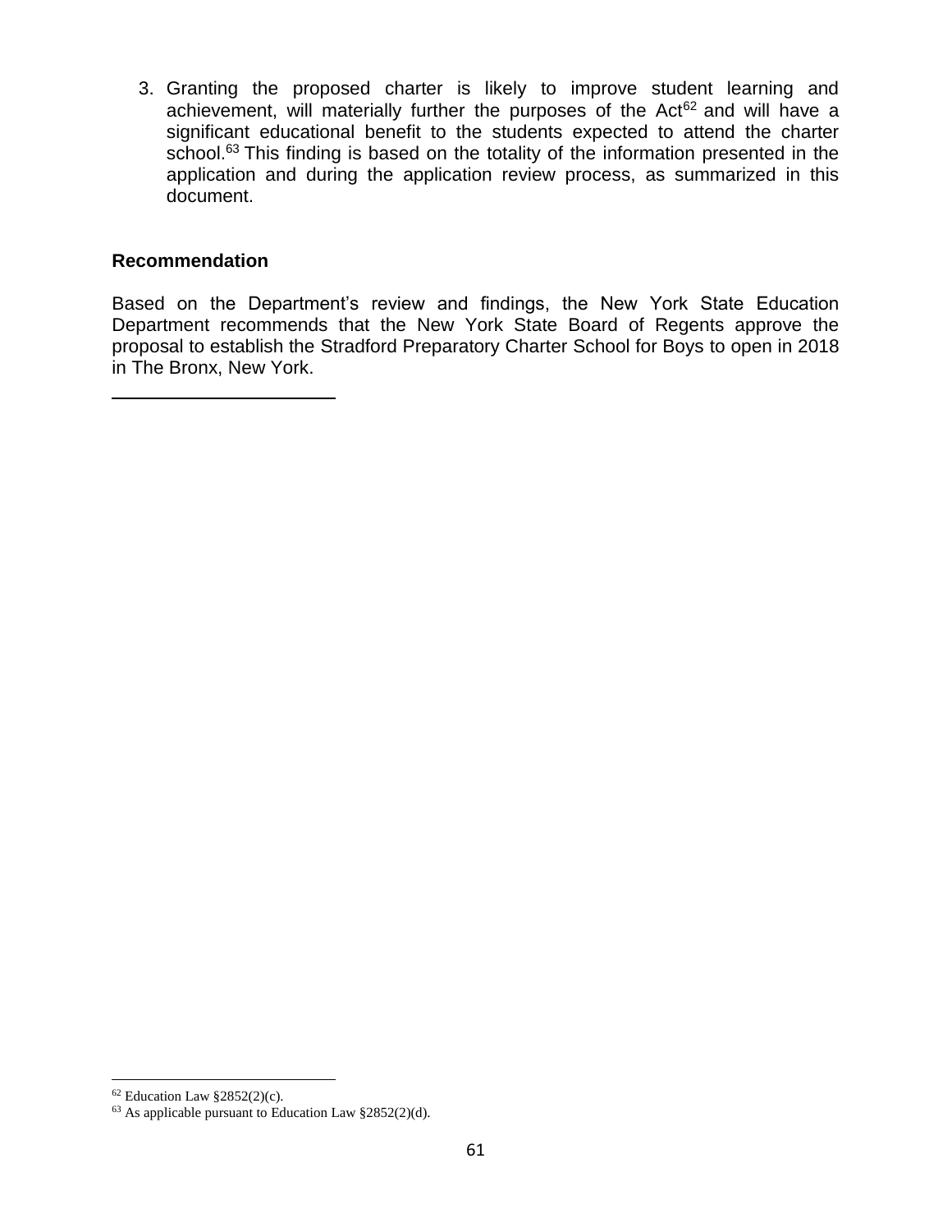3. Granting the proposed charter is likely to improve student learning and achievement, will materially further the purposes of the Act[62] and will have a significant educational benefit to the students expected to attend the charter school.[63] This finding is based on the totality of the information presented in the application and during the application review process, as summarized in this document.

### Recommendation

Based on the Department's review and findings, the New York State Education Department recommends that the New York State Board of Regents approve the proposal to establish the Stradford Preparatory Charter School for Boys to open in 2018 in The Bronx, New York.

---

[62] Education Law §2852(2)(c).

[63] As applicable pursuant to Education Law §2852(2)(d).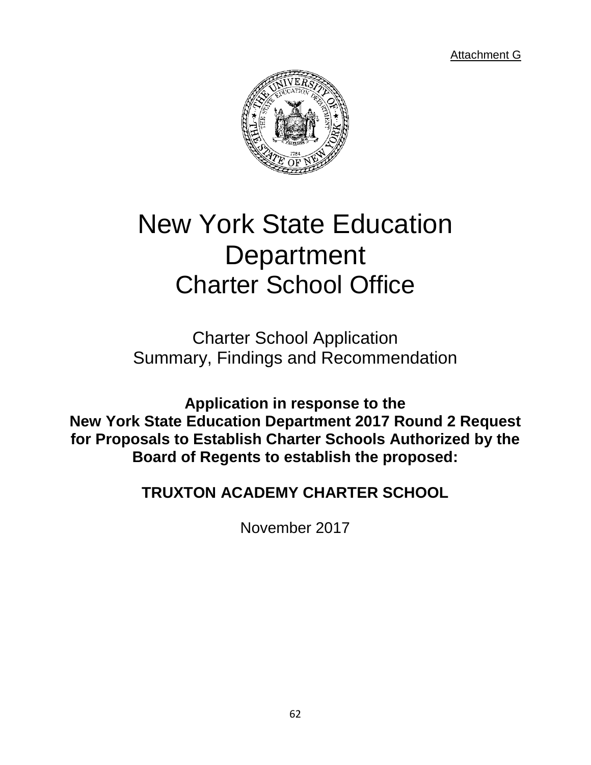Attachment G

# New York State Education Department
# Charter School Office

## Charter School Application
## Summary, Findings and Recommendation

**Application in response to the New York State Education Department 2017 Round 2 Request for Proposals to Establish Charter Schools Authorized by the Board of Regents to establish the proposed:**

**TRUXTON ACADEMY CHARTER SCHOOL**

November 2017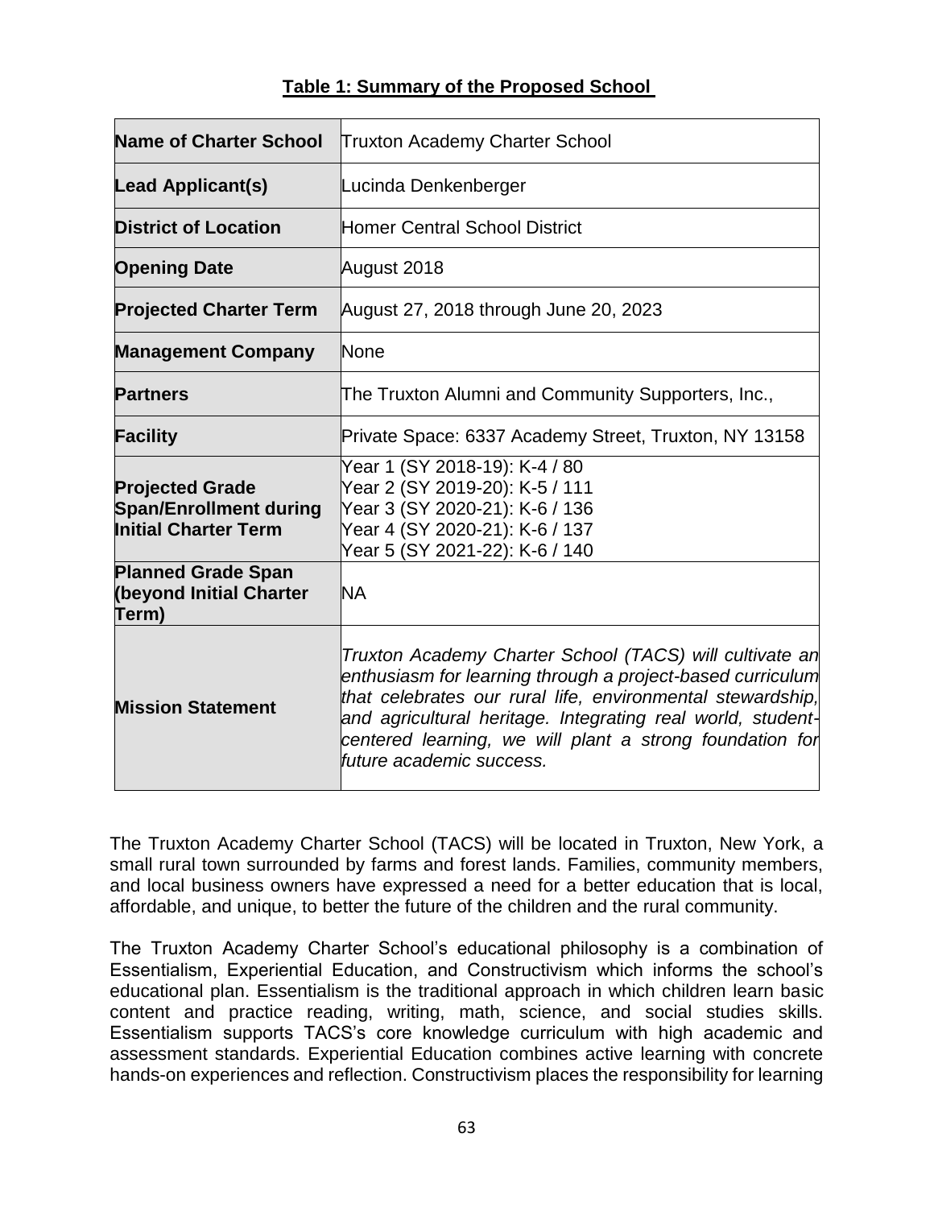**Table 1: Summary of the Proposed School**

| | |
|---|---|
| **Name of Charter School** | Truxton Academy Charter School |
| **Lead Applicant(s)** | Lucinda Denkenberger |
| **District of Location** | Homer Central School District |
| **Opening Date** | August 2018 |
| **Projected Charter Term** | August 27, 2018 through June 20, 2023 |
| **Management Company** | None |
| **Partners** | The Truxton Alumni and Community Supporters, Inc., |
| **Facility** | Private Space: 6337 Academy Street, Truxton, NY 13158 |
| **Projected Grade Span/Enrollment during Initial Charter Term** | Year 1 (SY 2018-19): K-4 / 80<br>Year 2 (SY 2019-20): K-5 / 111<br>Year 3 (SY 2020-21): K-6 / 136<br>Year 4 (SY 2020-21): K-6 / 137<br>Year 5 (SY 2021-22): K-6 / 140 |
| **Planned Grade Span (beyond Initial Charter Term)** | NA |
| **Mission Statement** | *Truxton Academy Charter School (TACS) will cultivate an enthusiasm for learning through a project-based curriculum that celebrates our rural life, environmental stewardship, and agricultural heritage. Integrating real world, student-centered learning, we will plant a strong foundation for future academic success.* |

The Truxton Academy Charter School (TACS) will be located in Truxton, New York, a small rural town surrounded by farms and forest lands. Families, community members, and local business owners have expressed a need for a better education that is local, affordable, and unique, to better the future of the children and the rural community.

The Truxton Academy Charter School's educational philosophy is a combination of Essentialism, Experiential Education, and Constructivism which informs the school's educational plan. Essentialism is the traditional approach in which children learn basic content and practice reading, writing, math, science, and social studies skills. Essentialism supports TACS's core knowledge curriculum with high academic and assessment standards. Experiential Education combines active learning with concrete hands-on experiences and reflection. Constructivism places the responsibility for learning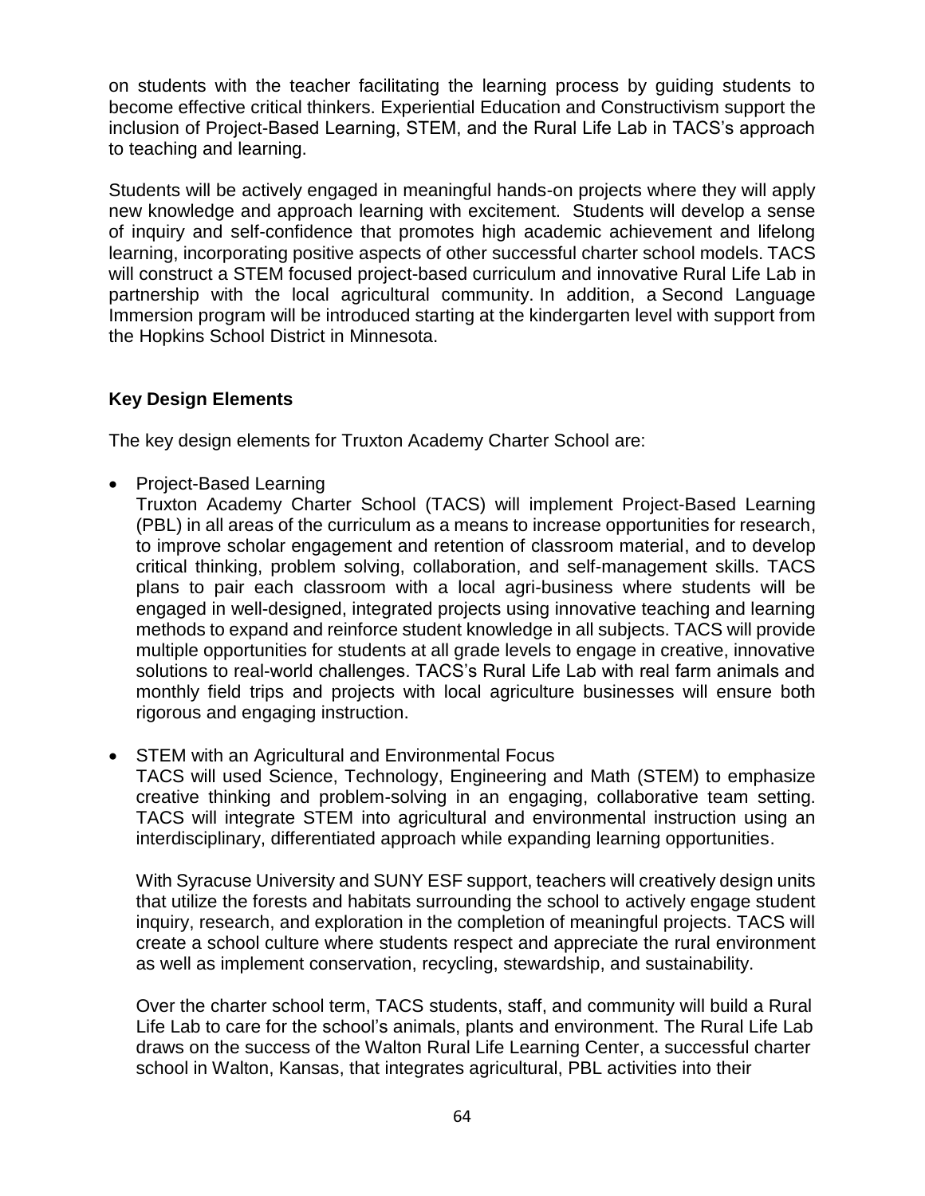on students with the teacher facilitating the learning process by guiding students to become effective critical thinkers. Experiential Education and Constructivism support the inclusion of Project-Based Learning, STEM, and the Rural Life Lab in TACS's approach to teaching and learning.

Students will be actively engaged in meaningful hands-on projects where they will apply new knowledge and approach learning with excitement. Students will develop a sense of inquiry and self-confidence that promotes high academic achievement and lifelong learning, incorporating positive aspects of other successful charter school models. TACS will construct a STEM focused project-based curriculum and innovative Rural Life Lab in partnership with the local agricultural community. In addition, a Second Language Immersion program will be introduced starting at the kindergarten level with support from the Hopkins School District in Minnesota.

**Key Design Elements**

The key design elements for Truxton Academy Charter School are:

- Project-Based Learning
  Truxton Academy Charter School (TACS) will implement Project-Based Learning (PBL) in all areas of the curriculum as a means to increase opportunities for research, to improve scholar engagement and retention of classroom material, and to develop critical thinking, problem solving, collaboration, and self-management skills. TACS plans to pair each classroom with a local agri-business where students will be engaged in well-designed, integrated projects using innovative teaching and learning methods to expand and reinforce student knowledge in all subjects. TACS will provide multiple opportunities for students at all grade levels to engage in creative, innovative solutions to real-world challenges. TACS's Rural Life Lab with real farm animals and monthly field trips and projects with local agriculture businesses will ensure both rigorous and engaging instruction.

- STEM with an Agricultural and Environmental Focus
  TACS will used Science, Technology, Engineering and Math (STEM) to emphasize creative thinking and problem-solving in an engaging, collaborative team setting. TACS will integrate STEM into agricultural and environmental instruction using an interdisciplinary, differentiated approach while expanding learning opportunities.

  With Syracuse University and SUNY ESF support, teachers will creatively design units that utilize the forests and habitats surrounding the school to actively engage student inquiry, research, and exploration in the completion of meaningful projects. TACS will create a school culture where students respect and appreciate the rural environment as well as implement conservation, recycling, stewardship, and sustainability.

  Over the charter school term, TACS students, staff, and community will build a Rural Life Lab to care for the school's animals, plants and environment. The Rural Life Lab draws on the success of the Walton Rural Life Learning Center, a successful charter school in Walton, Kansas, that integrates agricultural, PBL activities into their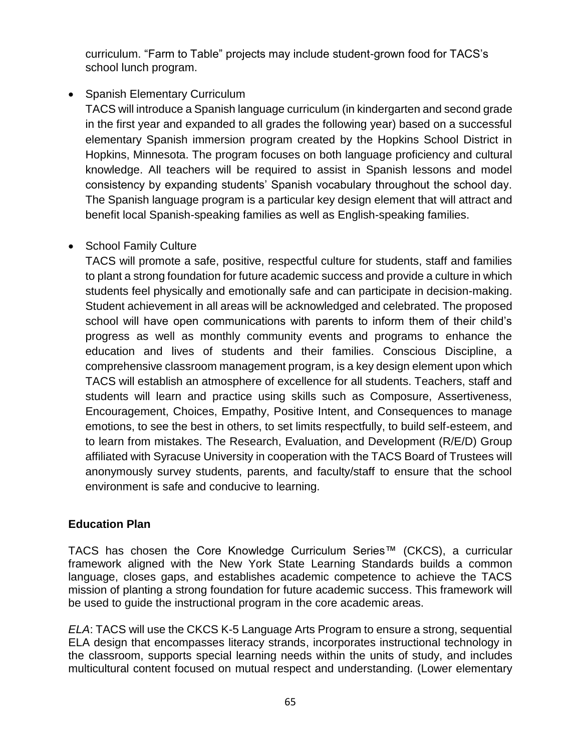curriculum. "Farm to Table" projects may include student-grown food for TACS's school lunch program.

- Spanish Elementary Curriculum

  TACS will introduce a Spanish language curriculum (in kindergarten and second grade in the first year and expanded to all grades the following year) based on a successful elementary Spanish immersion program created by the Hopkins School District in Hopkins, Minnesota. The program focuses on both language proficiency and cultural knowledge. All teachers will be required to assist in Spanish lessons and model consistency by expanding students' Spanish vocabulary throughout the school day. The Spanish language program is a particular key design element that will attract and benefit local Spanish-speaking families as well as English-speaking families.

- School Family Culture

  TACS will promote a safe, positive, respectful culture for students, staff and families to plant a strong foundation for future academic success and provide a culture in which students feel physically and emotionally safe and can participate in decision-making. Student achievement in all areas will be acknowledged and celebrated. The proposed school will have open communications with parents to inform them of their child's progress as well as monthly community events and programs to enhance the education and lives of students and their families. Conscious Discipline, a comprehensive classroom management program, is a key design element upon which TACS will establish an atmosphere of excellence for all students. Teachers, staff and students will learn and practice using skills such as Composure, Assertiveness, Encouragement, Choices, Empathy, Positive Intent, and Consequences to manage emotions, to see the best in others, to set limits respectfully, to build self-esteem, and to learn from mistakes. The Research, Evaluation, and Development (R/E/D) Group affiliated with Syracuse University in cooperation with the TACS Board of Trustees will anonymously survey students, parents, and faculty/staff to ensure that the school environment is safe and conducive to learning.

**Education Plan**

TACS has chosen the Core Knowledge Curriculum Series™ (CKCS), a curricular framework aligned with the New York State Learning Standards builds a common language, closes gaps, and establishes academic competence to achieve the TACS mission of planting a strong foundation for future academic success. This framework will be used to guide the instructional program in the core academic areas.

*ELA*: TACS will use the CKCS K-5 Language Arts Program to ensure a strong, sequential ELA design that encompasses literacy strands, incorporates instructional technology in the classroom, supports special learning needs within the units of study, and includes multicultural content focused on mutual respect and understanding. (Lower elementary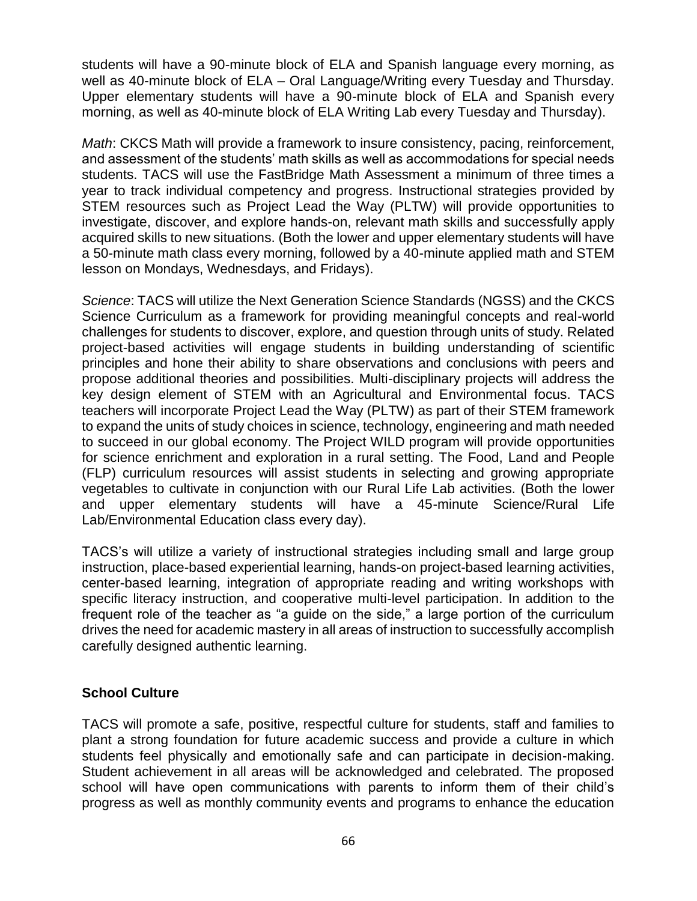students will have a 90-minute block of ELA and Spanish language every morning, as well as 40-minute block of ELA – Oral Language/Writing every Tuesday and Thursday. Upper elementary students will have a 90-minute block of ELA and Spanish every morning, as well as 40-minute block of ELA Writing Lab every Tuesday and Thursday).

*Math*: CKCS Math will provide a framework to insure consistency, pacing, reinforcement, and assessment of the students' math skills as well as accommodations for special needs students. TACS will use the FastBridge Math Assessment a minimum of three times a year to track individual competency and progress. Instructional strategies provided by STEM resources such as Project Lead the Way (PLTW) will provide opportunities to investigate, discover, and explore hands-on, relevant math skills and successfully apply acquired skills to new situations. (Both the lower and upper elementary students will have a 50-minute math class every morning, followed by a 40-minute applied math and STEM lesson on Mondays, Wednesdays, and Fridays).

*Science*: TACS will utilize the Next Generation Science Standards (NGSS) and the CKCS Science Curriculum as a framework for providing meaningful concepts and real-world challenges for students to discover, explore, and question through units of study. Related project-based activities will engage students in building understanding of scientific principles and hone their ability to share observations and conclusions with peers and propose additional theories and possibilities. Multi-disciplinary projects will address the key design element of STEM with an Agricultural and Environmental focus. TACS teachers will incorporate Project Lead the Way (PLTW) as part of their STEM framework to expand the units of study choices in science, technology, engineering and math needed to succeed in our global economy. The Project WILD program will provide opportunities for science enrichment and exploration in a rural setting. The Food, Land and People (FLP) curriculum resources will assist students in selecting and growing appropriate vegetables to cultivate in conjunction with our Rural Life Lab activities. (Both the lower and upper elementary students will have a 45-minute Science/Rural Life Lab/Environmental Education class every day).

TACS's will utilize a variety of instructional strategies including small and large group instruction, place-based experiential learning, hands-on project-based learning activities, center-based learning, integration of appropriate reading and writing workshops with specific literacy instruction, and cooperative multi-level participation. In addition to the frequent role of the teacher as "a guide on the side," a large portion of the curriculum drives the need for academic mastery in all areas of instruction to successfully accomplish carefully designed authentic learning.

### School Culture

TACS will promote a safe, positive, respectful culture for students, staff and families to plant a strong foundation for future academic success and provide a culture in which students feel physically and emotionally safe and can participate in decision-making. Student achievement in all areas will be acknowledged and celebrated. The proposed school will have open communications with parents to inform them of their child's progress as well as monthly community events and programs to enhance the education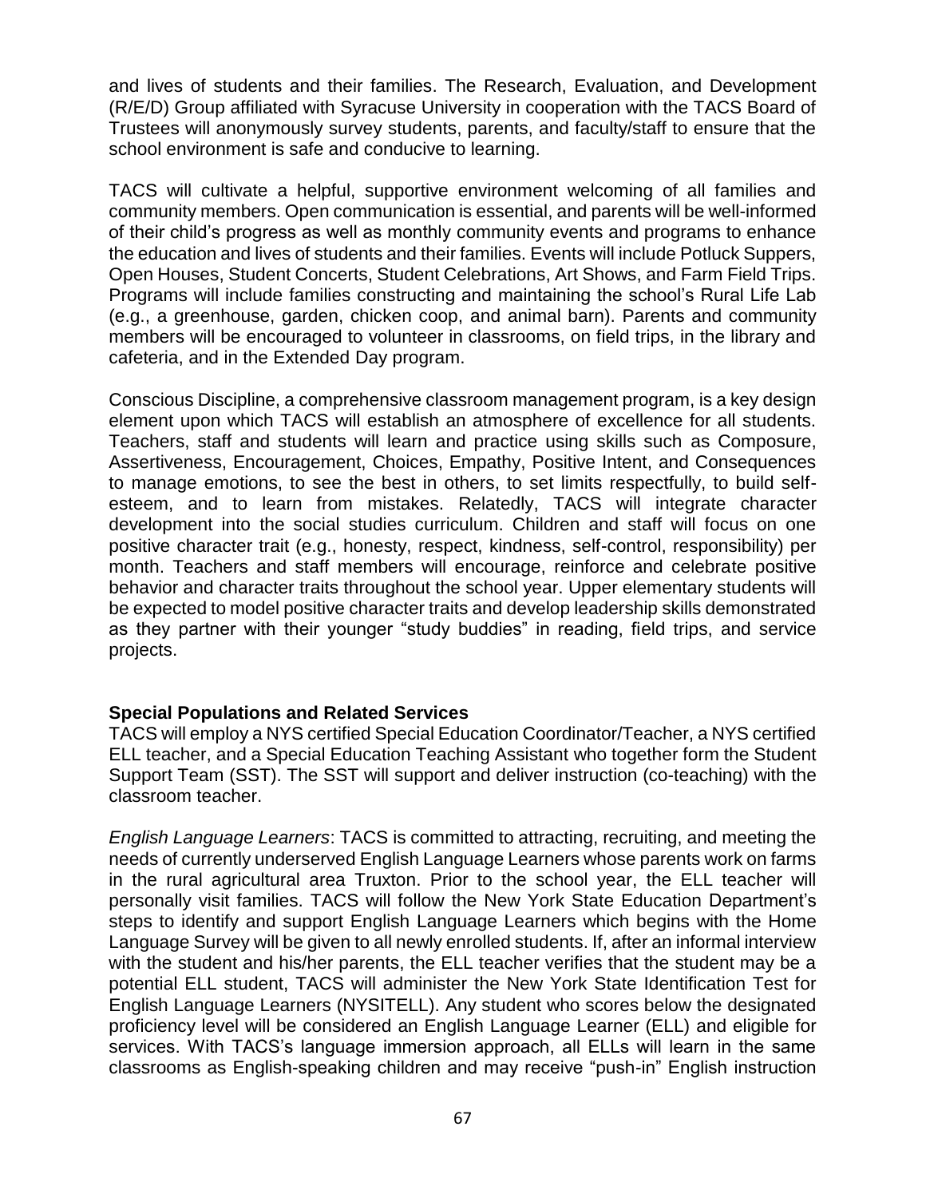and lives of students and their families. The Research, Evaluation, and Development (R/E/D) Group affiliated with Syracuse University in cooperation with the TACS Board of Trustees will anonymously survey students, parents, and faculty/staff to ensure that the school environment is safe and conducive to learning.

TACS will cultivate a helpful, supportive environment welcoming of all families and community members. Open communication is essential, and parents will be well-informed of their child's progress as well as monthly community events and programs to enhance the education and lives of students and their families. Events will include Potluck Suppers, Open Houses, Student Concerts, Student Celebrations, Art Shows, and Farm Field Trips. Programs will include families constructing and maintaining the school's Rural Life Lab (e.g., a greenhouse, garden, chicken coop, and animal barn). Parents and community members will be encouraged to volunteer in classrooms, on field trips, in the library and cafeteria, and in the Extended Day program.

Conscious Discipline, a comprehensive classroom management program, is a key design element upon which TACS will establish an atmosphere of excellence for all students. Teachers, staff and students will learn and practice using skills such as Composure, Assertiveness, Encouragement, Choices, Empathy, Positive Intent, and Consequences to manage emotions, to see the best in others, to set limits respectfully, to build self-esteem, and to learn from mistakes. Relatedly, TACS will integrate character development into the social studies curriculum. Children and staff will focus on one positive character trait (e.g., honesty, respect, kindness, self-control, responsibility) per month. Teachers and staff members will encourage, reinforce and celebrate positive behavior and character traits throughout the school year. Upper elementary students will be expected to model positive character traits and develop leadership skills demonstrated as they partner with their younger "study buddies" in reading, field trips, and service projects.

**Special Populations and Related Services**

TACS will employ a NYS certified Special Education Coordinator/Teacher, a NYS certified ELL teacher, and a Special Education Teaching Assistant who together form the Student Support Team (SST). The SST will support and deliver instruction (co-teaching) with the classroom teacher.

*English Language Learners*: TACS is committed to attracting, recruiting, and meeting the needs of currently underserved English Language Learners whose parents work on farms in the rural agricultural area Truxton. Prior to the school year, the ELL teacher will personally visit families. TACS will follow the New York State Education Department's steps to identify and support English Language Learners which begins with the Home Language Survey will be given to all newly enrolled students. If, after an informal interview with the student and his/her parents, the ELL teacher verifies that the student may be a potential ELL student, TACS will administer the New York State Identification Test for English Language Learners (NYSITELL). Any student who scores below the designated proficiency level will be considered an English Language Learner (ELL) and eligible for services. With TACS's language immersion approach, all ELLs will learn in the same classrooms as English-speaking children and may receive "push-in" English instruction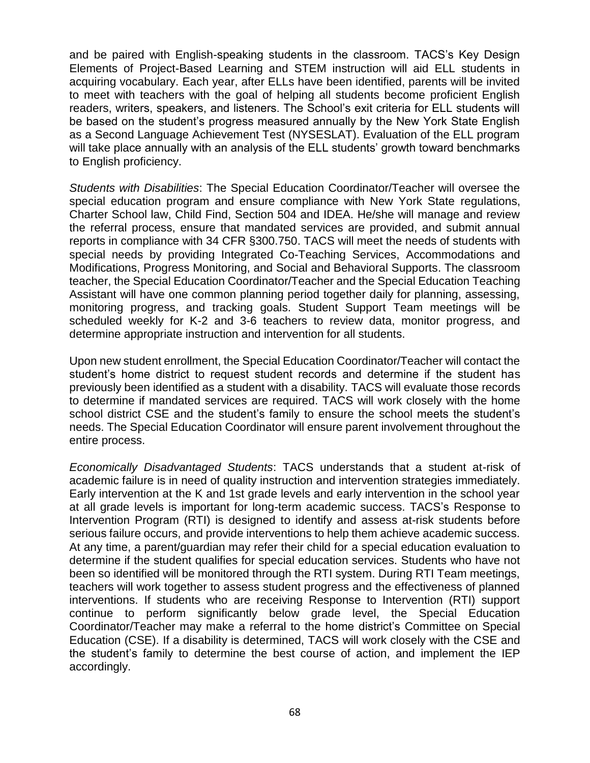and be paired with English-speaking students in the classroom. TACS's Key Design Elements of Project-Based Learning and STEM instruction will aid ELL students in acquiring vocabulary. Each year, after ELLs have been identified, parents will be invited to meet with teachers with the goal of helping all students become proficient English readers, writers, speakers, and listeners. The School's exit criteria for ELL students will be based on the student's progress measured annually by the New York State English as a Second Language Achievement Test (NYSESLAT). Evaluation of the ELL program will take place annually with an analysis of the ELL students' growth toward benchmarks to English proficiency.

*Students with Disabilities*: The Special Education Coordinator/Teacher will oversee the special education program and ensure compliance with New York State regulations, Charter School law, Child Find, Section 504 and IDEA. He/she will manage and review the referral process, ensure that mandated services are provided, and submit annual reports in compliance with 34 CFR §300.750. TACS will meet the needs of students with special needs by providing Integrated Co-Teaching Services, Accommodations and Modifications, Progress Monitoring, and Social and Behavioral Supports. The classroom teacher, the Special Education Coordinator/Teacher and the Special Education Teaching Assistant will have one common planning period together daily for planning, assessing, monitoring progress, and tracking goals. Student Support Team meetings will be scheduled weekly for K-2 and 3-6 teachers to review data, monitor progress, and determine appropriate instruction and intervention for all students.

Upon new student enrollment, the Special Education Coordinator/Teacher will contact the student's home district to request student records and determine if the student has previously been identified as a student with a disability. TACS will evaluate those records to determine if mandated services are required. TACS will work closely with the home school district CSE and the student's family to ensure the school meets the student's needs. The Special Education Coordinator will ensure parent involvement throughout the entire process.

*Economically Disadvantaged Students*: TACS understands that a student at-risk of academic failure is in need of quality instruction and intervention strategies immediately. Early intervention at the K and 1st grade levels and early intervention in the school year at all grade levels is important for long-term academic success. TACS's Response to Intervention Program (RTI) is designed to identify and assess at-risk students before serious failure occurs, and provide interventions to help them achieve academic success. At any time, a parent/guardian may refer their child for a special education evaluation to determine if the student qualifies for special education services. Students who have not been so identified will be monitored through the RTI system. During RTI Team meetings, teachers will work together to assess student progress and the effectiveness of planned interventions. If students who are receiving Response to Intervention (RTI) support continue to perform significantly below grade level, the Special Education Coordinator/Teacher may make a referral to the home district's Committee on Special Education (CSE). If a disability is determined, TACS will work closely with the CSE and the student's family to determine the best course of action, and implement the IEP accordingly.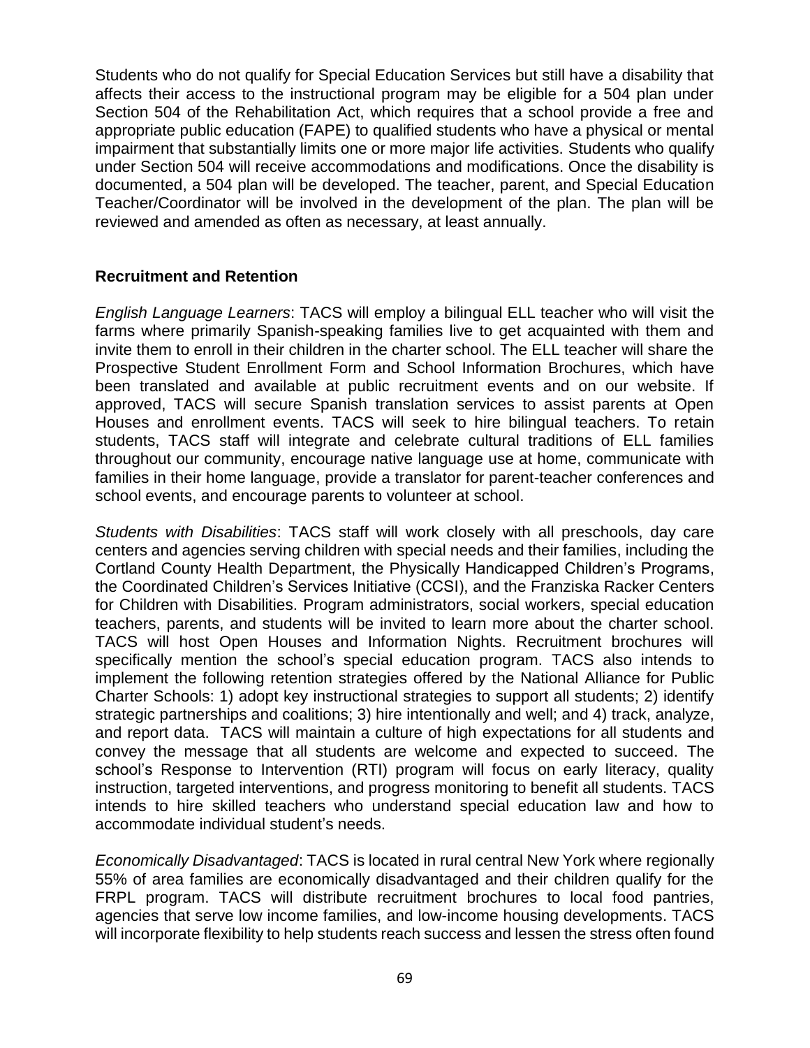Students who do not qualify for Special Education Services but still have a disability that affects their access to the instructional program may be eligible for a 504 plan under Section 504 of the Rehabilitation Act, which requires that a school provide a free and appropriate public education (FAPE) to qualified students who have a physical or mental impairment that substantially limits one or more major life activities. Students who qualify under Section 504 will receive accommodations and modifications. Once the disability is documented, a 504 plan will be developed. The teacher, parent, and Special Education Teacher/Coordinator will be involved in the development of the plan. The plan will be reviewed and amended as often as necessary, at least annually.

**Recruitment and Retention**

*English Language Learners*: TACS will employ a bilingual ELL teacher who will visit the farms where primarily Spanish-speaking families live to get acquainted with them and invite them to enroll in their children in the charter school. The ELL teacher will share the Prospective Student Enrollment Form and School Information Brochures, which have been translated and available at public recruitment events and on our website. If approved, TACS will secure Spanish translation services to assist parents at Open Houses and enrollment events. TACS will seek to hire bilingual teachers. To retain students, TACS staff will integrate and celebrate cultural traditions of ELL families throughout our community, encourage native language use at home, communicate with families in their home language, provide a translator for parent-teacher conferences and school events, and encourage parents to volunteer at school.

*Students with Disabilities*: TACS staff will work closely with all preschools, day care centers and agencies serving children with special needs and their families, including the Cortland County Health Department, the Physically Handicapped Children's Programs, the Coordinated Children's Services Initiative (CCSI), and the Franziska Racker Centers for Children with Disabilities. Program administrators, social workers, special education teachers, parents, and students will be invited to learn more about the charter school. TACS will host Open Houses and Information Nights. Recruitment brochures will specifically mention the school's special education program. TACS also intends to implement the following retention strategies offered by the National Alliance for Public Charter Schools: 1) adopt key instructional strategies to support all students; 2) identify strategic partnerships and coalitions; 3) hire intentionally and well; and 4) track, analyze, and report data. TACS will maintain a culture of high expectations for all students and convey the message that all students are welcome and expected to succeed. The school's Response to Intervention (RTI) program will focus on early literacy, quality instruction, targeted interventions, and progress monitoring to benefit all students. TACS intends to hire skilled teachers who understand special education law and how to accommodate individual student's needs.

*Economically Disadvantaged*: TACS is located in rural central New York where regionally 55% of area families are economically disadvantaged and their children qualify for the FRPL program. TACS will distribute recruitment brochures to local food pantries, agencies that serve low income families, and low-income housing developments. TACS will incorporate flexibility to help students reach success and lessen the stress often found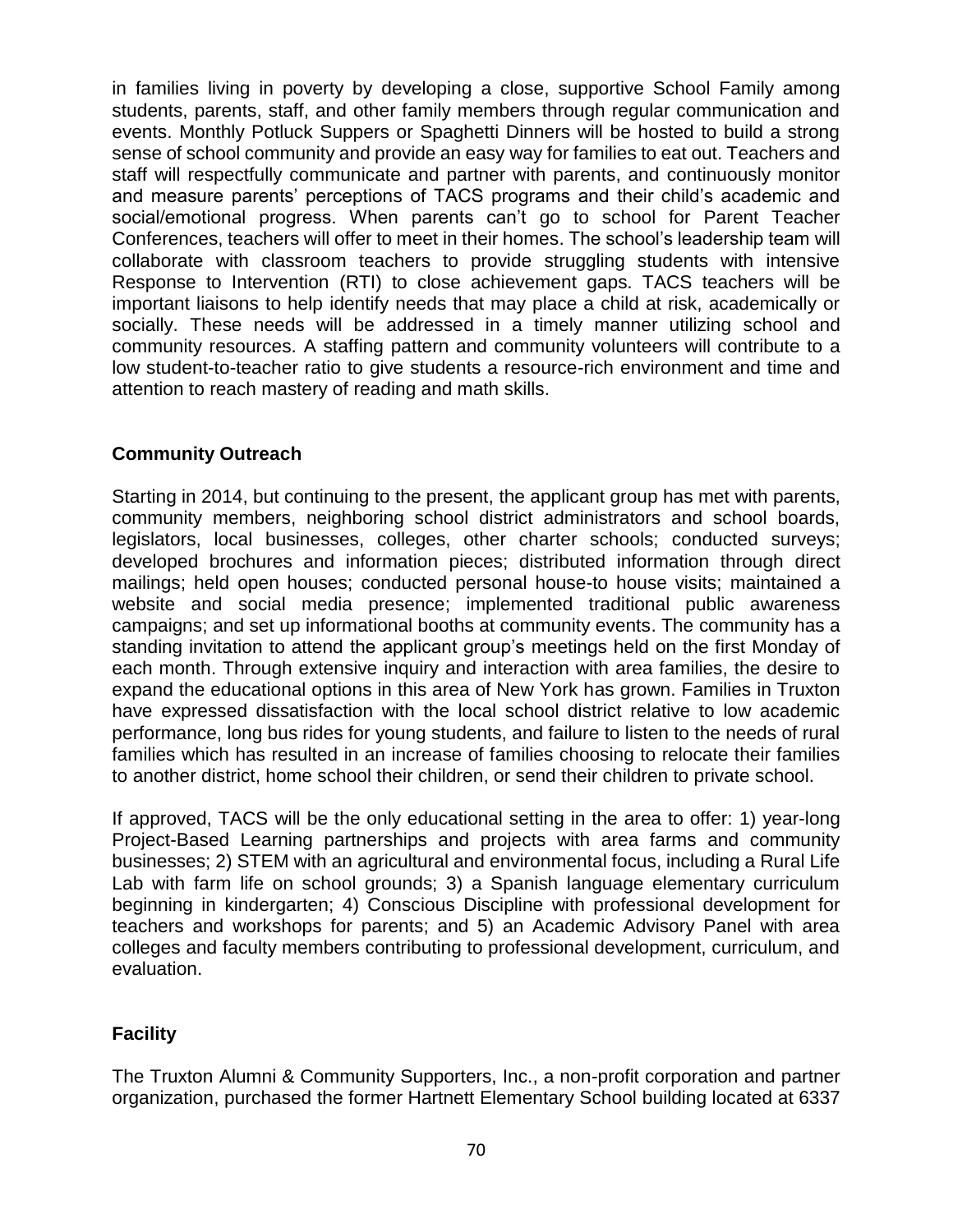in families living in poverty by developing a close, supportive School Family among students, parents, staff, and other family members through regular communication and events. Monthly Potluck Suppers or Spaghetti Dinners will be hosted to build a strong sense of school community and provide an easy way for families to eat out. Teachers and staff will respectfully communicate and partner with parents, and continuously monitor and measure parents' perceptions of TACS programs and their child's academic and social/emotional progress. When parents can't go to school for Parent Teacher Conferences, teachers will offer to meet in their homes. The school's leadership team will collaborate with classroom teachers to provide struggling students with intensive Response to Intervention (RTI) to close achievement gaps. TACS teachers will be important liaisons to help identify needs that may place a child at risk, academically or socially. These needs will be addressed in a timely manner utilizing school and community resources. A staffing pattern and community volunteers will contribute to a low student-to-teacher ratio to give students a resource-rich environment and time and attention to reach mastery of reading and math skills.

## Community Outreach

Starting in 2014, but continuing to the present, the applicant group has met with parents, community members, neighboring school district administrators and school boards, legislators, local businesses, colleges, other charter schools; conducted surveys; developed brochures and information pieces; distributed information through direct mailings; held open houses; conducted personal house-to house visits; maintained a website and social media presence; implemented traditional public awareness campaigns; and set up informational booths at community events. The community has a standing invitation to attend the applicant group's meetings held on the first Monday of each month. Through extensive inquiry and interaction with area families, the desire to expand the educational options in this area of New York has grown. Families in Truxton have expressed dissatisfaction with the local school district relative to low academic performance, long bus rides for young students, and failure to listen to the needs of rural families which has resulted in an increase of families choosing to relocate their families to another district, home school their children, or send their children to private school.

If approved, TACS will be the only educational setting in the area to offer: 1) year-long Project-Based Learning partnerships and projects with area farms and community businesses; 2) STEM with an agricultural and environmental focus, including a Rural Life Lab with farm life on school grounds; 3) a Spanish language elementary curriculum beginning in kindergarten; 4) Conscious Discipline with professional development for teachers and workshops for parents; and 5) an Academic Advisory Panel with area colleges and faculty members contributing to professional development, curriculum, and evaluation.

## Facility

The Truxton Alumni & Community Supporters, Inc., a non-profit corporation and partner organization, purchased the former Hartnett Elementary School building located at 6337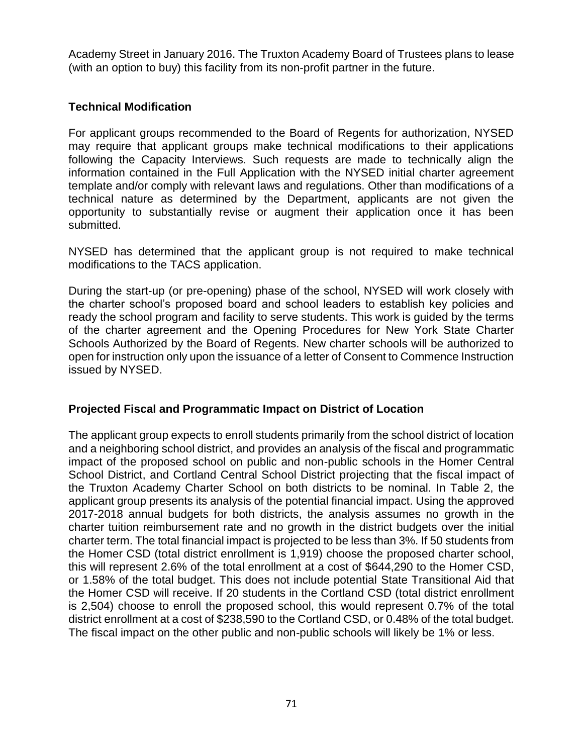Academy Street in January 2016. The Truxton Academy Board of Trustees plans to lease (with an option to buy) this facility from its non-profit partner in the future.

### Technical Modification

For applicant groups recommended to the Board of Regents for authorization, NYSED may require that applicant groups make technical modifications to their applications following the Capacity Interviews. Such requests are made to technically align the information contained in the Full Application with the NYSED initial charter agreement template and/or comply with relevant laws and regulations. Other than modifications of a technical nature as determined by the Department, applicants are not given the opportunity to substantially revise or augment their application once it has been submitted.

NYSED has determined that the applicant group is not required to make technical modifications to the TACS application.

During the start-up (or pre-opening) phase of the school, NYSED will work closely with the charter school's proposed board and school leaders to establish key policies and ready the school program and facility to serve students. This work is guided by the terms of the charter agreement and the Opening Procedures for New York State Charter Schools Authorized by the Board of Regents. New charter schools will be authorized to open for instruction only upon the issuance of a letter of Consent to Commence Instruction issued by NYSED.

### Projected Fiscal and Programmatic Impact on District of Location

The applicant group expects to enroll students primarily from the school district of location and a neighboring school district, and provides an analysis of the fiscal and programmatic impact of the proposed school on public and non-public schools in the Homer Central School District, and Cortland Central School District projecting that the fiscal impact of the Truxton Academy Charter School on both districts to be nominal. In Table 2, the applicant group presents its analysis of the potential financial impact. Using the approved 2017-2018 annual budgets for both districts, the analysis assumes no growth in the charter tuition reimbursement rate and no growth in the district budgets over the initial charter term. The total financial impact is projected to be less than 3%. If 50 students from the Homer CSD (total district enrollment is 1,919) choose the proposed charter school, this will represent 2.6% of the total enrollment at a cost of $644,290 to the Homer CSD, or 1.58% of the total budget. This does not include potential State Transitional Aid that the Homer CSD will receive. If 20 students in the Cortland CSD (total district enrollment is 2,504) choose to enroll the proposed school, this would represent 0.7% of the total district enrollment at a cost of $238,590 to the Cortland CSD, or 0.48% of the total budget. The fiscal impact on the other public and non-public schools will likely be 1% or less.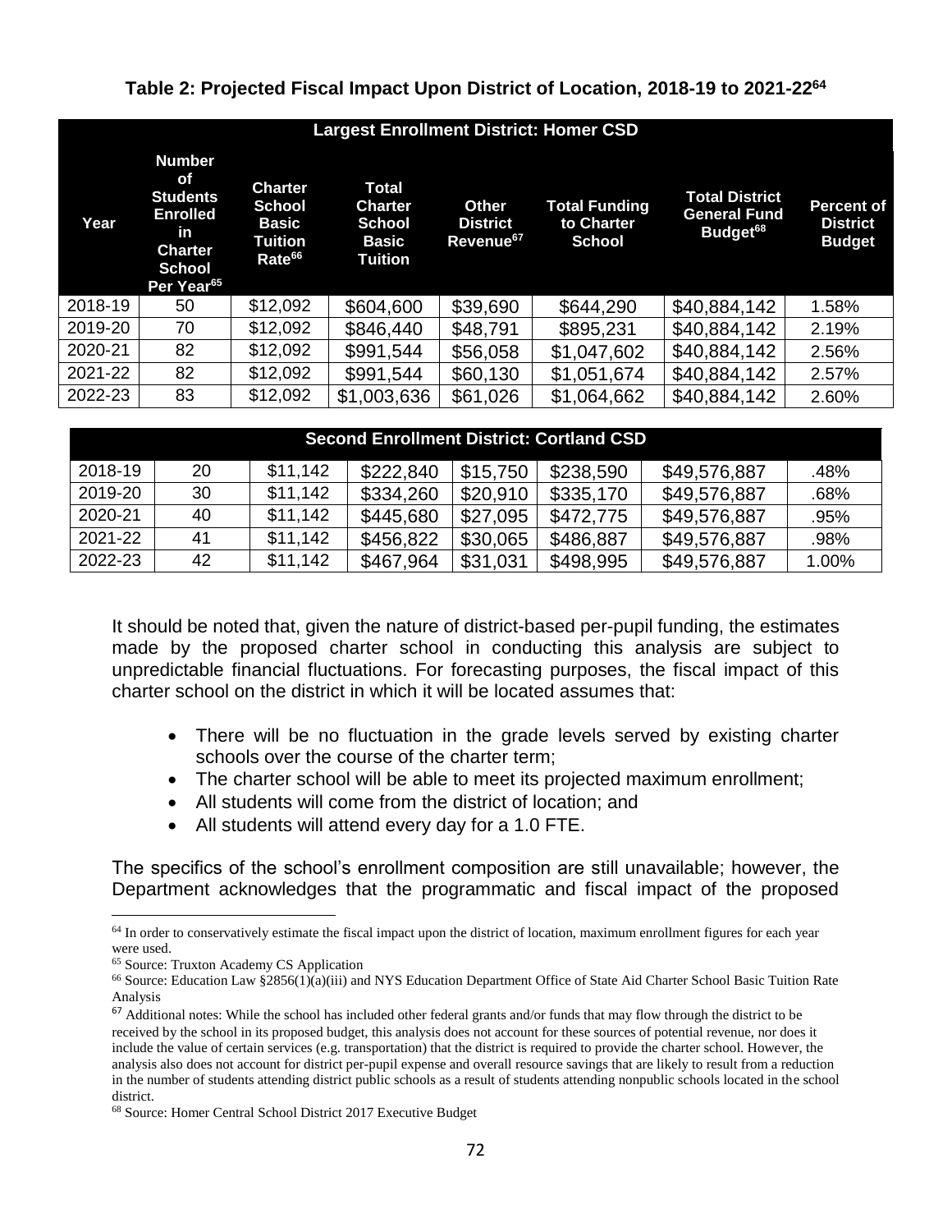**Table 2: Projected Fiscal Impact Upon District of Location, 2018-19 to 2021-22[64]**

| Largest Enrollment District: Homer CSD | | | | | | | |
|---|---|---|---|---|---|---|---|
| **Year** | **Number of Students Enrolled in Charter School Per Year[65]** | **Charter School Basic Tuition Rate[66]** | **Total Charter School Basic Tuition** | **Other District Revenue[67]** | **Total Funding to Charter School** | **Total District General Fund Budget[68]** | **Percent of District Budget** |
| 2018-19 | 50 | $12,092 | $604,600 | $39,690 | $644,290 | $40,884,142 | 1.58% |
| 2019-20 | 70 | $12,092 | $846,440 | $48,791 | $895,231 | $40,884,142 | 2.19% |
| 2020-21 | 82 | $12,092 | $991,544 | $56,058 | $1,047,602 | $40,884,142 | 2.56% |
| 2021-22 | 82 | $12,092 | $991,544 | $60,130 | $1,051,674 | $40,884,142 | 2.57% |
| 2022-23 | 83 | $12,092 | $1,003,636 | $61,026 | $1,064,662 | $40,884,142 | 2.60% |

| Second Enrollment District: Cortland CSD | | | | | | | |
|---|---|---|---|---|---|---|---|
| 2018-19 | 20 | $11,142 | $222,840 | $15,750 | $238,590 | $49,576,887 | .48% |
| 2019-20 | 30 | $11,142 | $334,260 | $20,910 | $335,170 | $49,576,887 | .68% |
| 2020-21 | 40 | $11,142 | $445,680 | $27,095 | $472,775 | $49,576,887 | .95% |
| 2021-22 | 41 | $11,142 | $456,822 | $30,065 | $486,887 | $49,576,887 | .98% |
| 2022-23 | 42 | $11,142 | $467,964 | $31,031 | $498,995 | $49,576,887 | 1.00% |

It should be noted that, given the nature of district-based per-pupil funding, the estimates made by the proposed charter school in conducting this analysis are subject to unpredictable financial fluctuations. For forecasting purposes, the fiscal impact of this charter school on the district in which it will be located assumes that:

- There will be no fluctuation in the grade levels served by existing charter schools over the course of the charter term;
- The charter school will be able to meet its projected maximum enrollment;
- All students will come from the district of location; and
- All students will attend every day for a 1.0 FTE.

The specifics of the school's enrollment composition are still unavailable; however, the Department acknowledges that the programmatic and fiscal impact of the proposed

---

[64] In order to conservatively estimate the fiscal impact upon the district of location, maximum enrollment figures for each year were used.

[65] Source: Truxton Academy CS Application

[66] Source: Education Law §2856(1)(a)(iii) and NYS Education Department Office of State Aid Charter School Basic Tuition Rate Analysis

[67] Additional notes: While the school has included other federal grants and/or funds that may flow through the district to be received by the school in its proposed budget, this analysis does not account for these sources of potential revenue, nor does it include the value of certain services (e.g. transportation) that the district is required to provide the charter school. However, the analysis also does not account for district per-pupil expense and overall resource savings that are likely to result from a reduction in the number of students attending district public schools as a result of students attending nonpublic schools located in the school district.

[68] Source: Homer Central School District 2017 Executive Budget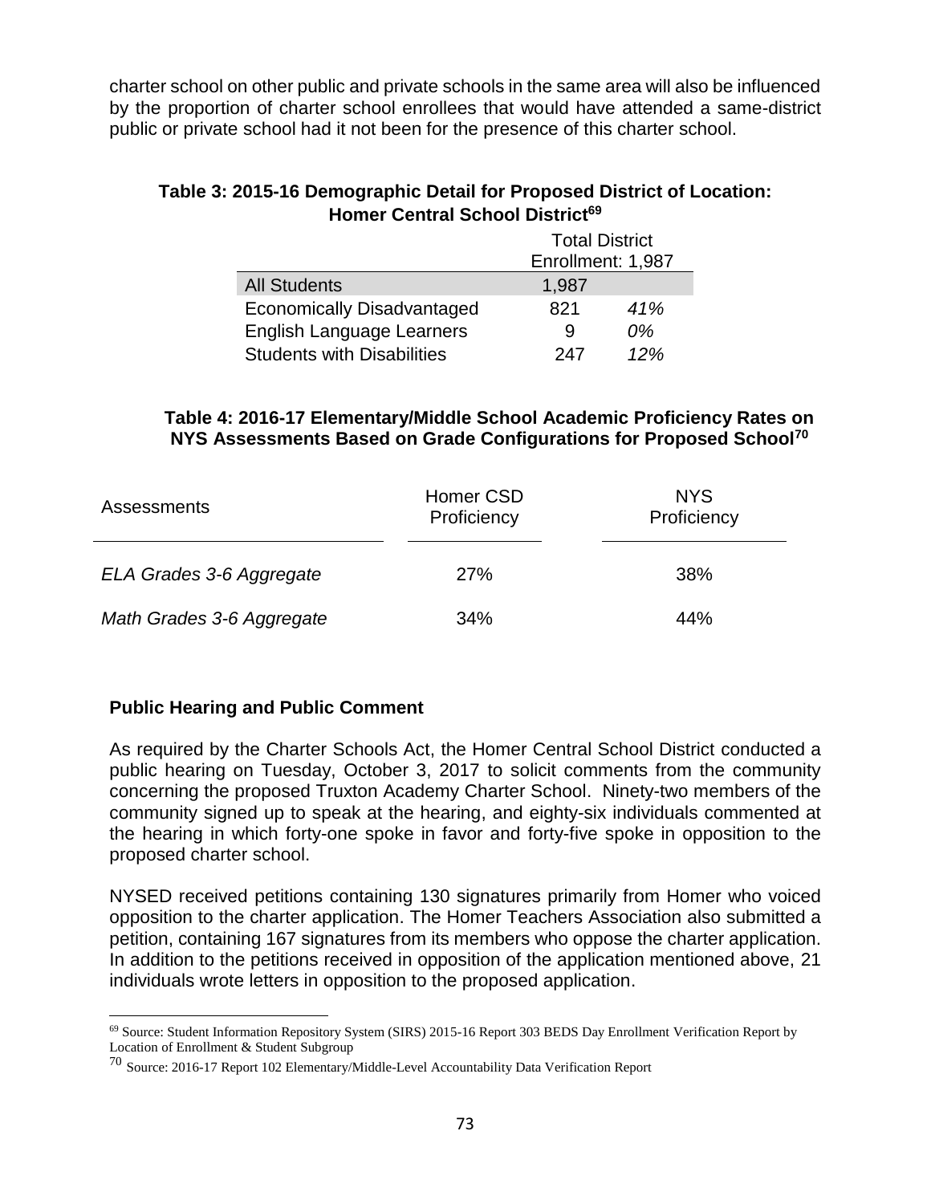charter school on other public and private schools in the same area will also be influenced by the proportion of charter school enrollees that would have attended a same-district public or private school had it not been for the presence of this charter school.

**Table 3: 2015-16 Demographic Detail for Proposed District of Location: Homer Central School District[69]**

| | Total District Enrollment: 1,987 | |
|---|---|---|
| All Students | 1,987 | |
| Economically Disadvantaged | 821 | *41%* |
| English Language Learners | 9 | *0%* |
| Students with Disabilities | 247 | *12%* |

**Table 4: 2016-17 Elementary/Middle School Academic Proficiency Rates on NYS Assessments Based on Grade Configurations for Proposed School[70]**

| Assessments | Homer CSD Proficiency | NYS Proficiency |
|---|---|---|
| *ELA Grades 3-6 Aggregate* | 27% | 38% |
| *Math Grades 3-6 Aggregate* | 34% | 44% |

**Public Hearing and Public Comment**

As required by the Charter Schools Act, the Homer Central School District conducted a public hearing on Tuesday, October 3, 2017 to solicit comments from the community concerning the proposed Truxton Academy Charter School. Ninety-two members of the community signed up to speak at the hearing, and eighty-six individuals commented at the hearing in which forty-one spoke in favor and forty-five spoke in opposition to the proposed charter school.

NYSED received petitions containing 130 signatures primarily from Homer who voiced opposition to the charter application. The Homer Teachers Association also submitted a petition, containing 167 signatures from its members who oppose the charter application. In addition to the petitions received in opposition of the application mentioned above, 21 individuals wrote letters in opposition to the proposed application.

[69] Source: Student Information Repository System (SIRS) 2015-16 Report 303 BEDS Day Enrollment Verification Report by Location of Enrollment & Student Subgroup

[70] Source: 2016-17 Report 102 Elementary/Middle-Level Accountability Data Verification Report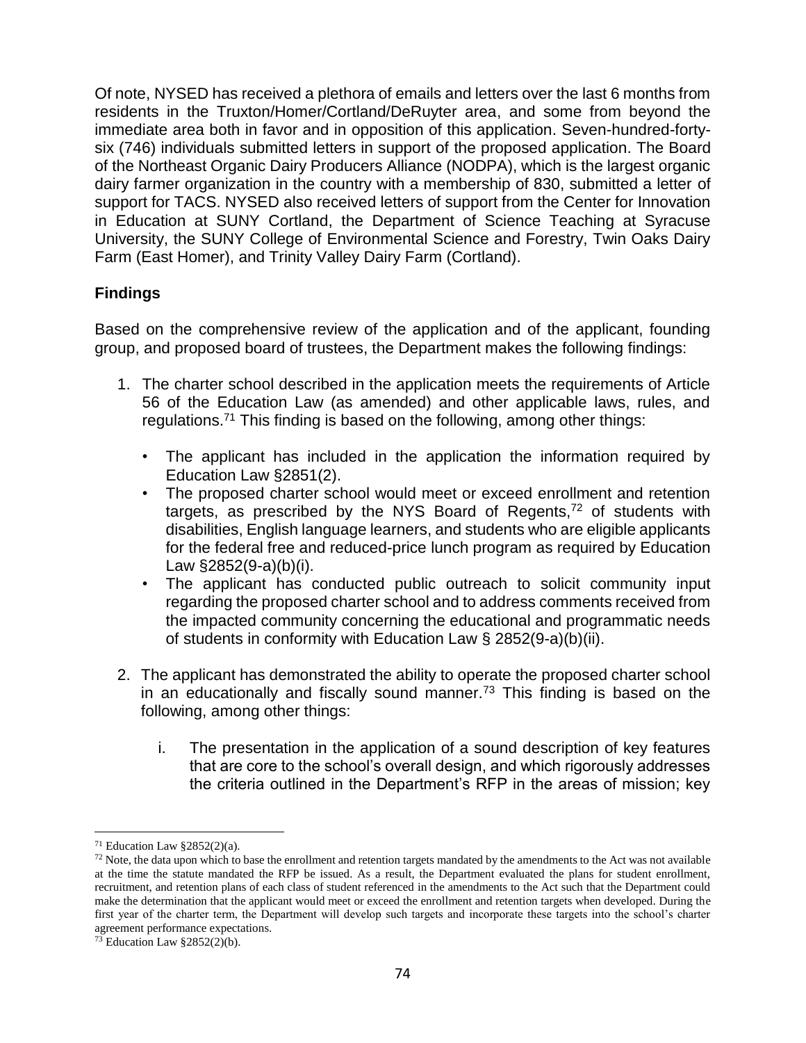Of note, NYSED has received a plethora of emails and letters over the last 6 months from residents in the Truxton/Homer/Cortland/DeRuyter area, and some from beyond the immediate area both in favor and in opposition of this application. Seven-hundred-forty-six (746) individuals submitted letters in support of the proposed application. The Board of the Northeast Organic Dairy Producers Alliance (NODPA), which is the largest organic dairy farmer organization in the country with a membership of 830, submitted a letter of support for TACS. NYSED also received letters of support from the Center for Innovation in Education at SUNY Cortland, the Department of Science Teaching at Syracuse University, the SUNY College of Environmental Science and Forestry, Twin Oaks Dairy Farm (East Homer), and Trinity Valley Dairy Farm (Cortland).

**Findings**

Based on the comprehensive review of the application and of the applicant, founding group, and proposed board of trustees, the Department makes the following findings:

1. The charter school described in the application meets the requirements of Article 56 of the Education Law (as amended) and other applicable laws, rules, and regulations.[71] This finding is based on the following, among other things:
   - The applicant has included in the application the information required by Education Law §2851(2).
   - The proposed charter school would meet or exceed enrollment and retention targets, as prescribed by the NYS Board of Regents,[72] of students with disabilities, English language learners, and students who are eligible applicants for the federal free and reduced-price lunch program as required by Education Law §2852(9-a)(b)(i).
   - The applicant has conducted public outreach to solicit community input regarding the proposed charter school and to address comments received from the impacted community concerning the educational and programmatic needs of students in conformity with Education Law § 2852(9-a)(b)(ii).

2. The applicant has demonstrated the ability to operate the proposed charter school in an educationally and fiscally sound manner.[73] This finding is based on the following, among other things:
   i. The presentation in the application of a sound description of key features that are core to the school's overall design, and which rigorously addresses the criteria outlined in the Department's RFP in the areas of mission; key

---

[71] Education Law §2852(2)(a).

[72] Note, the data upon which to base the enrollment and retention targets mandated by the amendments to the Act was not available at the time the statute mandated the RFP be issued. As a result, the Department evaluated the plans for student enrollment, recruitment, and retention plans of each class of student referenced in the amendments to the Act such that the Department could make the determination that the applicant would meet or exceed the enrollment and retention targets when developed. During the first year of the charter term, the Department will develop such targets and incorporate these targets into the school's charter agreement performance expectations.

[73] Education Law §2852(2)(b).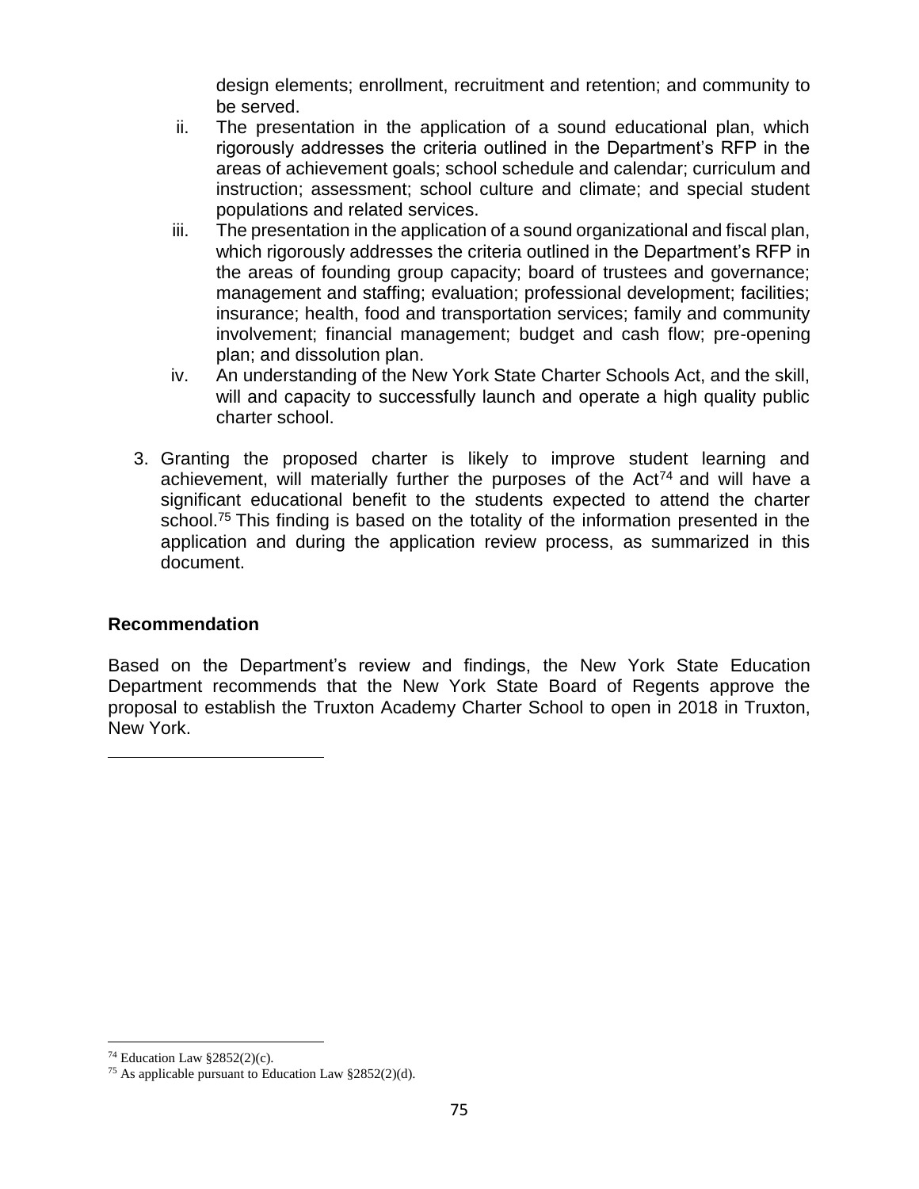design elements; enrollment, recruitment and retention; and community to be served.

ii. The presentation in the application of a sound educational plan, which rigorously addresses the criteria outlined in the Department's RFP in the areas of achievement goals; school schedule and calendar; curriculum and instruction; assessment; school culture and climate; and special student populations and related services.

iii. The presentation in the application of a sound organizational and fiscal plan, which rigorously addresses the criteria outlined in the Department's RFP in the areas of founding group capacity; board of trustees and governance; management and staffing; evaluation; professional development; facilities; insurance; health, food and transportation services; family and community involvement; financial management; budget and cash flow; pre-opening plan; and dissolution plan.

iv. An understanding of the New York State Charter Schools Act, and the skill, will and capacity to successfully launch and operate a high quality public charter school.

3. Granting the proposed charter is likely to improve student learning and achievement, will materially further the purposes of the Act[74] and will have a significant educational benefit to the students expected to attend the charter school.[75] This finding is based on the totality of the information presented in the application and during the application review process, as summarized in this document.

**Recommendation**

Based on the Department's review and findings, the New York State Education Department recommends that the New York State Board of Regents approve the proposal to establish the Truxton Academy Charter School to open in 2018 in Truxton, New York.

---

[74] Education Law §2852(2)(c).

[75] As applicable pursuant to Education Law §2852(2)(d).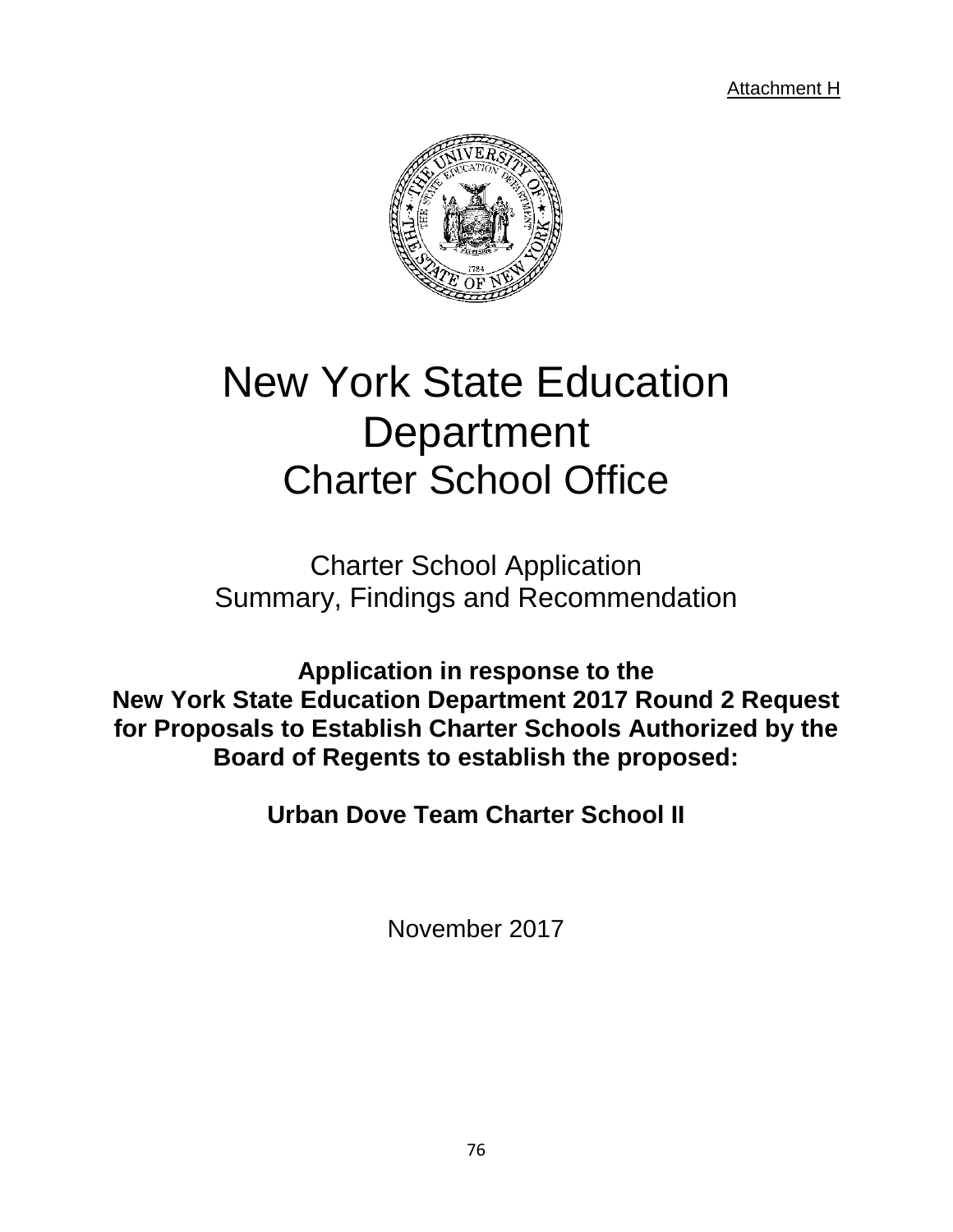Attachment H

# New York State Education Department
# Charter School Office

## Charter School Application Summary, Findings and Recommendation

**Application in response to the New York State Education Department 2017 Round 2 Request for Proposals to Establish Charter Schools Authorized by the Board of Regents to establish the proposed:**

**Urban Dove Team Charter School II**

November 2017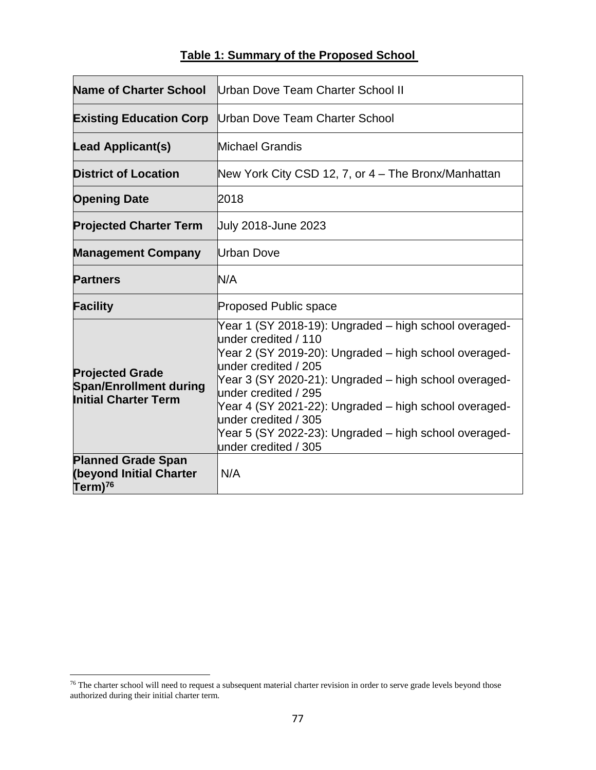**Table 1: Summary of the Proposed School**

| **Name of Charter School** | Urban Dove Team Charter School II |
|---|---|
| **Existing Education Corp** | Urban Dove Team Charter School |
| **Lead Applicant(s)** | Michael Grandis |
| **District of Location** | New York City CSD 12, 7, or 4 – The Bronx/Manhattan |
| **Opening Date** | 2018 |
| **Projected Charter Term** | July 2018-June 2023 |
| **Management Company** | Urban Dove |
| **Partners** | N/A |
| **Facility** | Proposed Public space |
| **Projected Grade Span/Enrollment during Initial Charter Term** | Year 1 (SY 2018-19): Ungraded – high school overaged-under credited / 110<br>Year 2 (SY 2019-20): Ungraded – high school overaged-under credited / 205<br>Year 3 (SY 2020-21): Ungraded – high school overaged-under credited / 295<br>Year 4 (SY 2021-22): Ungraded – high school overaged-under credited / 305<br>Year 5 (SY 2022-23): Ungraded – high school overaged-under credited / 305 |
| **Planned Grade Span (beyond Initial Charter Term)**[76] | N/A |

[76] The charter school will need to request a subsequent material charter revision in order to serve grade levels beyond those authorized during their initial charter term.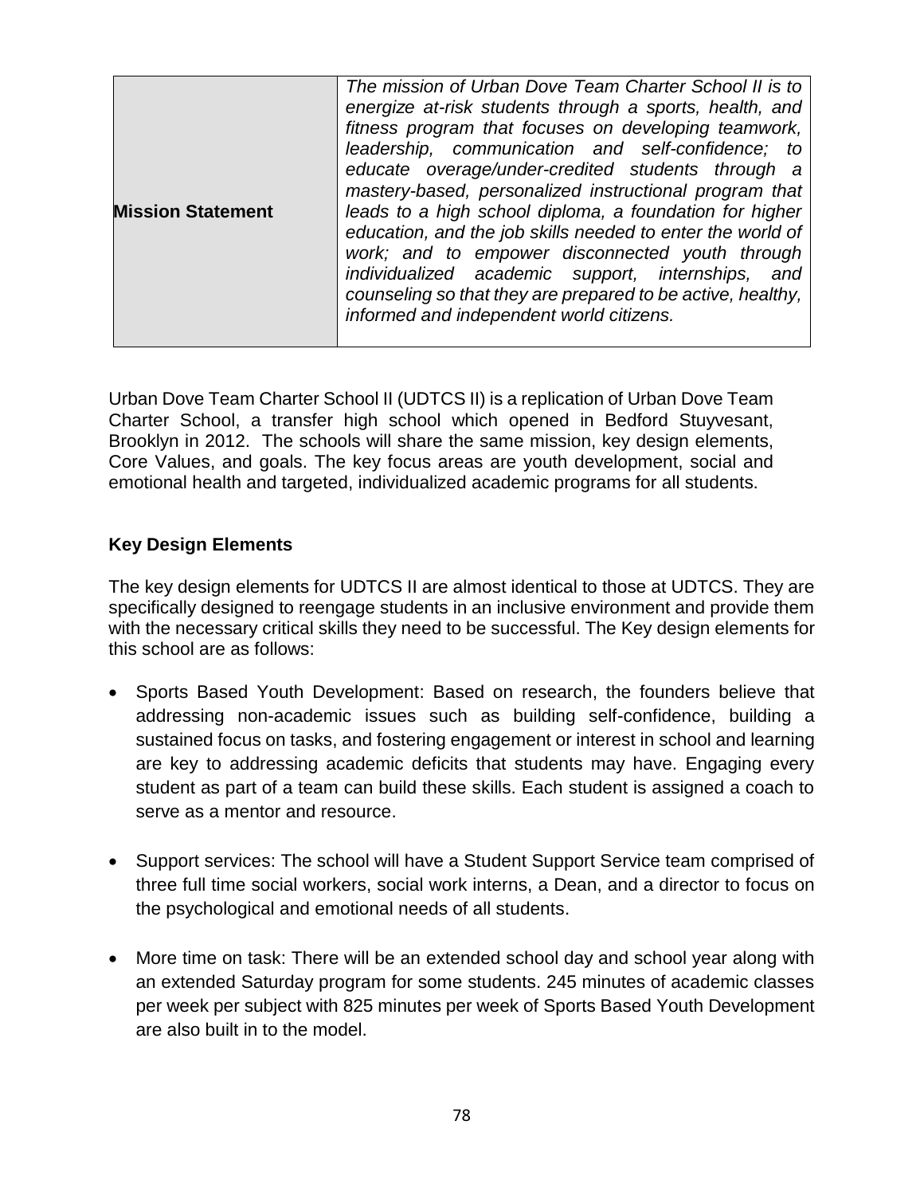| **Mission Statement** | *The mission of Urban Dove Team Charter School II is to energize at-risk students through a sports, health, and fitness program that focuses on developing teamwork, leadership, communication and self-confidence; to educate overage/under-credited students through a mastery-based, personalized instructional program that leads to a high school diploma, a foundation for higher education, and the job skills needed to enter the world of work; and to empower disconnected youth through individualized academic support, internships, and counseling so that they are prepared to be active, healthy, informed and independent world citizens.* |
|---|---|

Urban Dove Team Charter School II (UDTCS II) is a replication of Urban Dove Team Charter School, a transfer high school which opened in Bedford Stuyvesant, Brooklyn in 2012. The schools will share the same mission, key design elements, Core Values, and goals. The key focus areas are youth development, social and emotional health and targeted, individualized academic programs for all students.

**Key Design Elements**

The key design elements for UDTCS II are almost identical to those at UDTCS. They are specifically designed to reengage students in an inclusive environment and provide them with the necessary critical skills they need to be successful. The Key design elements for this school are as follows:

- Sports Based Youth Development: Based on research, the founders believe that addressing non-academic issues such as building self-confidence, building a sustained focus on tasks, and fostering engagement or interest in school and learning are key to addressing academic deficits that students may have. Engaging every student as part of a team can build these skills. Each student is assigned a coach to serve as a mentor and resource.

- Support services: The school will have a Student Support Service team comprised of three full time social workers, social work interns, a Dean, and a director to focus on the psychological and emotional needs of all students.

- More time on task: There will be an extended school day and school year along with an extended Saturday program for some students. 245 minutes of academic classes per week per subject with 825 minutes per week of Sports Based Youth Development are also built in to the model.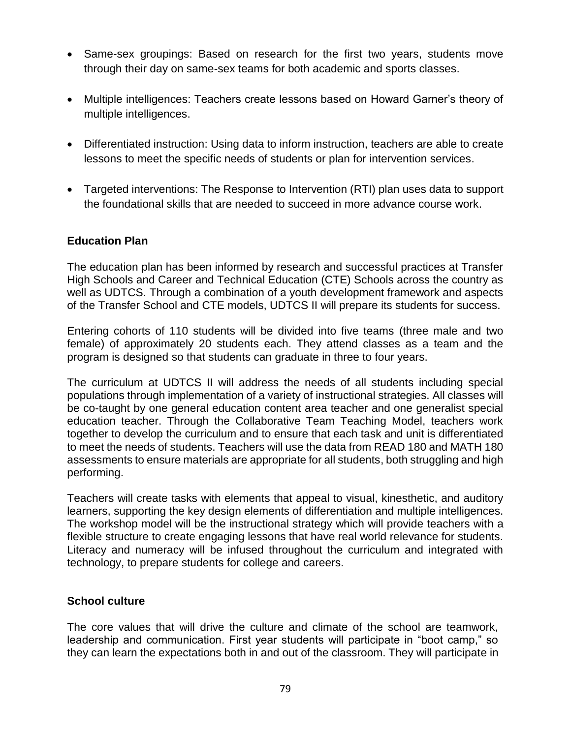- Same-sex groupings: Based on research for the first two years, students move through their day on same-sex teams for both academic and sports classes.
- Multiple intelligences: Teachers create lessons based on Howard Garner's theory of multiple intelligences.
- Differentiated instruction: Using data to inform instruction, teachers are able to create lessons to meet the specific needs of students or plan for intervention services.
- Targeted interventions: The Response to Intervention (RTI) plan uses data to support the foundational skills that are needed to succeed in more advance course work.

**Education Plan**

The education plan has been informed by research and successful practices at Transfer High Schools and Career and Technical Education (CTE) Schools across the country as well as UDTCS. Through a combination of a youth development framework and aspects of the Transfer School and CTE models, UDTCS II will prepare its students for success.

Entering cohorts of 110 students will be divided into five teams (three male and two female) of approximately 20 students each. They attend classes as a team and the program is designed so that students can graduate in three to four years.

The curriculum at UDTCS II will address the needs of all students including special populations through implementation of a variety of instructional strategies. All classes will be co-taught by one general education content area teacher and one generalist special education teacher. Through the Collaborative Team Teaching Model, teachers work together to develop the curriculum and to ensure that each task and unit is differentiated to meet the needs of students. Teachers will use the data from READ 180 and MATH 180 assessments to ensure materials are appropriate for all students, both struggling and high performing.

Teachers will create tasks with elements that appeal to visual, kinesthetic, and auditory learners, supporting the key design elements of differentiation and multiple intelligences. The workshop model will be the instructional strategy which will provide teachers with a flexible structure to create engaging lessons that have real world relevance for students. Literacy and numeracy will be infused throughout the curriculum and integrated with technology, to prepare students for college and careers.

**School culture**

The core values that will drive the culture and climate of the school are teamwork, leadership and communication. First year students will participate in "boot camp," so they can learn the expectations both in and out of the classroom. They will participate in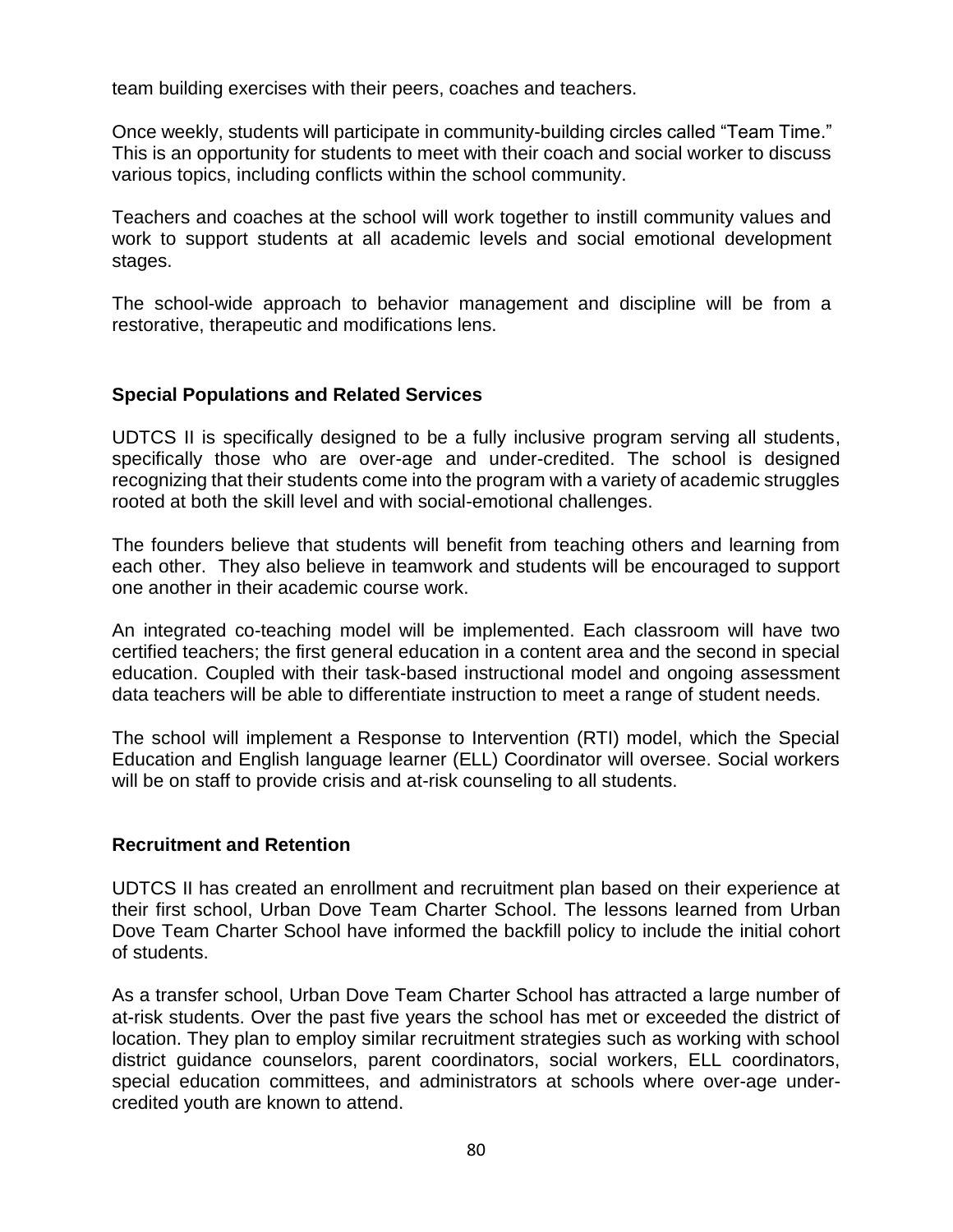team building exercises with their peers, coaches and teachers.

Once weekly, students will participate in community-building circles called “Team Time.” This is an opportunity for students to meet with their coach and social worker to discuss various topics, including conflicts within the school community.

Teachers and coaches at the school will work together to instill community values and work to support students at all academic levels and social emotional development stages.

The school-wide approach to behavior management and discipline will be from a restorative, therapeutic and modifications lens.

### Special Populations and Related Services

UDTCS II is specifically designed to be a fully inclusive program serving all students, specifically those who are over-age and under-credited. The school is designed recognizing that their students come into the program with a variety of academic struggles rooted at both the skill level and with social-emotional challenges.

The founders believe that students will benefit from teaching others and learning from each other. They also believe in teamwork and students will be encouraged to support one another in their academic course work.

An integrated co-teaching model will be implemented. Each classroom will have two certified teachers; the first general education in a content area and the second in special education. Coupled with their task-based instructional model and ongoing assessment data teachers will be able to differentiate instruction to meet a range of student needs.

The school will implement a Response to Intervention (RTI) model, which the Special Education and English language learner (ELL) Coordinator will oversee. Social workers will be on staff to provide crisis and at-risk counseling to all students.

### Recruitment and Retention

UDTCS II has created an enrollment and recruitment plan based on their experience at their first school, Urban Dove Team Charter School. The lessons learned from Urban Dove Team Charter School have informed the backfill policy to include the initial cohort of students.

As a transfer school, Urban Dove Team Charter School has attracted a large number of at-risk students. Over the past five years the school has met or exceeded the district of location. They plan to employ similar recruitment strategies such as working with school district guidance counselors, parent coordinators, social workers, ELL coordinators, special education committees, and administrators at schools where over-age under-credited youth are known to attend.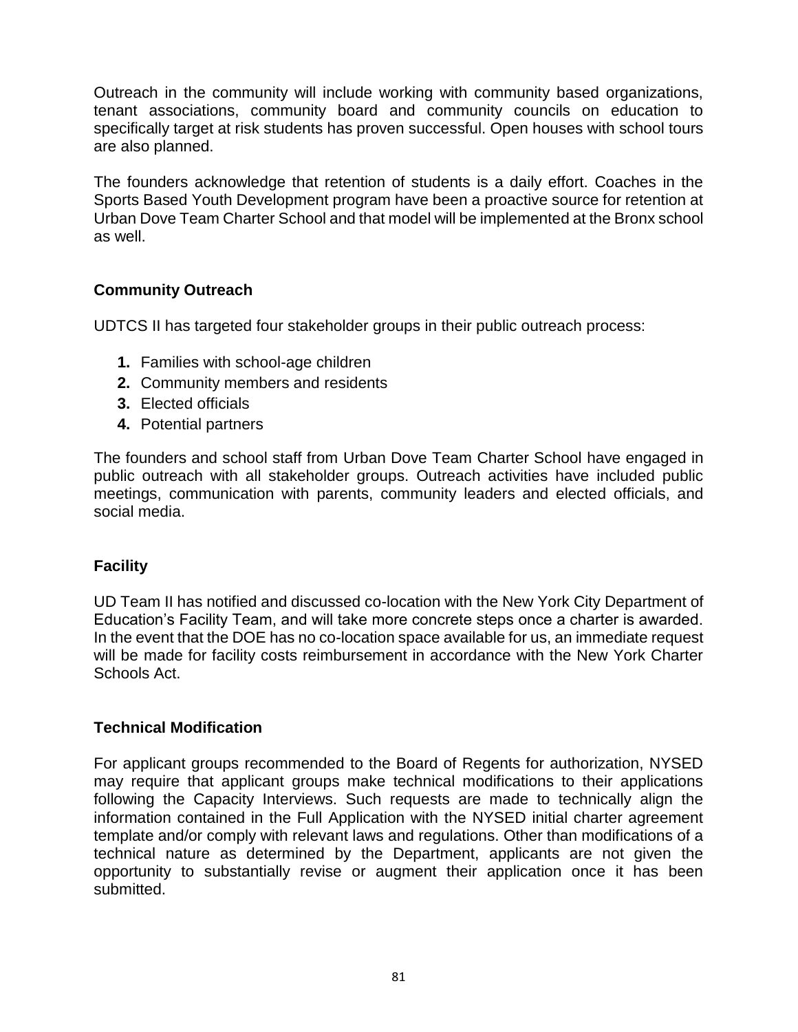Outreach in the community will include working with community based organizations, tenant associations, community board and community councils on education to specifically target at risk students has proven successful. Open houses with school tours are also planned.

The founders acknowledge that retention of students is a daily effort. Coaches in the Sports Based Youth Development program have been a proactive source for retention at Urban Dove Team Charter School and that model will be implemented at the Bronx school as well.

## Community Outreach

UDTCS II has targeted four stakeholder groups in their public outreach process:

1. Families with school-age children
2. Community members and residents
3. Elected officials
4. Potential partners

The founders and school staff from Urban Dove Team Charter School have engaged in public outreach with all stakeholder groups. Outreach activities have included public meetings, communication with parents, community leaders and elected officials, and social media.

## Facility

UD Team II has notified and discussed co-location with the New York City Department of Education's Facility Team, and will take more concrete steps once a charter is awarded. In the event that the DOE has no co-location space available for us, an immediate request will be made for facility costs reimbursement in accordance with the New York Charter Schools Act.

## Technical Modification

For applicant groups recommended to the Board of Regents for authorization, NYSED may require that applicant groups make technical modifications to their applications following the Capacity Interviews. Such requests are made to technically align the information contained in the Full Application with the NYSED initial charter agreement template and/or comply with relevant laws and regulations. Other than modifications of a technical nature as determined by the Department, applicants are not given the opportunity to substantially revise or augment their application once it has been submitted.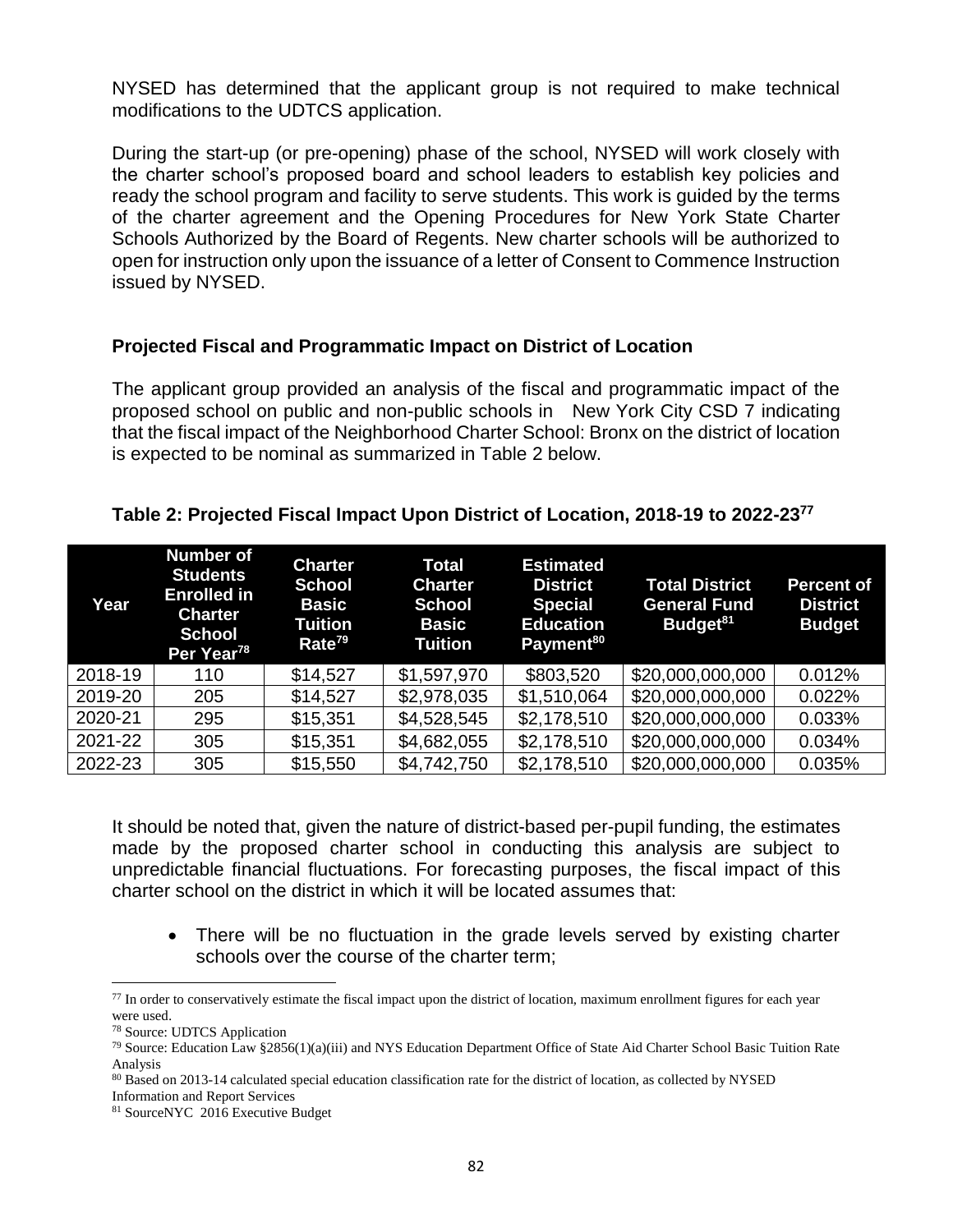NYSED has determined that the applicant group is not required to make technical modifications to the UDTCS application.

During the start-up (or pre-opening) phase of the school, NYSED will work closely with the charter school's proposed board and school leaders to establish key policies and ready the school program and facility to serve students. This work is guided by the terms of the charter agreement and the Opening Procedures for New York State Charter Schools Authorized by the Board of Regents. New charter schools will be authorized to open for instruction only upon the issuance of a letter of Consent to Commence Instruction issued by NYSED.

### Projected Fiscal and Programmatic Impact on District of Location

The applicant group provided an analysis of the fiscal and programmatic impact of the proposed school on public and non-public schools in New York City CSD 7 indicating that the fiscal impact of the Neighborhood Charter School: Bronx on the district of location is expected to be nominal as summarized in Table 2 below.

**Table 2: Projected Fiscal Impact Upon District of Location, 2018-19 to 2022-23[77]**

| Year | Number of Students Enrolled in Charter School Per Year[78] | Charter School Basic Tuition Rate[79] | Total Charter School Basic Tuition | Estimated District Special Education Payment[80] | Total District General Fund Budget[81] | Percent of District Budget |
|---|---|---|---|---|---|---|
| 2018-19 | 110 | $14,527 | $1,597,970 | $803,520 | $20,000,000,000 | 0.012% |
| 2019-20 | 205 | $14,527 | $2,978,035 | $1,510,064 | $20,000,000,000 | 0.022% |
| 2020-21 | 295 | $15,351 | $4,528,545 | $2,178,510 | $20,000,000,000 | 0.033% |
| 2021-22 | 305 | $15,351 | $4,682,055 | $2,178,510 | $20,000,000,000 | 0.034% |
| 2022-23 | 305 | $15,550 | $4,742,750 | $2,178,510 | $20,000,000,000 | 0.035% |

It should be noted that, given the nature of district-based per-pupil funding, the estimates made by the proposed charter school in conducting this analysis are subject to unpredictable financial fluctuations. For forecasting purposes, the fiscal impact of this charter school on the district in which it will be located assumes that:

- There will be no fluctuation in the grade levels served by existing charter schools over the course of the charter term;

---

[77] In order to conservatively estimate the fiscal impact upon the district of location, maximum enrollment figures for each year were used.

[78] Source: UDTCS Application

[79] Source: Education Law §2856(1)(a)(iii) and NYS Education Department Office of State Aid Charter School Basic Tuition Rate Analysis

[80] Based on 2013-14 calculated special education classification rate for the district of location, as collected by NYSED Information and Report Services

[81] SourceNYC 2016 Executive Budget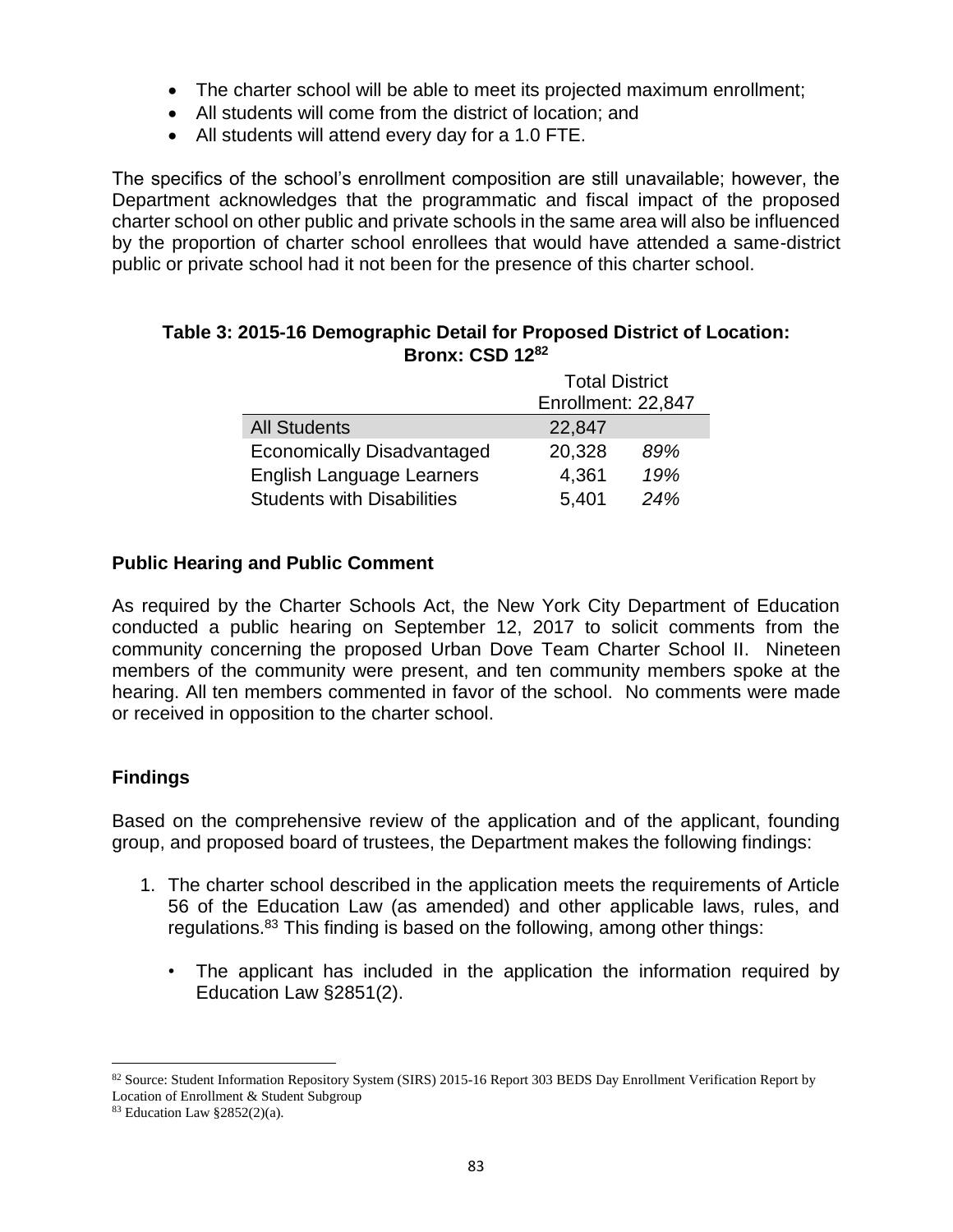- The charter school will be able to meet its projected maximum enrollment;
- All students will come from the district of location; and
- All students will attend every day for a 1.0 FTE.

The specifics of the school's enrollment composition are still unavailable; however, the Department acknowledges that the programmatic and fiscal impact of the proposed charter school on other public and private schools in the same area will also be influenced by the proportion of charter school enrollees that would have attended a same-district public or private school had it not been for the presence of this charter school.

**Table 3: 2015-16 Demographic Detail for Proposed District of Location: Bronx: CSD 12**[82]

| | Total District Enrollment: 22,847 | |
|---|---|---|
| All Students | 22,847 | |
| Economically Disadvantaged | 20,328 | *89%* |
| English Language Learners | 4,361 | *19%* |
| Students with Disabilities | 5,401 | *24%* |

## Public Hearing and Public Comment

As required by the Charter Schools Act, the New York City Department of Education conducted a public hearing on September 12, 2017 to solicit comments from the community concerning the proposed Urban Dove Team Charter School II. Nineteen members of the community were present, and ten community members spoke at the hearing. All ten members commented in favor of the school. No comments were made or received in opposition to the charter school.

## Findings

Based on the comprehensive review of the application and of the applicant, founding group, and proposed board of trustees, the Department makes the following findings:

1. The charter school described in the application meets the requirements of Article 56 of the Education Law (as amended) and other applicable laws, rules, and regulations.[83] This finding is based on the following, among other things:

   - The applicant has included in the application the information required by Education Law §2851(2).

[82] Source: Student Information Repository System (SIRS) 2015-16 Report 303 BEDS Day Enrollment Verification Report by Location of Enrollment & Student Subgroup

[83] Education Law §2852(2)(a).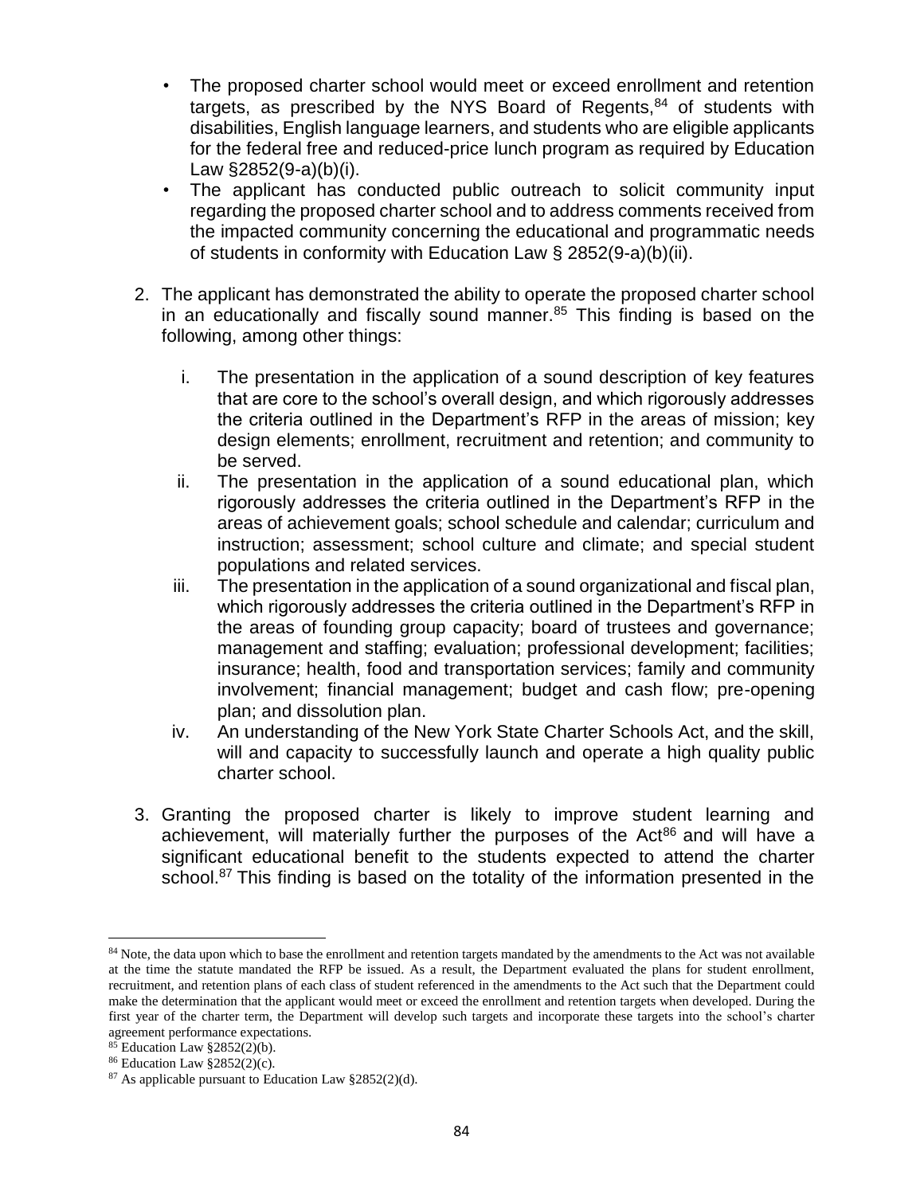- The proposed charter school would meet or exceed enrollment and retention targets, as prescribed by the NYS Board of Regents,[84] of students with disabilities, English language learners, and students who are eligible applicants for the federal free and reduced-price lunch program as required by Education Law §2852(9-a)(b)(i).
- The applicant has conducted public outreach to solicit community input regarding the proposed charter school and to address comments received from the impacted community concerning the educational and programmatic needs of students in conformity with Education Law § 2852(9-a)(b)(ii).

2. The applicant has demonstrated the ability to operate the proposed charter school in an educationally and fiscally sound manner.[85] This finding is based on the following, among other things:

   i. The presentation in the application of a sound description of key features that are core to the school's overall design, and which rigorously addresses the criteria outlined in the Department's RFP in the areas of mission; key design elements; enrollment, recruitment and retention; and community to be served.
   
   ii. The presentation in the application of a sound educational plan, which rigorously addresses the criteria outlined in the Department's RFP in the areas of achievement goals; school schedule and calendar; curriculum and instruction; assessment; school culture and climate; and special student populations and related services.
   
   iii. The presentation in the application of a sound organizational and fiscal plan, which rigorously addresses the criteria outlined in the Department's RFP in the areas of founding group capacity; board of trustees and governance; management and staffing; evaluation; professional development; facilities; insurance; health, food and transportation services; family and community involvement; financial management; budget and cash flow; pre-opening plan; and dissolution plan.
   
   iv. An understanding of the New York State Charter Schools Act, and the skill, will and capacity to successfully launch and operate a high quality public charter school.

3. Granting the proposed charter is likely to improve student learning and achievement, will materially further the purposes of the Act[86] and will have a significant educational benefit to the students expected to attend the charter school.[87] This finding is based on the totality of the information presented in the

---

[84] Note, the data upon which to base the enrollment and retention targets mandated by the amendments to the Act was not available at the time the statute mandated the RFP be issued. As a result, the Department evaluated the plans for student enrollment, recruitment, and retention plans of each class of student referenced in the amendments to the Act such that the Department could make the determination that the applicant would meet or exceed the enrollment and retention targets when developed. During the first year of the charter term, the Department will develop such targets and incorporate these targets into the school's charter agreement performance expectations.

[85] Education Law §2852(2)(b).

[86] Education Law §2852(2)(c).

[87] As applicable pursuant to Education Law §2852(2)(d).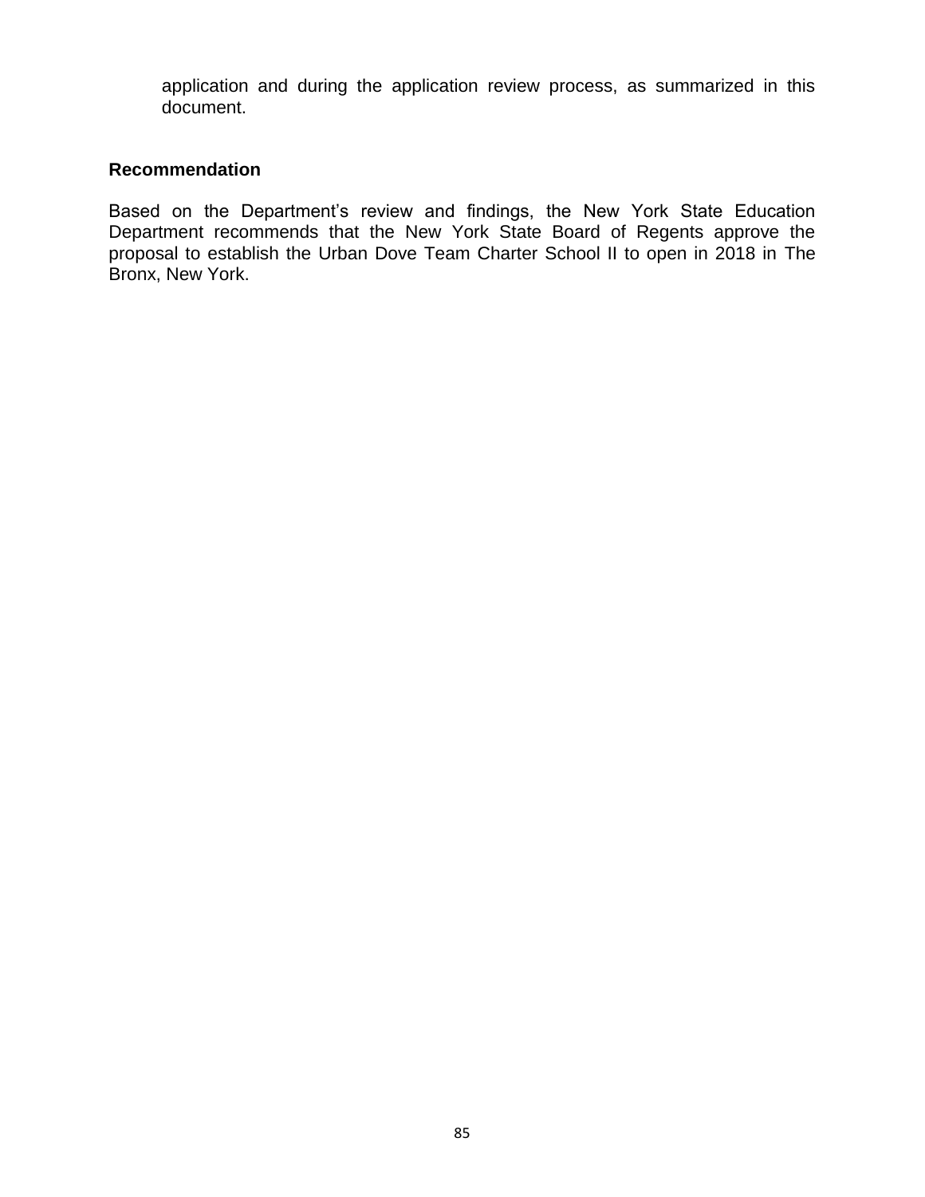application and during the application review process, as summarized in this document.

**Recommendation**

Based on the Department's review and findings, the New York State Education Department recommends that the New York State Board of Regents approve the proposal to establish the Urban Dove Team Charter School II to open in 2018 in The Bronx, New York.